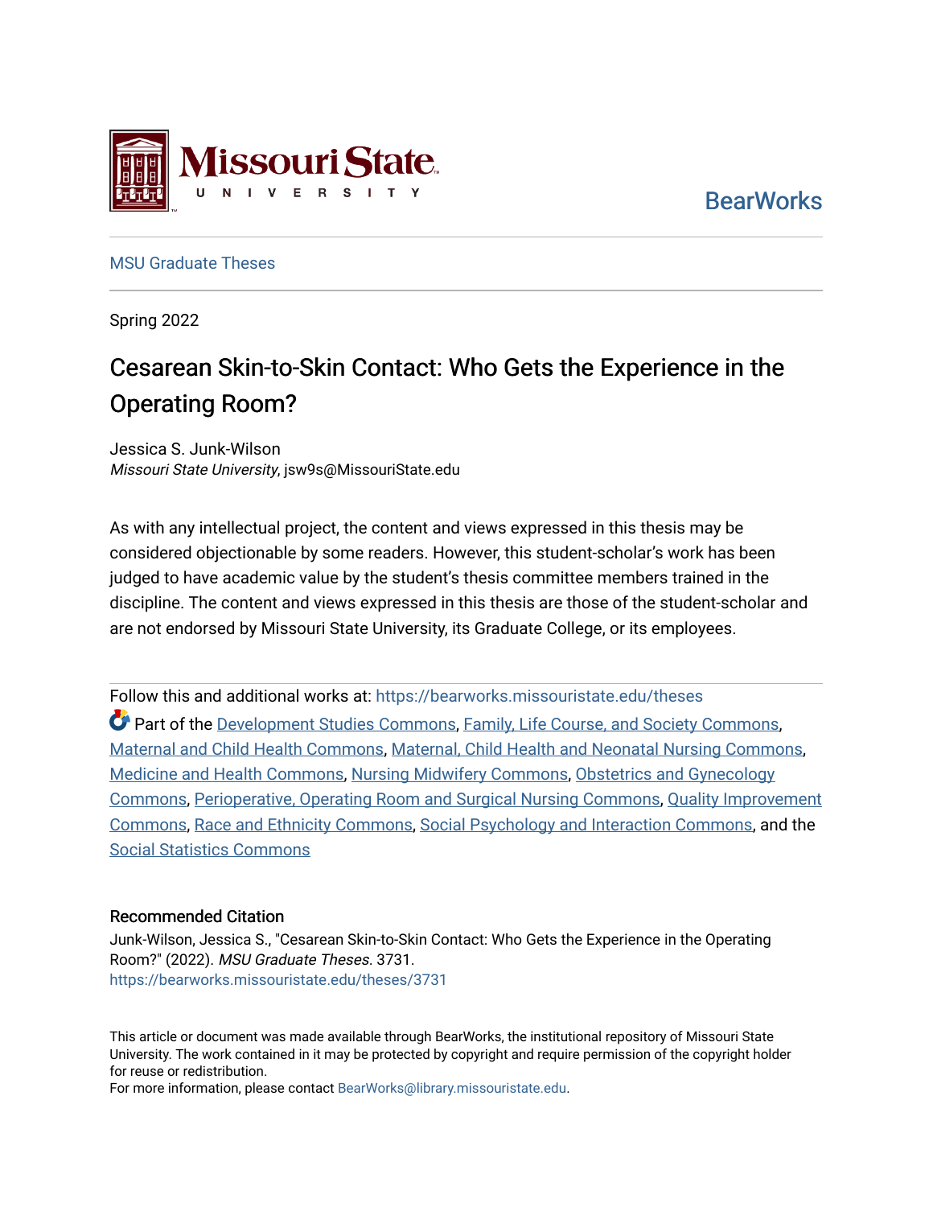Missouri State University

BearWorks

MSU Graduate Theses

Spring 2022

# Cesarean Skin-to-Skin Contact: Who Gets the Experience in the Operating Room?

Jessica S. Junk-Wilson
*Missouri State University*, jsw9s@MissouriState.edu

As with any intellectual project, the content and views expressed in this thesis may be considered objectionable by some readers. However, this student-scholar's work has been judged to have academic value by the student's thesis committee members trained in the discipline. The content and views expressed in this thesis are those of the student-scholar and are not endorsed by Missouri State University, its Graduate College, or its employees.

Follow this and additional works at: https://bearworks.missouristate.edu/theses

Part of the Development Studies Commons, Family, Life Course, and Society Commons, Maternal and Child Health Commons, Maternal, Child Health and Neonatal Nursing Commons, Medicine and Health Commons, Nursing Midwifery Commons, Obstetrics and Gynecology Commons, Perioperative, Operating Room and Surgical Nursing Commons, Quality Improvement Commons, Race and Ethnicity Commons, Social Psychology and Interaction Commons, and the Social Statistics Commons

### Recommended Citation

Junk-Wilson, Jessica S., "Cesarean Skin-to-Skin Contact: Who Gets the Experience in the Operating Room?" (2022). *MSU Graduate Theses*. 3731.
https://bearworks.missouristate.edu/theses/3731

This article or document was made available through BearWorks, the institutional repository of Missouri State University. The work contained in it may be protected by copyright and require permission of the copyright holder for reuse or redistribution.
For more information, please contact BearWorks@library.missouristate.edu.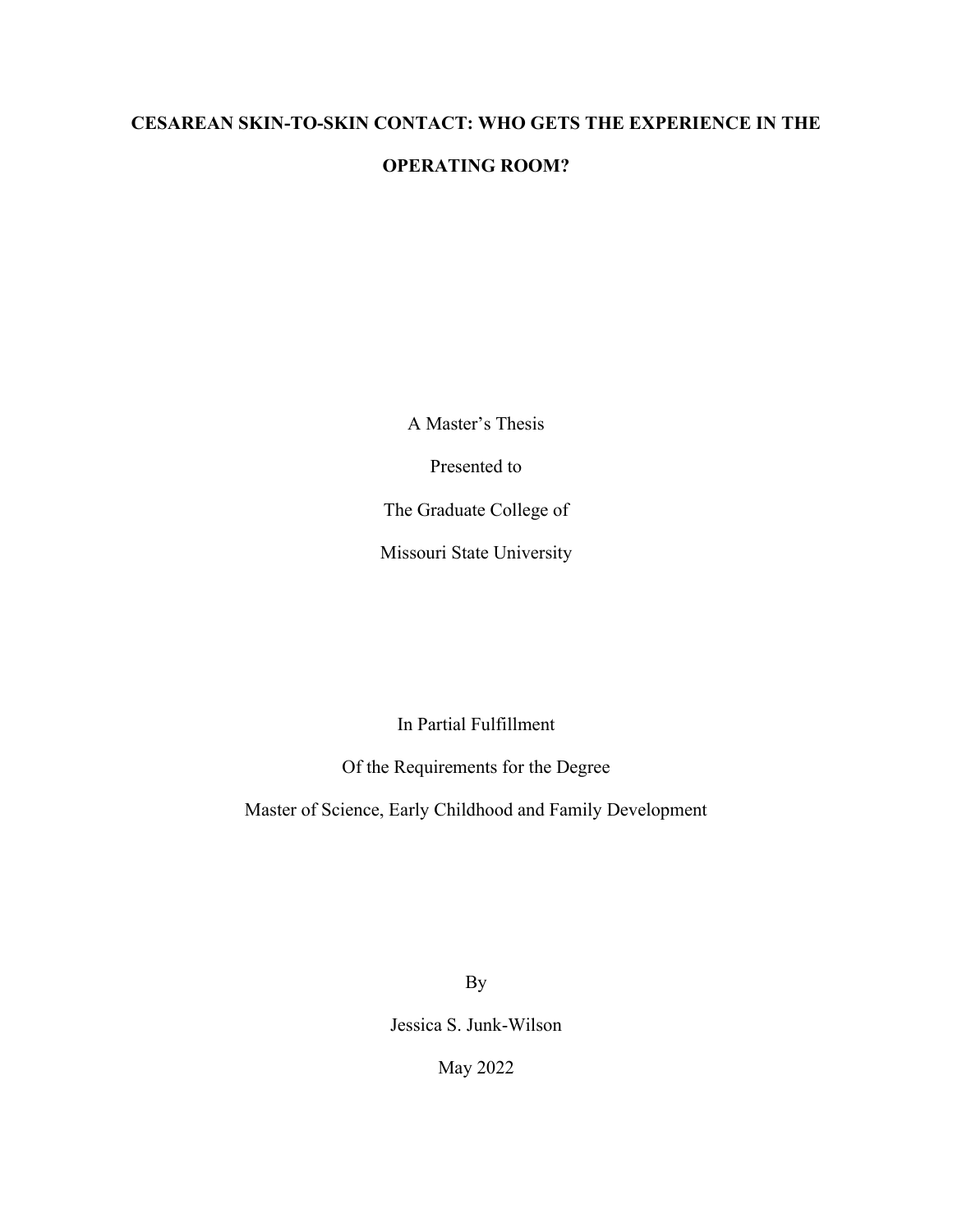# CESAREAN SKIN-TO-SKIN CONTACT: WHO GETS THE EXPERIENCE IN THE OPERATING ROOM?

A Master's Thesis

Presented to

The Graduate College of

Missouri State University

In Partial Fulfillment

Of the Requirements for the Degree

Master of Science, Early Childhood and Family Development

By

Jessica S. Junk-Wilson

May 2022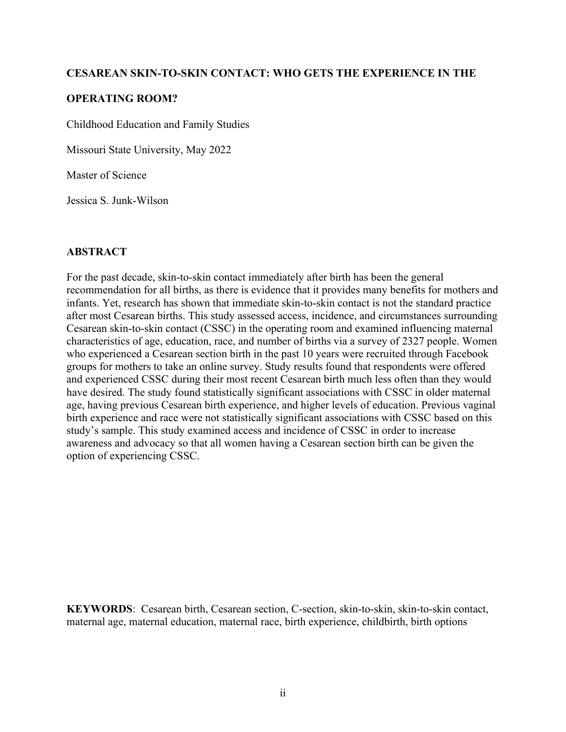**CESAREAN SKIN-TO-SKIN CONTACT: WHO GETS THE EXPERIENCE IN THE OPERATING ROOM?**

Childhood Education and Family Studies

Missouri State University, May 2022

Master of Science

Jessica S. Junk-Wilson

## ABSTRACT

For the past decade, skin-to-skin contact immediately after birth has been the general recommendation for all births, as there is evidence that it provides many benefits for mothers and infants. Yet, research has shown that immediate skin-to-skin contact is not the standard practice after most Cesarean births. This study assessed access, incidence, and circumstances surrounding Cesarean skin-to-skin contact (CSSC) in the operating room and examined influencing maternal characteristics of age, education, race, and number of births via a survey of 2327 people. Women who experienced a Cesarean section birth in the past 10 years were recruited through Facebook groups for mothers to take an online survey. Study results found that respondents were offered and experienced CSSC during their most recent Cesarean birth much less often than they would have desired. The study found statistically significant associations with CSSC in older maternal age, having previous Cesarean birth experience, and higher levels of education. Previous vaginal birth experience and race were not statistically significant associations with CSSC based on this study's sample. This study examined access and incidence of CSSC in order to increase awareness and advocacy so that all women having a Cesarean section birth can be given the option of experiencing CSSC.

**KEYWORDS**: Cesarean birth, Cesarean section, C-section, skin-to-skin, skin-to-skin contact, maternal age, maternal education, maternal race, birth experience, childbirth, birth options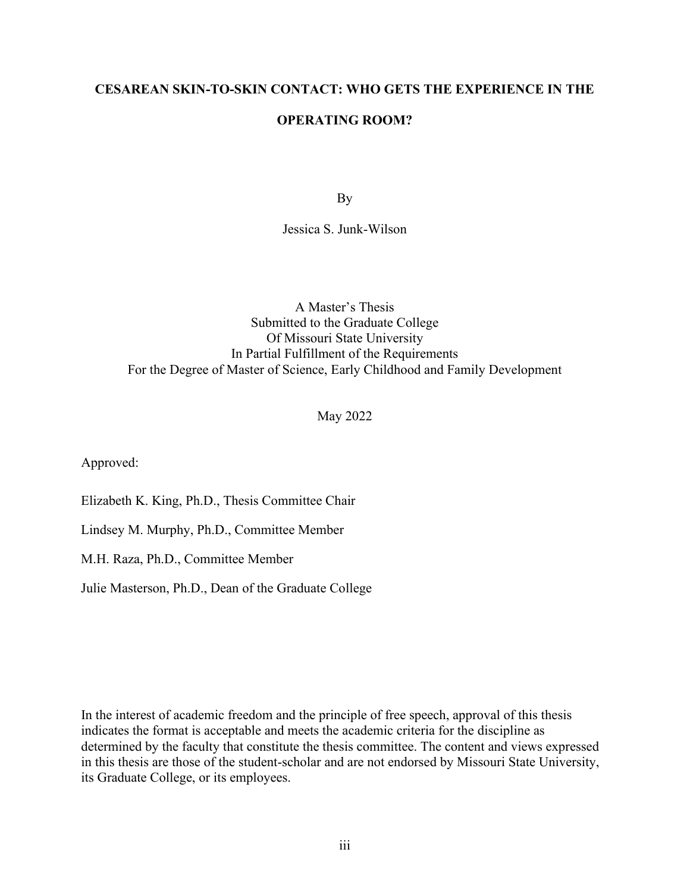**CESAREAN SKIN-TO-SKIN CONTACT: WHO GETS THE EXPERIENCE IN THE OPERATING ROOM?**

By

Jessica S. Junk-Wilson

A Master's Thesis
Submitted to the Graduate College
Of Missouri State University
In Partial Fulfillment of the Requirements
For the Degree of Master of Science, Early Childhood and Family Development

May 2022

Approved:

Elizabeth K. King, Ph.D., Thesis Committee Chair

Lindsey M. Murphy, Ph.D., Committee Member

M.H. Raza, Ph.D., Committee Member

Julie Masterson, Ph.D., Dean of the Graduate College

In the interest of academic freedom and the principle of free speech, approval of this thesis indicates the format is acceptable and meets the academic criteria for the discipline as determined by the faculty that constitute the thesis committee. The content and views expressed in this thesis are those of the student-scholar and are not endorsed by Missouri State University, its Graduate College, or its employees.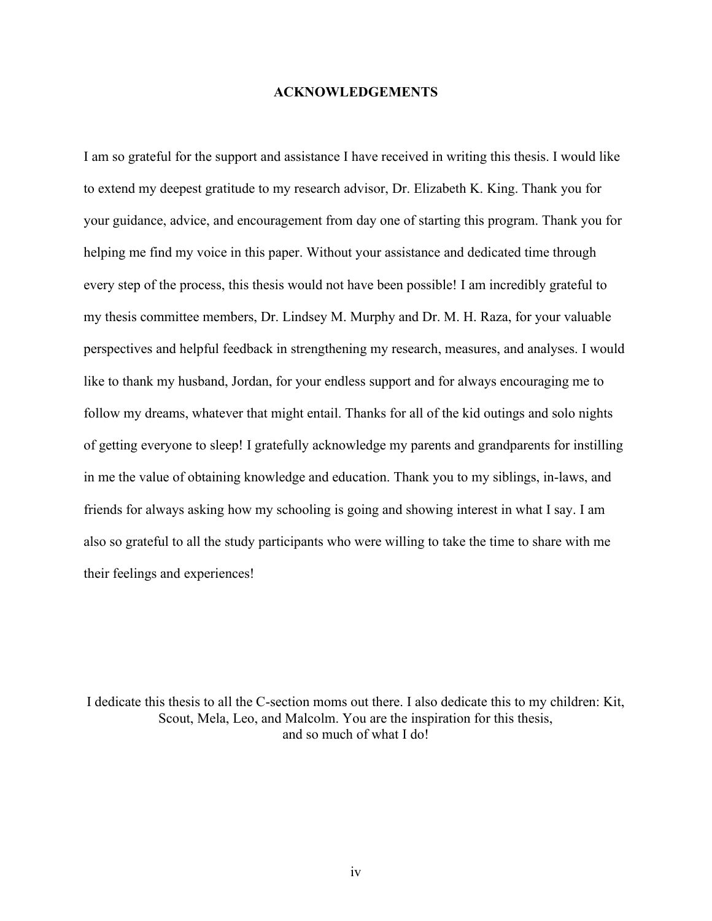# ACKNOWLEDGEMENTS

I am so grateful for the support and assistance I have received in writing this thesis. I would like to extend my deepest gratitude to my research advisor, Dr. Elizabeth K. King. Thank you for your guidance, advice, and encouragement from day one of starting this program. Thank you for helping me find my voice in this paper. Without your assistance and dedicated time through every step of the process, this thesis would not have been possible! I am incredibly grateful to my thesis committee members, Dr. Lindsey M. Murphy and Dr. M. H. Raza, for your valuable perspectives and helpful feedback in strengthening my research, measures, and analyses. I would like to thank my husband, Jordan, for your endless support and for always encouraging me to follow my dreams, whatever that might entail. Thanks for all of the kid outings and solo nights of getting everyone to sleep! I gratefully acknowledge my parents and grandparents for instilling in me the value of obtaining knowledge and education. Thank you to my siblings, in-laws, and friends for always asking how my schooling is going and showing interest in what I say. I am also so grateful to all the study participants who were willing to take the time to share with me their feelings and experiences!

I dedicate this thesis to all the C-section moms out there. I also dedicate this to my children: Kit, Scout, Mela, Leo, and Malcolm. You are the inspiration for this thesis, and so much of what I do!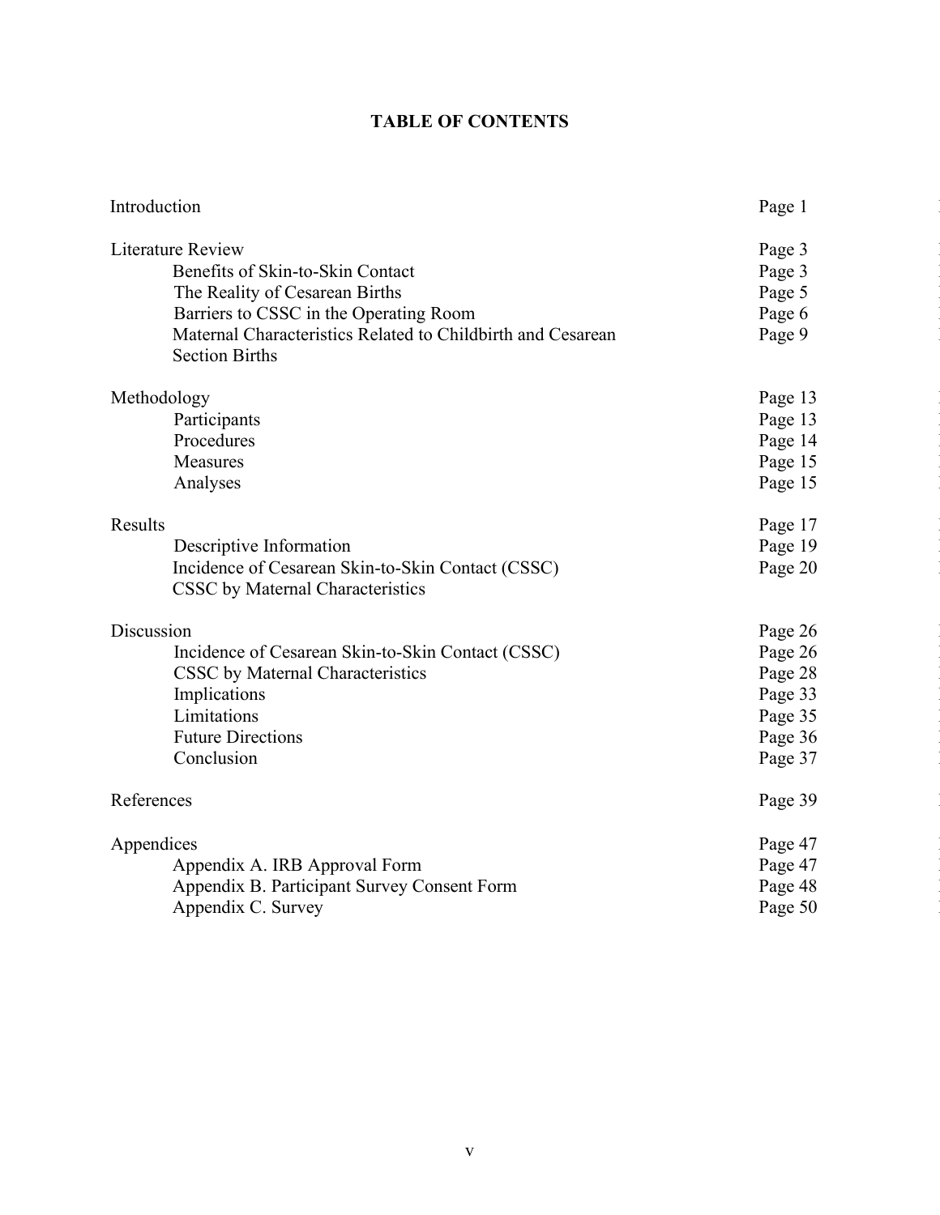# TABLE OF CONTENTS

| | |
|---|---|
| Introduction | Page 1 |
| Literature Review | Page 3 |
| Benefits of Skin-to-Skin Contact | Page 3 |
| The Reality of Cesarean Births | Page 5 |
| Barriers to CSSC in the Operating Room | Page 6 |
| Maternal Characteristics Related to Childbirth and Cesarean Section Births | Page 9 |
| Methodology | Page 13 |
| Participants | Page 13 |
| Procedures | Page 14 |
| Measures | Page 15 |
| Analyses | Page 15 |
| Results | Page 17 |
| Descriptive Information | Page 19 |
| Incidence of Cesarean Skin-to-Skin Contact (CSSC) | Page 20 |
| CSSC by Maternal Characteristics | |
| Discussion | Page 26 |
| Incidence of Cesarean Skin-to-Skin Contact (CSSC) | Page 26 |
| CSSC by Maternal Characteristics | Page 28 |
| Implications | Page 33 |
| Limitations | Page 35 |
| Future Directions | Page 36 |
| Conclusion | Page 37 |
| References | Page 39 |
| Appendices | Page 47 |
| Appendix A. IRB Approval Form | Page 47 |
| Appendix B. Participant Survey Consent Form | Page 48 |
| Appendix C. Survey | Page 50 |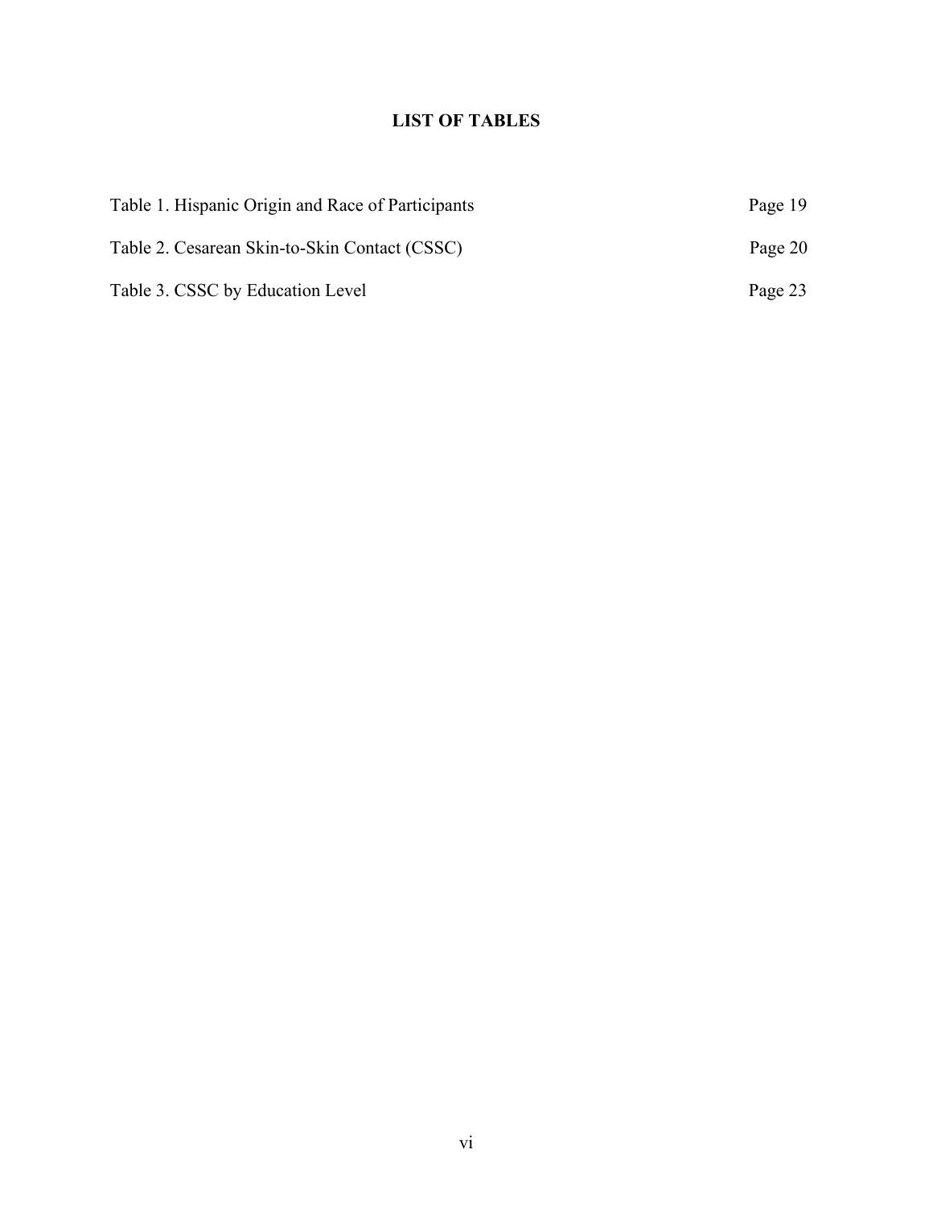# LIST OF TABLES

| | |
|---|---|
| Table 1. Hispanic Origin and Race of Participants | Page 19 |
| Table 2. Cesarean Skin-to-Skin Contact (CSSC) | Page 20 |
| Table 3. CSSC by Education Level | Page 23 |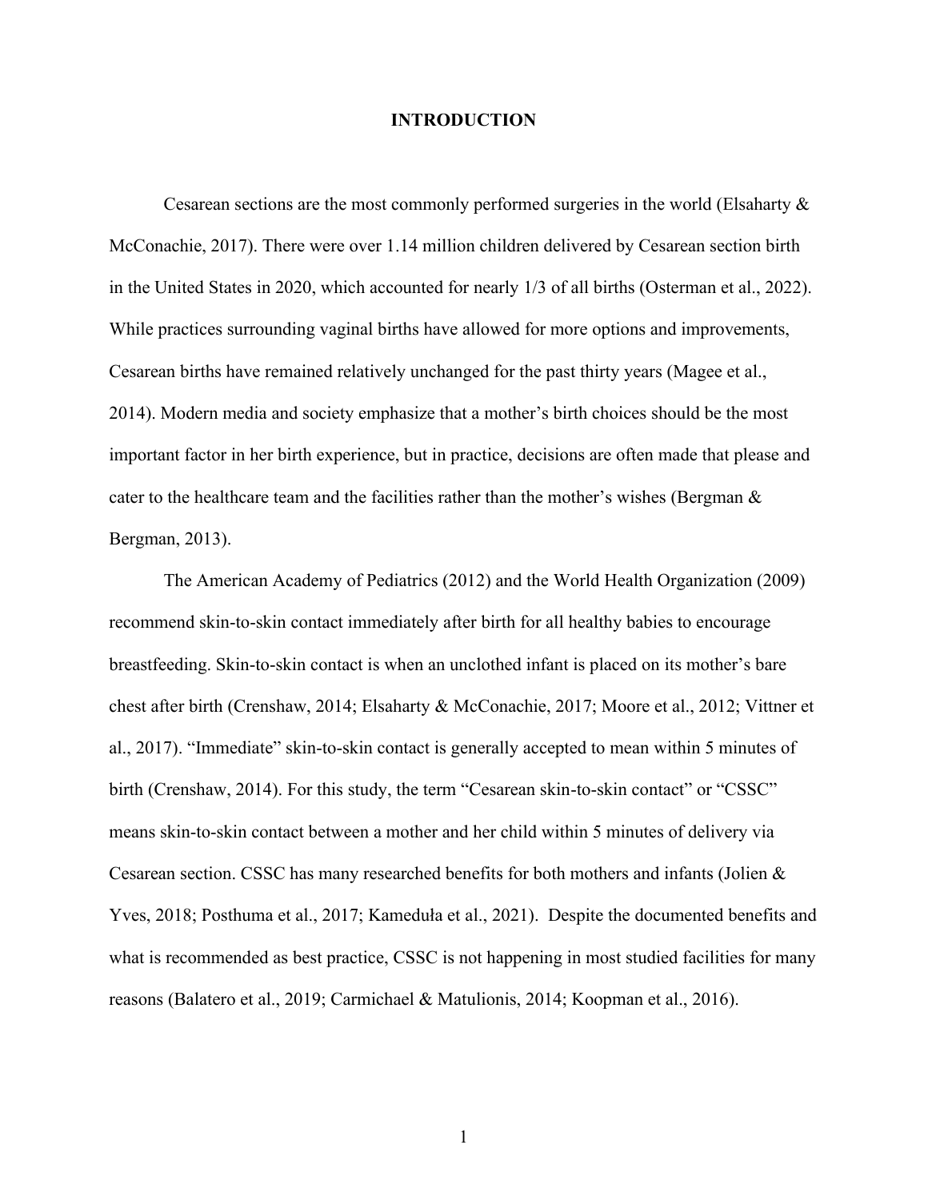# INTRODUCTION

Cesarean sections are the most commonly performed surgeries in the world (Elsaharty & McConachie, 2017). There were over 1.14 million children delivered by Cesarean section birth in the United States in 2020, which accounted for nearly 1/3 of all births (Osterman et al., 2022). While practices surrounding vaginal births have allowed for more options and improvements, Cesarean births have remained relatively unchanged for the past thirty years (Magee et al., 2014). Modern media and society emphasize that a mother's birth choices should be the most important factor in her birth experience, but in practice, decisions are often made that please and cater to the healthcare team and the facilities rather than the mother's wishes (Bergman & Bergman, 2013).

The American Academy of Pediatrics (2012) and the World Health Organization (2009) recommend skin-to-skin contact immediately after birth for all healthy babies to encourage breastfeeding. Skin-to-skin contact is when an unclothed infant is placed on its mother's bare chest after birth (Crenshaw, 2014; Elsaharty & McConachie, 2017; Moore et al., 2012; Vittner et al., 2017). "Immediate" skin-to-skin contact is generally accepted to mean within 5 minutes of birth (Crenshaw, 2014). For this study, the term "Cesarean skin-to-skin contact" or "CSSC" means skin-to-skin contact between a mother and her child within 5 minutes of delivery via Cesarean section. CSSC has many researched benefits for both mothers and infants (Jolien & Yves, 2018; Posthuma et al., 2017; Kameduła et al., 2021). Despite the documented benefits and what is recommended as best practice, CSSC is not happening in most studied facilities for many reasons (Balatero et al., 2019; Carmichael & Matulionis, 2014; Koopman et al., 2016).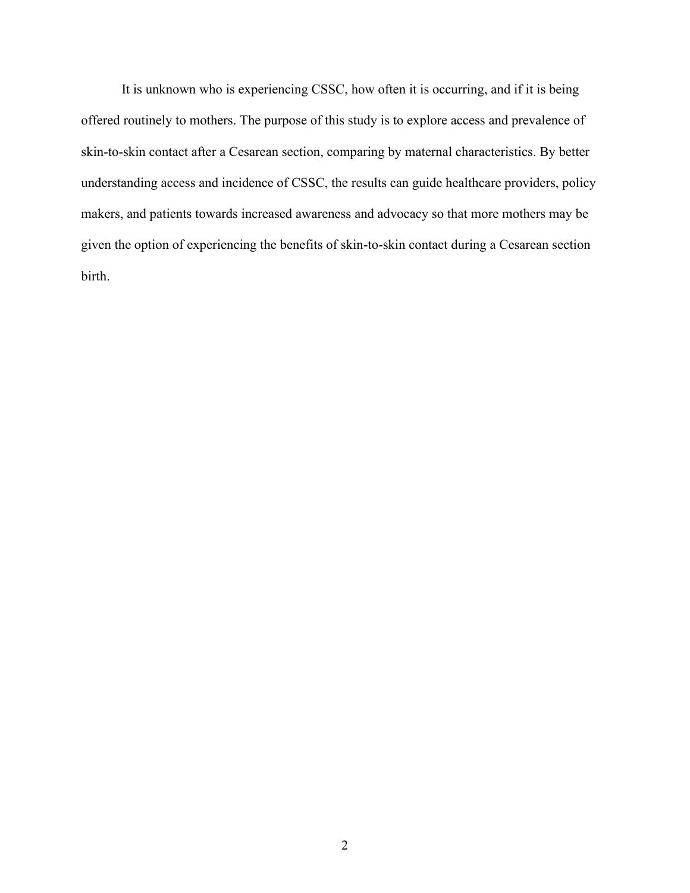It is unknown who is experiencing CSSC, how often it is occurring, and if it is being offered routinely to mothers. The purpose of this study is to explore access and prevalence of skin-to-skin contact after a Cesarean section, comparing by maternal characteristics. By better understanding access and incidence of CSSC, the results can guide healthcare providers, policy makers, and patients towards increased awareness and advocacy so that more mothers may be given the option of experiencing the benefits of skin-to-skin contact during a Cesarean section birth.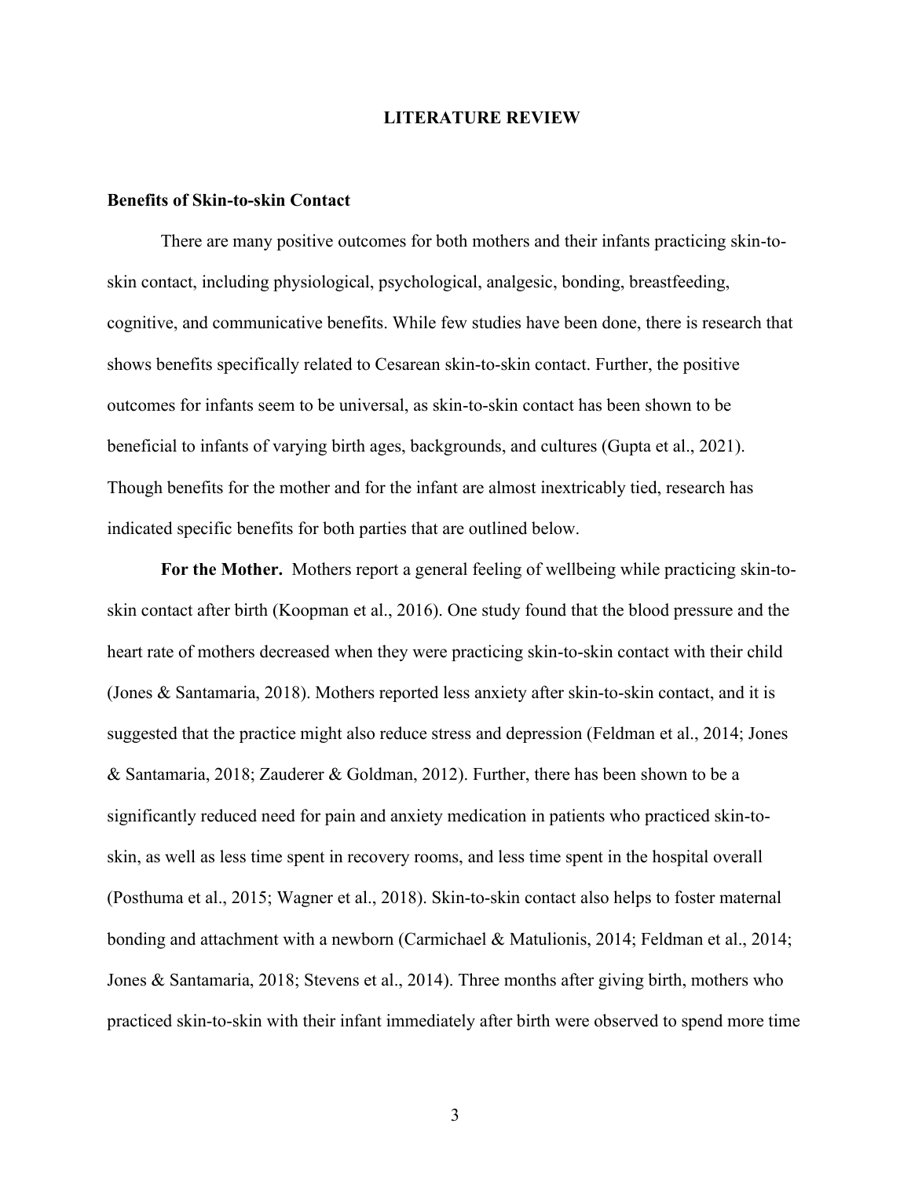# LITERATURE REVIEW

## Benefits of Skin-to-skin Contact

There are many positive outcomes for both mothers and their infants practicing skin-to-skin contact, including physiological, psychological, analgesic, bonding, breastfeeding, cognitive, and communicative benefits. While few studies have been done, there is research that shows benefits specifically related to Cesarean skin-to-skin contact. Further, the positive outcomes for infants seem to be universal, as skin-to-skin contact has been shown to be beneficial to infants of varying birth ages, backgrounds, and cultures (Gupta et al., 2021). Though benefits for the mother and for the infant are almost inextricably tied, research has indicated specific benefits for both parties that are outlined below.

**For the Mother.** Mothers report a general feeling of wellbeing while practicing skin-to-skin contact after birth (Koopman et al., 2016). One study found that the blood pressure and the heart rate of mothers decreased when they were practicing skin-to-skin contact with their child (Jones & Santamaria, 2018). Mothers reported less anxiety after skin-to-skin contact, and it is suggested that the practice might also reduce stress and depression (Feldman et al., 2014; Jones & Santamaria, 2018; Zauderer & Goldman, 2012). Further, there has been shown to be a significantly reduced need for pain and anxiety medication in patients who practiced skin-to-skin, as well as less time spent in recovery rooms, and less time spent in the hospital overall (Posthuma et al., 2015; Wagner et al., 2018). Skin-to-skin contact also helps to foster maternal bonding and attachment with a newborn (Carmichael & Matulionis, 2014; Feldman et al., 2014; Jones & Santamaria, 2018; Stevens et al., 2014). Three months after giving birth, mothers who practiced skin-to-skin with their infant immediately after birth were observed to spend more time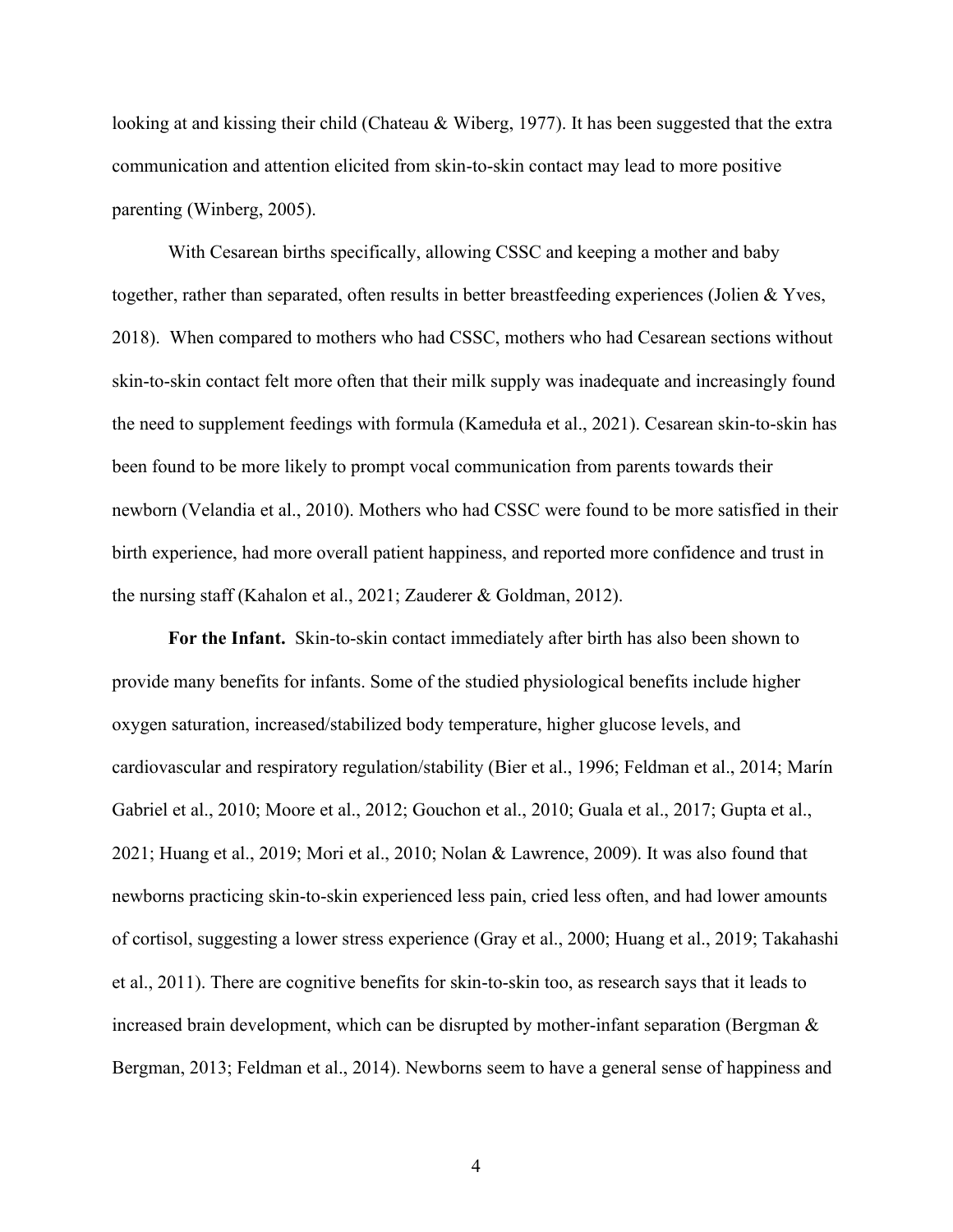looking at and kissing their child (Chateau & Wiberg, 1977). It has been suggested that the extra communication and attention elicited from skin-to-skin contact may lead to more positive parenting (Winberg, 2005).

With Cesarean births specifically, allowing CSSC and keeping a mother and baby together, rather than separated, often results in better breastfeeding experiences (Jolien & Yves, 2018). When compared to mothers who had CSSC, mothers who had Cesarean sections without skin-to-skin contact felt more often that their milk supply was inadequate and increasingly found the need to supplement feedings with formula (Kameduła et al., 2021). Cesarean skin-to-skin has been found to be more likely to prompt vocal communication from parents towards their newborn (Velandia et al., 2010). Mothers who had CSSC were found to be more satisfied in their birth experience, had more overall patient happiness, and reported more confidence and trust in the nursing staff (Kahalon et al., 2021; Zauderer & Goldman, 2012).

**For the Infant.** Skin-to-skin contact immediately after birth has also been shown to provide many benefits for infants. Some of the studied physiological benefits include higher oxygen saturation, increased/stabilized body temperature, higher glucose levels, and cardiovascular and respiratory regulation/stability (Bier et al., 1996; Feldman et al., 2014; Marín Gabriel et al., 2010; Moore et al., 2012; Gouchon et al., 2010; Guala et al., 2017; Gupta et al., 2021; Huang et al., 2019; Mori et al., 2010; Nolan & Lawrence, 2009). It was also found that newborns practicing skin-to-skin experienced less pain, cried less often, and had lower amounts of cortisol, suggesting a lower stress experience (Gray et al., 2000; Huang et al., 2019; Takahashi et al., 2011). There are cognitive benefits for skin-to-skin too, as research says that it leads to increased brain development, which can be disrupted by mother-infant separation (Bergman & Bergman, 2013; Feldman et al., 2014). Newborns seem to have a general sense of happiness and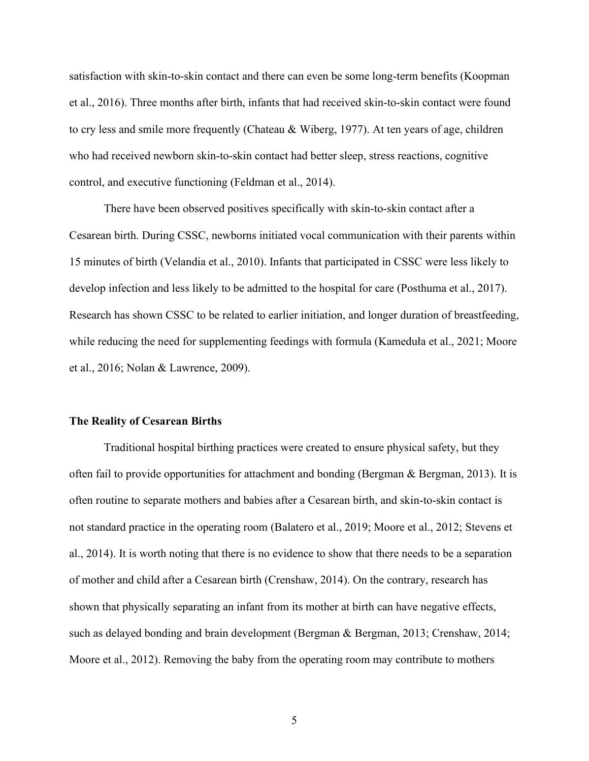satisfaction with skin-to-skin contact and there can even be some long-term benefits (Koopman et al., 2016). Three months after birth, infants that had received skin-to-skin contact were found to cry less and smile more frequently (Chateau & Wiberg, 1977). At ten years of age, children who had received newborn skin-to-skin contact had better sleep, stress reactions, cognitive control, and executive functioning (Feldman et al., 2014).

There have been observed positives specifically with skin-to-skin contact after a Cesarean birth. During CSSC, newborns initiated vocal communication with their parents within 15 minutes of birth (Velandia et al., 2010). Infants that participated in CSSC were less likely to develop infection and less likely to be admitted to the hospital for care (Posthuma et al., 2017). Research has shown CSSC to be related to earlier initiation, and longer duration of breastfeeding, while reducing the need for supplementing feedings with formula (Kameduła et al., 2021; Moore et al., 2016; Nolan & Lawrence, 2009).

**The Reality of Cesarean Births**

Traditional hospital birthing practices were created to ensure physical safety, but they often fail to provide opportunities for attachment and bonding (Bergman & Bergman, 2013). It is often routine to separate mothers and babies after a Cesarean birth, and skin-to-skin contact is not standard practice in the operating room (Balatero et al., 2019; Moore et al., 2012; Stevens et al., 2014). It is worth noting that there is no evidence to show that there needs to be a separation of mother and child after a Cesarean birth (Crenshaw, 2014). On the contrary, research has shown that physically separating an infant from its mother at birth can have negative effects, such as delayed bonding and brain development (Bergman & Bergman, 2013; Crenshaw, 2014; Moore et al., 2012). Removing the baby from the operating room may contribute to mothers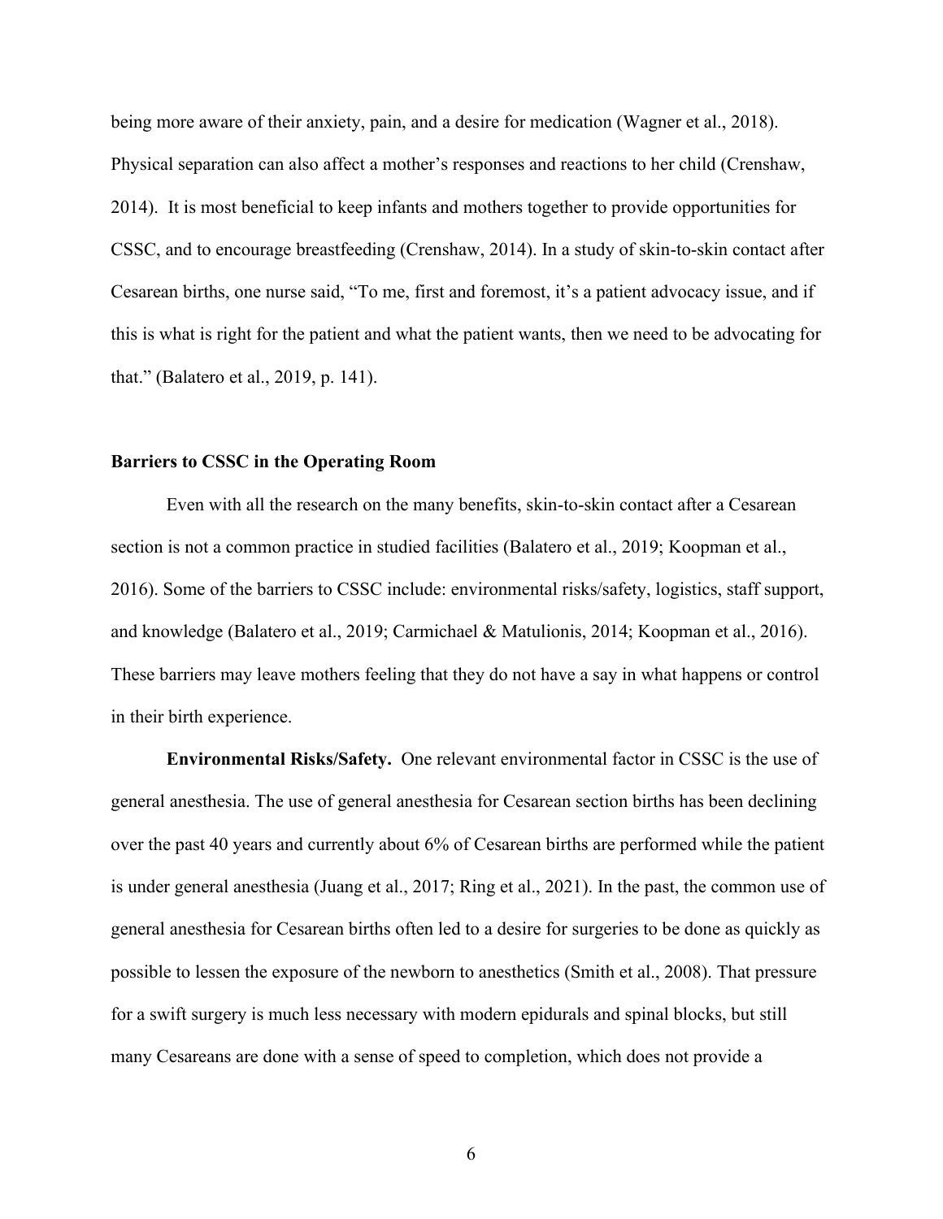being more aware of their anxiety, pain, and a desire for medication (Wagner et al., 2018). Physical separation can also affect a mother's responses and reactions to her child (Crenshaw, 2014). It is most beneficial to keep infants and mothers together to provide opportunities for CSSC, and to encourage breastfeeding (Crenshaw, 2014). In a study of skin-to-skin contact after Cesarean births, one nurse said, "To me, first and foremost, it's a patient advocacy issue, and if this is what is right for the patient and what the patient wants, then we need to be advocating for that." (Balatero et al., 2019, p. 141).

**Barriers to CSSC in the Operating Room**

Even with all the research on the many benefits, skin-to-skin contact after a Cesarean section is not a common practice in studied facilities (Balatero et al., 2019; Koopman et al., 2016). Some of the barriers to CSSC include: environmental risks/safety, logistics, staff support, and knowledge (Balatero et al., 2019; Carmichael & Matulionis, 2014; Koopman et al., 2016). These barriers may leave mothers feeling that they do not have a say in what happens or control in their birth experience.

**Environmental Risks/Safety.** One relevant environmental factor in CSSC is the use of general anesthesia. The use of general anesthesia for Cesarean section births has been declining over the past 40 years and currently about 6% of Cesarean births are performed while the patient is under general anesthesia (Juang et al., 2017; Ring et al., 2021). In the past, the common use of general anesthesia for Cesarean births often led to a desire for surgeries to be done as quickly as possible to lessen the exposure of the newborn to anesthetics (Smith et al., 2008). That pressure for a swift surgery is much less necessary with modern epidurals and spinal blocks, but still many Cesareans are done with a sense of speed to completion, which does not provide a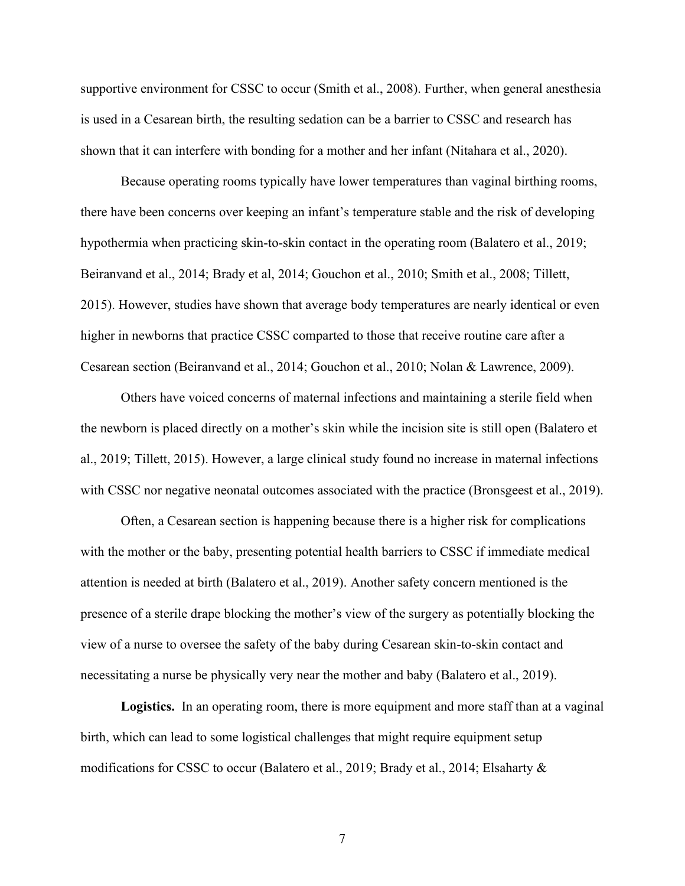supportive environment for CSSC to occur (Smith et al., 2008). Further, when general anesthesia is used in a Cesarean birth, the resulting sedation can be a barrier to CSSC and research has shown that it can interfere with bonding for a mother and her infant (Nitahara et al., 2020).

Because operating rooms typically have lower temperatures than vaginal birthing rooms, there have been concerns over keeping an infant's temperature stable and the risk of developing hypothermia when practicing skin-to-skin contact in the operating room (Balatero et al., 2019; Beiranvand et al., 2014; Brady et al, 2014; Gouchon et al., 2010; Smith et al., 2008; Tillett, 2015). However, studies have shown that average body temperatures are nearly identical or even higher in newborns that practice CSSC comparted to those that receive routine care after a Cesarean section (Beiranvand et al., 2014; Gouchon et al., 2010; Nolan & Lawrence, 2009).

Others have voiced concerns of maternal infections and maintaining a sterile field when the newborn is placed directly on a mother's skin while the incision site is still open (Balatero et al., 2019; Tillett, 2015). However, a large clinical study found no increase in maternal infections with CSSC nor negative neonatal outcomes associated with the practice (Bronsgeest et al., 2019).

Often, a Cesarean section is happening because there is a higher risk for complications with the mother or the baby, presenting potential health barriers to CSSC if immediate medical attention is needed at birth (Balatero et al., 2019). Another safety concern mentioned is the presence of a sterile drape blocking the mother's view of the surgery as potentially blocking the view of a nurse to oversee the safety of the baby during Cesarean skin-to-skin contact and necessitating a nurse be physically very near the mother and baby (Balatero et al., 2019).

**Logistics.** In an operating room, there is more equipment and more staff than at a vaginal birth, which can lead to some logistical challenges that might require equipment setup modifications for CSSC to occur (Balatero et al., 2019; Brady et al., 2014; Elsaharty &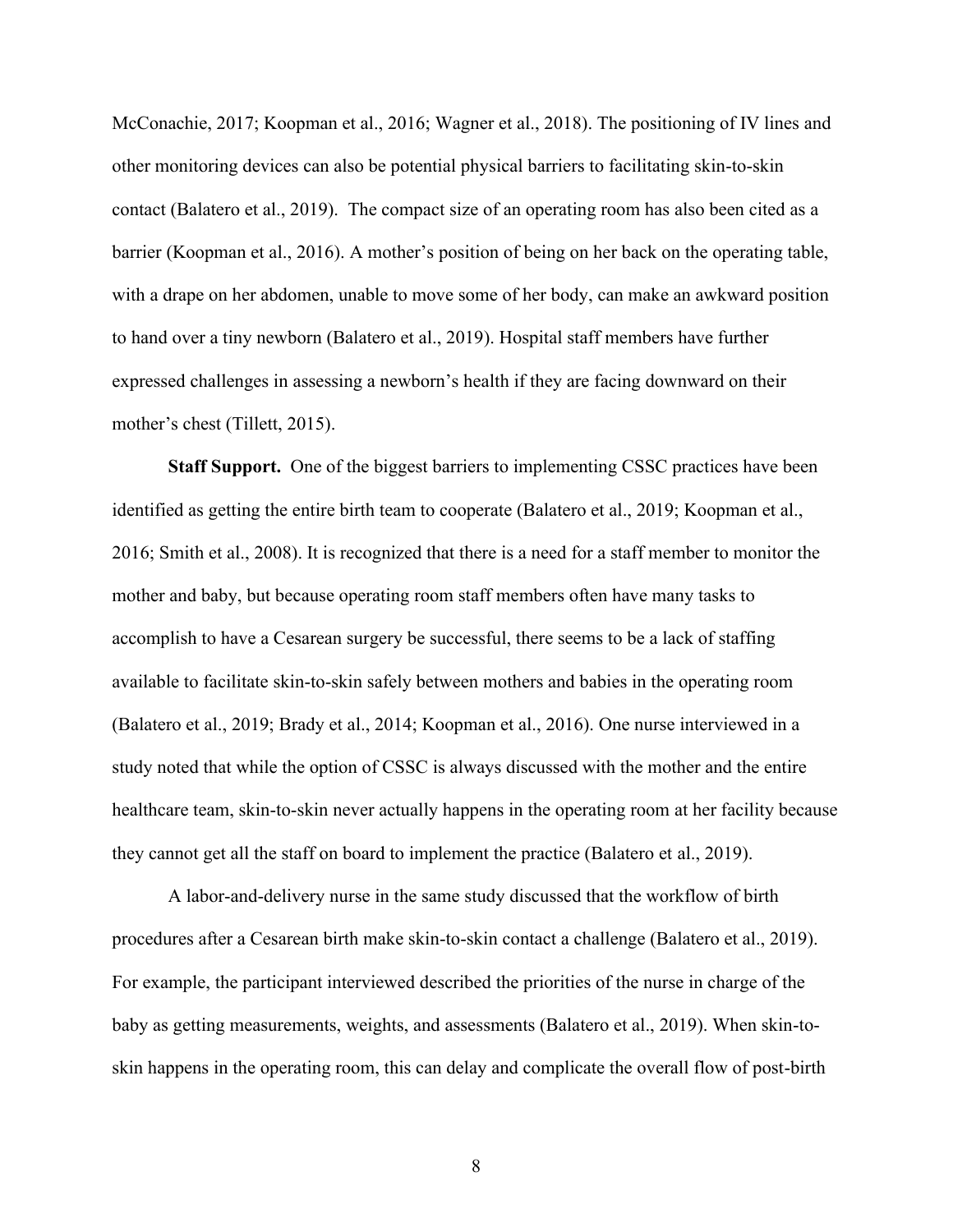McConachie, 2017; Koopman et al., 2016; Wagner et al., 2018). The positioning of IV lines and other monitoring devices can also be potential physical barriers to facilitating skin-to-skin contact (Balatero et al., 2019). The compact size of an operating room has also been cited as a barrier (Koopman et al., 2016). A mother's position of being on her back on the operating table, with a drape on her abdomen, unable to move some of her body, can make an awkward position to hand over a tiny newborn (Balatero et al., 2019). Hospital staff members have further expressed challenges in assessing a newborn's health if they are facing downward on their mother's chest (Tillett, 2015).

**Staff Support.** One of the biggest barriers to implementing CSSC practices have been identified as getting the entire birth team to cooperate (Balatero et al., 2019; Koopman et al., 2016; Smith et al., 2008). It is recognized that there is a need for a staff member to monitor the mother and baby, but because operating room staff members often have many tasks to accomplish to have a Cesarean surgery be successful, there seems to be a lack of staffing available to facilitate skin-to-skin safely between mothers and babies in the operating room (Balatero et al., 2019; Brady et al., 2014; Koopman et al., 2016). One nurse interviewed in a study noted that while the option of CSSC is always discussed with the mother and the entire healthcare team, skin-to-skin never actually happens in the operating room at her facility because they cannot get all the staff on board to implement the practice (Balatero et al., 2019).

A labor-and-delivery nurse in the same study discussed that the workflow of birth procedures after a Cesarean birth make skin-to-skin contact a challenge (Balatero et al., 2019). For example, the participant interviewed described the priorities of the nurse in charge of the baby as getting measurements, weights, and assessments (Balatero et al., 2019). When skin-to-skin happens in the operating room, this can delay and complicate the overall flow of post-birth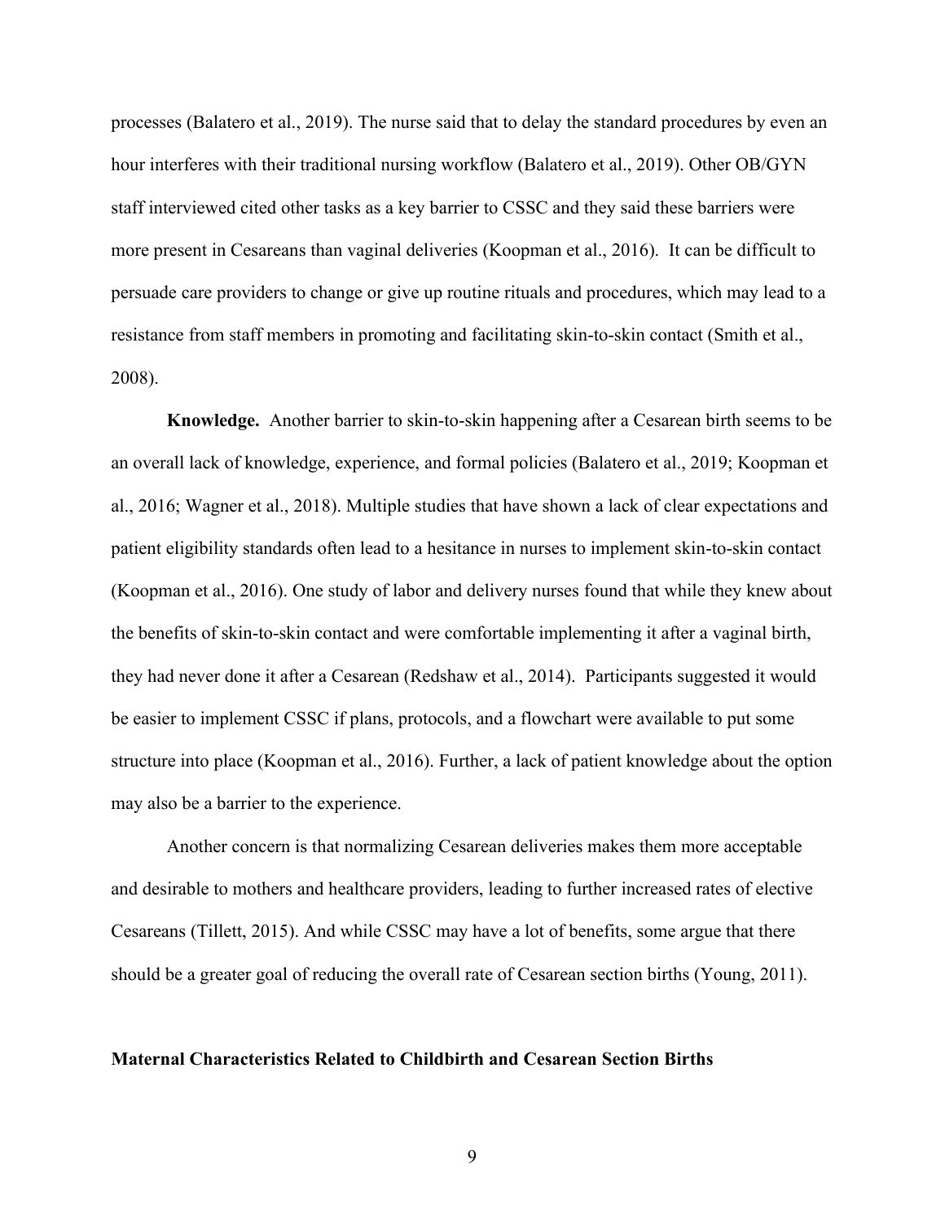processes (Balatero et al., 2019). The nurse said that to delay the standard procedures by even an hour interferes with their traditional nursing workflow (Balatero et al., 2019). Other OB/GYN staff interviewed cited other tasks as a key barrier to CSSC and they said these barriers were more present in Cesareans than vaginal deliveries (Koopman et al., 2016). It can be difficult to persuade care providers to change or give up routine rituals and procedures, which may lead to a resistance from staff members in promoting and facilitating skin-to-skin contact (Smith et al., 2008).

**Knowledge.** Another barrier to skin-to-skin happening after a Cesarean birth seems to be an overall lack of knowledge, experience, and formal policies (Balatero et al., 2019; Koopman et al., 2016; Wagner et al., 2018). Multiple studies that have shown a lack of clear expectations and patient eligibility standards often lead to a hesitance in nurses to implement skin-to-skin contact (Koopman et al., 2016). One study of labor and delivery nurses found that while they knew about the benefits of skin-to-skin contact and were comfortable implementing it after a vaginal birth, they had never done it after a Cesarean (Redshaw et al., 2014). Participants suggested it would be easier to implement CSSC if plans, protocols, and a flowchart were available to put some structure into place (Koopman et al., 2016). Further, a lack of patient knowledge about the option may also be a barrier to the experience.

Another concern is that normalizing Cesarean deliveries makes them more acceptable and desirable to mothers and healthcare providers, leading to further increased rates of elective Cesareans (Tillett, 2015). And while CSSC may have a lot of benefits, some argue that there should be a greater goal of reducing the overall rate of Cesarean section births (Young, 2011).

## Maternal Characteristics Related to Childbirth and Cesarean Section Births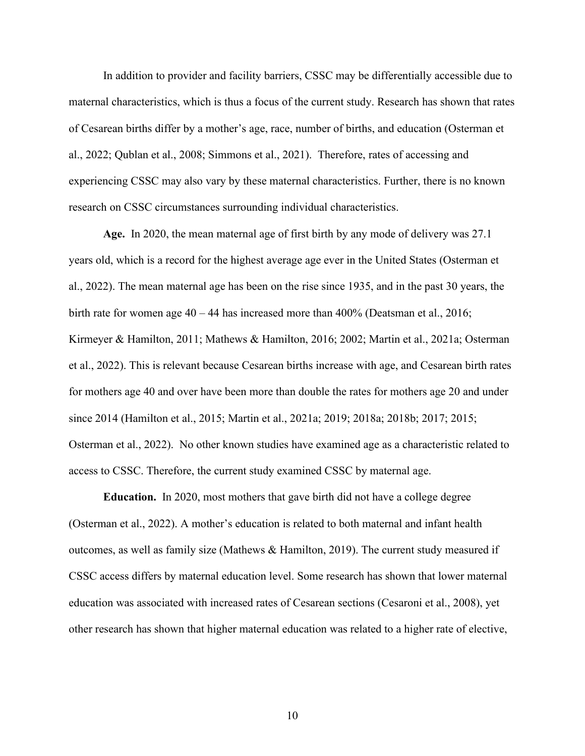In addition to provider and facility barriers, CSSC may be differentially accessible due to maternal characteristics, which is thus a focus of the current study. Research has shown that rates of Cesarean births differ by a mother's age, race, number of births, and education (Osterman et al., 2022; Qublan et al., 2008; Simmons et al., 2021). Therefore, rates of accessing and experiencing CSSC may also vary by these maternal characteristics. Further, there is no known research on CSSC circumstances surrounding individual characteristics.

**Age.** In 2020, the mean maternal age of first birth by any mode of delivery was 27.1 years old, which is a record for the highest average age ever in the United States (Osterman et al., 2022). The mean maternal age has been on the rise since 1935, and in the past 30 years, the birth rate for women age 40 – 44 has increased more than 400% (Deatsman et al., 2016; Kirmeyer & Hamilton, 2011; Mathews & Hamilton, 2016; 2002; Martin et al., 2021a; Osterman et al., 2022). This is relevant because Cesarean births increase with age, and Cesarean birth rates for mothers age 40 and over have been more than double the rates for mothers age 20 and under since 2014 (Hamilton et al., 2015; Martin et al., 2021a; 2019; 2018a; 2018b; 2017; 2015; Osterman et al., 2022). No other known studies have examined age as a characteristic related to access to CSSC. Therefore, the current study examined CSSC by maternal age.

**Education.** In 2020, most mothers that gave birth did not have a college degree (Osterman et al., 2022). A mother's education is related to both maternal and infant health outcomes, as well as family size (Mathews & Hamilton, 2019). The current study measured if CSSC access differs by maternal education level. Some research has shown that lower maternal education was associated with increased rates of Cesarean sections (Cesaroni et al., 2008), yet other research has shown that higher maternal education was related to a higher rate of elective,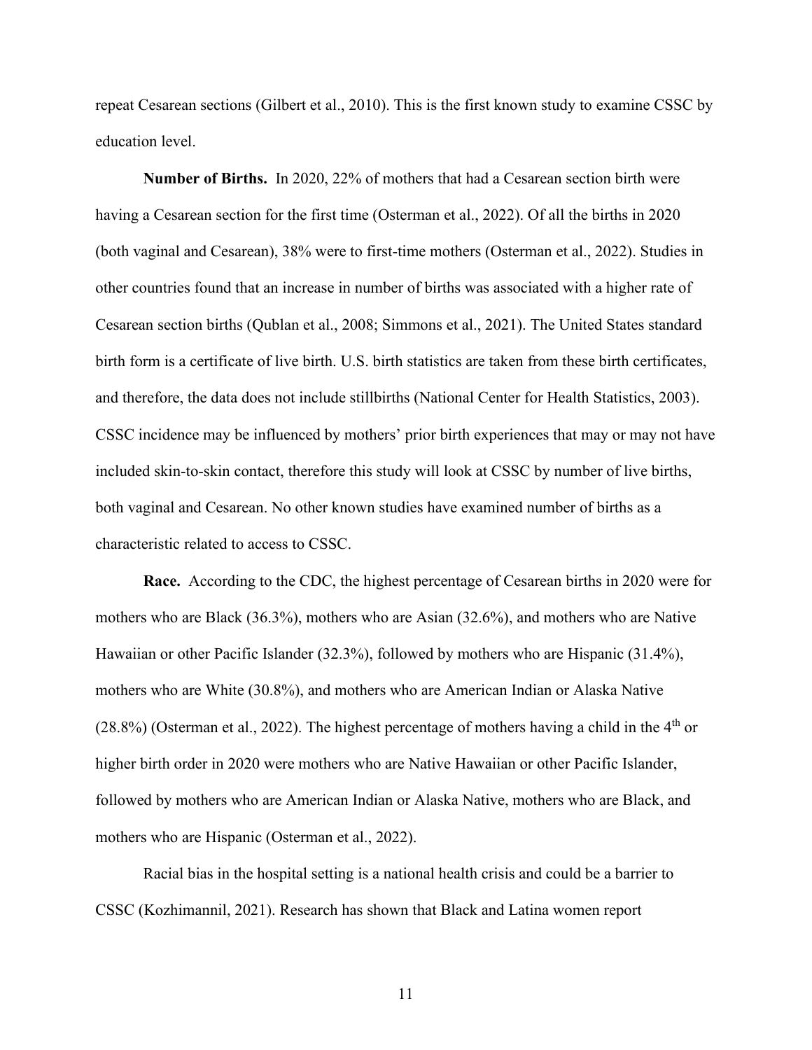repeat Cesarean sections (Gilbert et al., 2010). This is the first known study to examine CSSC by education level.

**Number of Births.** In 2020, 22% of mothers that had a Cesarean section birth were having a Cesarean section for the first time (Osterman et al., 2022). Of all the births in 2020 (both vaginal and Cesarean), 38% were to first-time mothers (Osterman et al., 2022). Studies in other countries found that an increase in number of births was associated with a higher rate of Cesarean section births (Qublan et al., 2008; Simmons et al., 2021). The United States standard birth form is a certificate of live birth. U.S. birth statistics are taken from these birth certificates, and therefore, the data does not include stillbirths (National Center for Health Statistics, 2003). CSSC incidence may be influenced by mothers' prior birth experiences that may or may not have included skin-to-skin contact, therefore this study will look at CSSC by number of live births, both vaginal and Cesarean. No other known studies have examined number of births as a characteristic related to access to CSSC.

**Race.** According to the CDC, the highest percentage of Cesarean births in 2020 were for mothers who are Black (36.3%), mothers who are Asian (32.6%), and mothers who are Native Hawaiian or other Pacific Islander (32.3%), followed by mothers who are Hispanic (31.4%), mothers who are White (30.8%), and mothers who are American Indian or Alaska Native (28.8%) (Osterman et al., 2022). The highest percentage of mothers having a child in the 4th or higher birth order in 2020 were mothers who are Native Hawaiian or other Pacific Islander, followed by mothers who are American Indian or Alaska Native, mothers who are Black, and mothers who are Hispanic (Osterman et al., 2022).

Racial bias in the hospital setting is a national health crisis and could be a barrier to CSSC (Kozhimannil, 2021). Research has shown that Black and Latina women report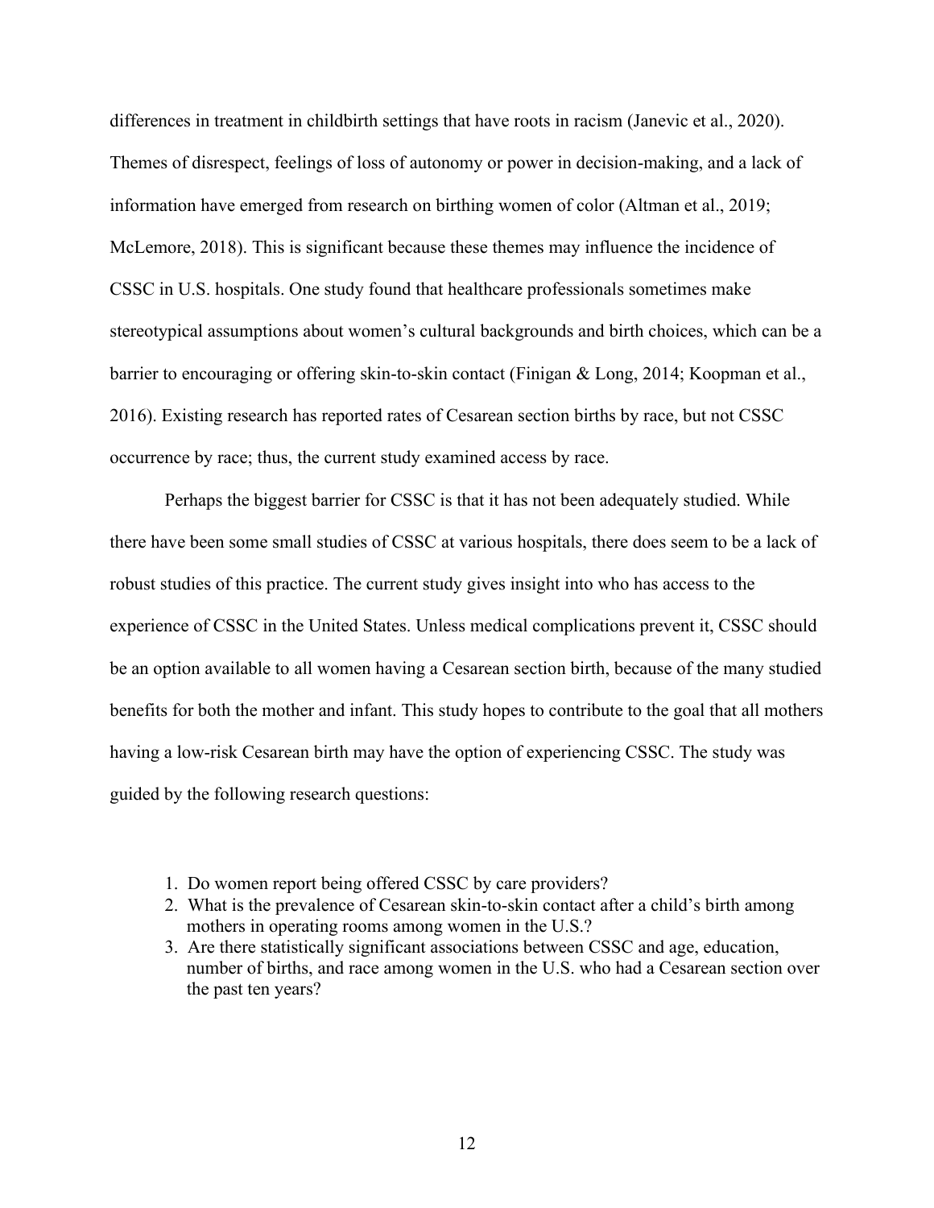differences in treatment in childbirth settings that have roots in racism (Janevic et al., 2020). Themes of disrespect, feelings of loss of autonomy or power in decision-making, and a lack of information have emerged from research on birthing women of color (Altman et al., 2019; McLemore, 2018). This is significant because these themes may influence the incidence of CSSC in U.S. hospitals. One study found that healthcare professionals sometimes make stereotypical assumptions about women's cultural backgrounds and birth choices, which can be a barrier to encouraging or offering skin-to-skin contact (Finigan & Long, 2014; Koopman et al., 2016). Existing research has reported rates of Cesarean section births by race, but not CSSC occurrence by race; thus, the current study examined access by race.

Perhaps the biggest barrier for CSSC is that it has not been adequately studied. While there have been some small studies of CSSC at various hospitals, there does seem to be a lack of robust studies of this practice. The current study gives insight into who has access to the experience of CSSC in the United States. Unless medical complications prevent it, CSSC should be an option available to all women having a Cesarean section birth, because of the many studied benefits for both the mother and infant. This study hopes to contribute to the goal that all mothers having a low-risk Cesarean birth may have the option of experiencing CSSC. The study was guided by the following research questions:

1. Do women report being offered CSSC by care providers?
2. What is the prevalence of Cesarean skin-to-skin contact after a child's birth among mothers in operating rooms among women in the U.S.?
3. Are there statistically significant associations between CSSC and age, education, number of births, and race among women in the U.S. who had a Cesarean section over the past ten years?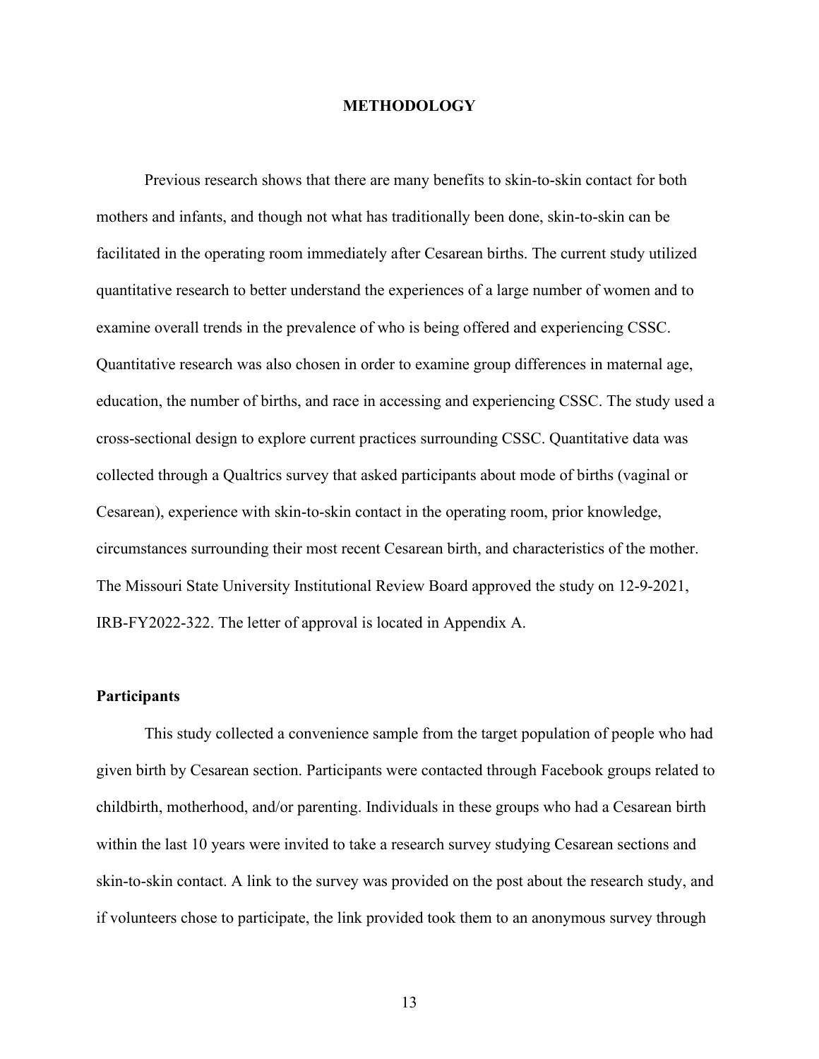# METHODOLOGY

Previous research shows that there are many benefits to skin-to-skin contact for both mothers and infants, and though not what has traditionally been done, skin-to-skin can be facilitated in the operating room immediately after Cesarean births. The current study utilized quantitative research to better understand the experiences of a large number of women and to examine overall trends in the prevalence of who is being offered and experiencing CSSC. Quantitative research was also chosen in order to examine group differences in maternal age, education, the number of births, and race in accessing and experiencing CSSC. The study used a cross-sectional design to explore current practices surrounding CSSC. Quantitative data was collected through a Qualtrics survey that asked participants about mode of births (vaginal or Cesarean), experience with skin-to-skin contact in the operating room, prior knowledge, circumstances surrounding their most recent Cesarean birth, and characteristics of the mother. The Missouri State University Institutional Review Board approved the study on 12-9-2021, IRB-FY2022-322. The letter of approval is located in Appendix A.

## Participants

This study collected a convenience sample from the target population of people who had given birth by Cesarean section. Participants were contacted through Facebook groups related to childbirth, motherhood, and/or parenting. Individuals in these groups who had a Cesarean birth within the last 10 years were invited to take a research survey studying Cesarean sections and skin-to-skin contact. A link to the survey was provided on the post about the research study, and if volunteers chose to participate, the link provided took them to an anonymous survey through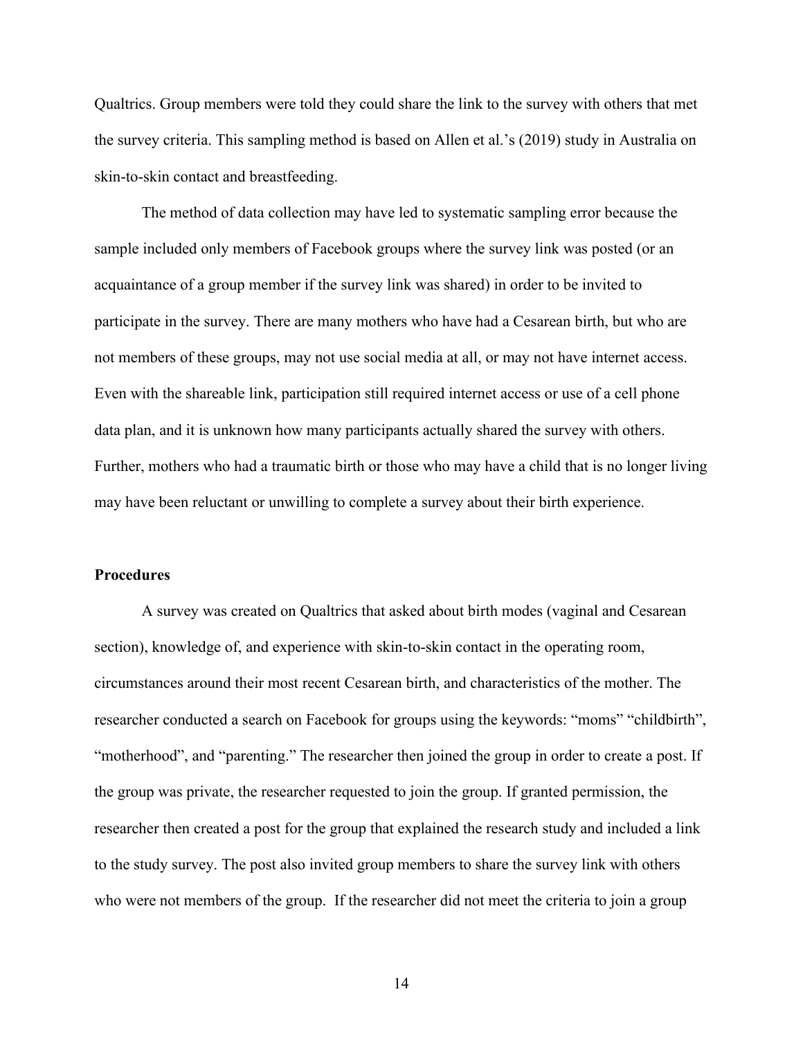Qualtrics. Group members were told they could share the link to the survey with others that met the survey criteria. This sampling method is based on Allen et al.'s (2019) study in Australia on skin-to-skin contact and breastfeeding.

The method of data collection may have led to systematic sampling error because the sample included only members of Facebook groups where the survey link was posted (or an acquaintance of a group member if the survey link was shared) in order to be invited to participate in the survey. There are many mothers who have had a Cesarean birth, but who are not members of these groups, may not use social media at all, or may not have internet access. Even with the shareable link, participation still required internet access or use of a cell phone data plan, and it is unknown how many participants actually shared the survey with others. Further, mothers who had a traumatic birth or those who may have a child that is no longer living may have been reluctant or unwilling to complete a survey about their birth experience.

## Procedures

A survey was created on Qualtrics that asked about birth modes (vaginal and Cesarean section), knowledge of, and experience with skin-to-skin contact in the operating room, circumstances around their most recent Cesarean birth, and characteristics of the mother. The researcher conducted a search on Facebook for groups using the keywords: "moms" "childbirth", "motherhood", and "parenting." The researcher then joined the group in order to create a post. If the group was private, the researcher requested to join the group. If granted permission, the researcher then created a post for the group that explained the research study and included a link to the study survey. The post also invited group members to share the survey link with others who were not members of the group. If the researcher did not meet the criteria to join a group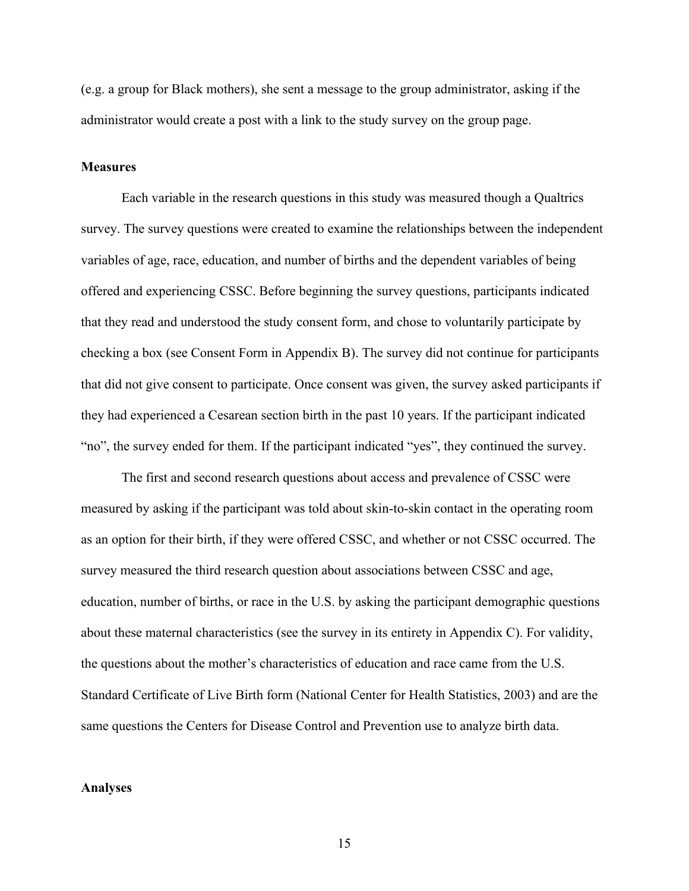(e.g. a group for Black mothers), she sent a message to the group administrator, asking if the administrator would create a post with a link to the study survey on the group page.

**Measures**

Each variable in the research questions in this study was measured though a Qualtrics survey. The survey questions were created to examine the relationships between the independent variables of age, race, education, and number of births and the dependent variables of being offered and experiencing CSSC. Before beginning the survey questions, participants indicated that they read and understood the study consent form, and chose to voluntarily participate by checking a box (see Consent Form in Appendix B). The survey did not continue for participants that did not give consent to participate. Once consent was given, the survey asked participants if they had experienced a Cesarean section birth in the past 10 years. If the participant indicated "no", the survey ended for them. If the participant indicated "yes", they continued the survey.

The first and second research questions about access and prevalence of CSSC were measured by asking if the participant was told about skin-to-skin contact in the operating room as an option for their birth, if they were offered CSSC, and whether or not CSSC occurred. The survey measured the third research question about associations between CSSC and age, education, number of births, or race in the U.S. by asking the participant demographic questions about these maternal characteristics (see the survey in its entirety in Appendix C). For validity, the questions about the mother's characteristics of education and race came from the U.S. Standard Certificate of Live Birth form (National Center for Health Statistics, 2003) and are the same questions the Centers for Disease Control and Prevention use to analyze birth data.

**Analyses**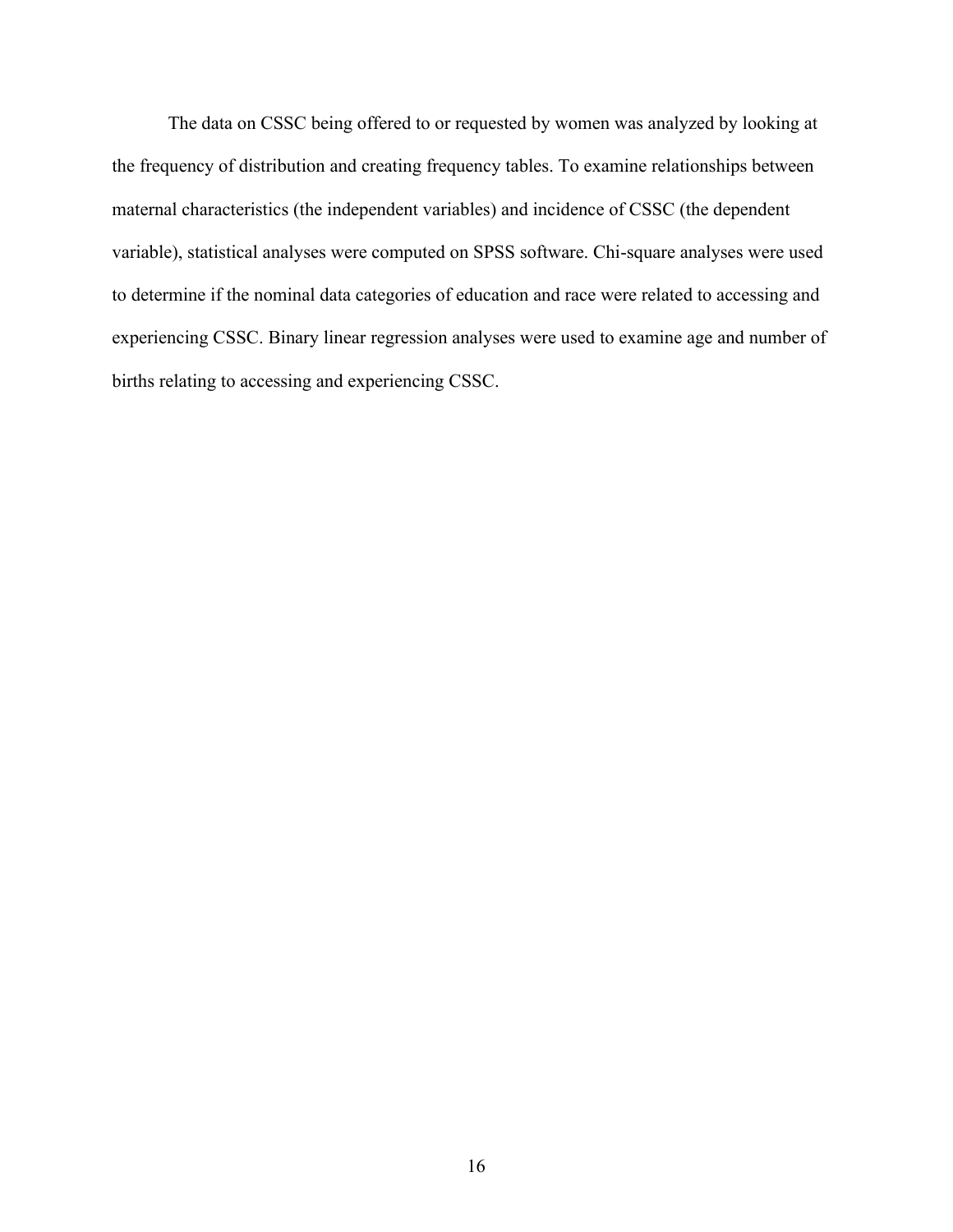The data on CSSC being offered to or requested by women was analyzed by looking at the frequency of distribution and creating frequency tables. To examine relationships between maternal characteristics (the independent variables) and incidence of CSSC (the dependent variable), statistical analyses were computed on SPSS software. Chi-square analyses were used to determine if the nominal data categories of education and race were related to accessing and experiencing CSSC. Binary linear regression analyses were used to examine age and number of births relating to accessing and experiencing CSSC.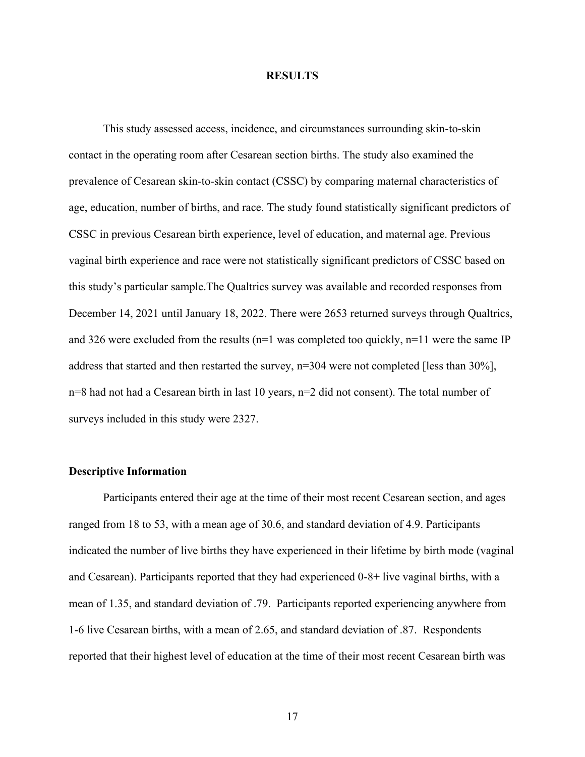# RESULTS

This study assessed access, incidence, and circumstances surrounding skin-to-skin contact in the operating room after Cesarean section births. The study also examined the prevalence of Cesarean skin-to-skin contact (CSSC) by comparing maternal characteristics of age, education, number of births, and race. The study found statistically significant predictors of CSSC in previous Cesarean birth experience, level of education, and maternal age. Previous vaginal birth experience and race were not statistically significant predictors of CSSC based on this study's particular sample.The Qualtrics survey was available and recorded responses from December 14, 2021 until January 18, 2022. There were 2653 returned surveys through Qualtrics, and 326 were excluded from the results (n=1 was completed too quickly, n=11 were the same IP address that started and then restarted the survey, n=304 were not completed [less than 30%], n=8 had not had a Cesarean birth in last 10 years, n=2 did not consent). The total number of surveys included in this study were 2327.

### Descriptive Information

Participants entered their age at the time of their most recent Cesarean section, and ages ranged from 18 to 53, with a mean age of 30.6, and standard deviation of 4.9. Participants indicated the number of live births they have experienced in their lifetime by birth mode (vaginal and Cesarean). Participants reported that they had experienced 0-8+ live vaginal births, with a mean of 1.35, and standard deviation of .79. Participants reported experiencing anywhere from 1-6 live Cesarean births, with a mean of 2.65, and standard deviation of .87. Respondents reported that their highest level of education at the time of their most recent Cesarean birth was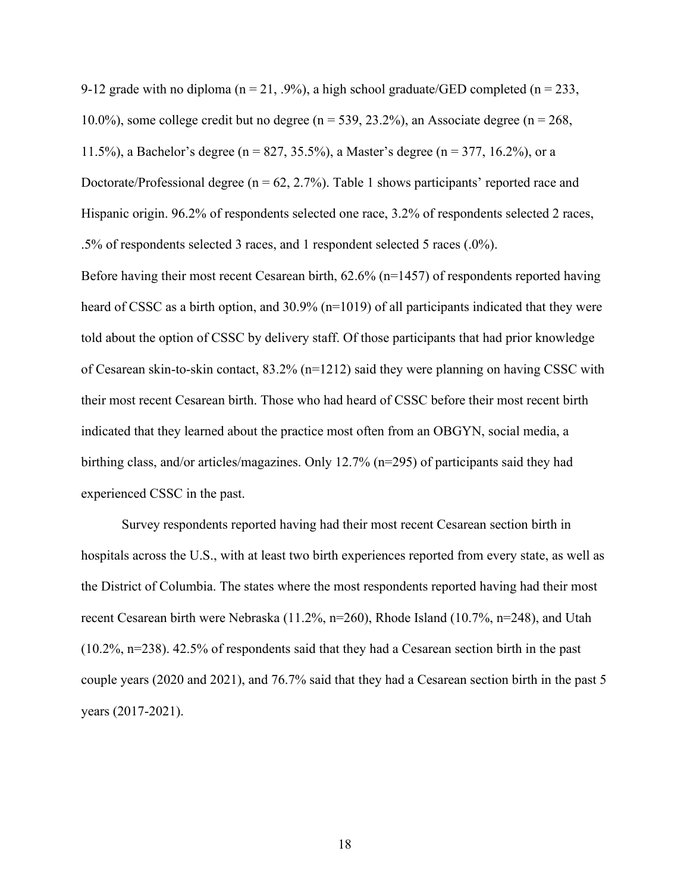9-12 grade with no diploma (n = 21, .9%), a high school graduate/GED completed (n = 233, 10.0%), some college credit but no degree (n = 539, 23.2%), an Associate degree (n = 268, 11.5%), a Bachelor's degree (n = 827, 35.5%), a Master's degree (n = 377, 16.2%), or a Doctorate/Professional degree (n = 62, 2.7%). Table 1 shows participants' reported race and Hispanic origin. 96.2% of respondents selected one race, 3.2% of respondents selected 2 races, .5% of respondents selected 3 races, and 1 respondent selected 5 races (.0%).

Before having their most recent Cesarean birth, 62.6% (n=1457) of respondents reported having heard of CSSC as a birth option, and 30.9% (n=1019) of all participants indicated that they were told about the option of CSSC by delivery staff. Of those participants that had prior knowledge of Cesarean skin-to-skin contact, 83.2% (n=1212) said they were planning on having CSSC with their most recent Cesarean birth. Those who had heard of CSSC before their most recent birth indicated that they learned about the practice most often from an OBGYN, social media, a birthing class, and/or articles/magazines. Only 12.7% (n=295) of participants said they had experienced CSSC in the past.

Survey respondents reported having had their most recent Cesarean section birth in hospitals across the U.S., with at least two birth experiences reported from every state, as well as the District of Columbia. The states where the most respondents reported having had their most recent Cesarean birth were Nebraska (11.2%, n=260), Rhode Island (10.7%, n=248), and Utah (10.2%, n=238). 42.5% of respondents said that they had a Cesarean section birth in the past couple years (2020 and 2021), and 76.7% said that they had a Cesarean section birth in the past 5 years (2017-2021).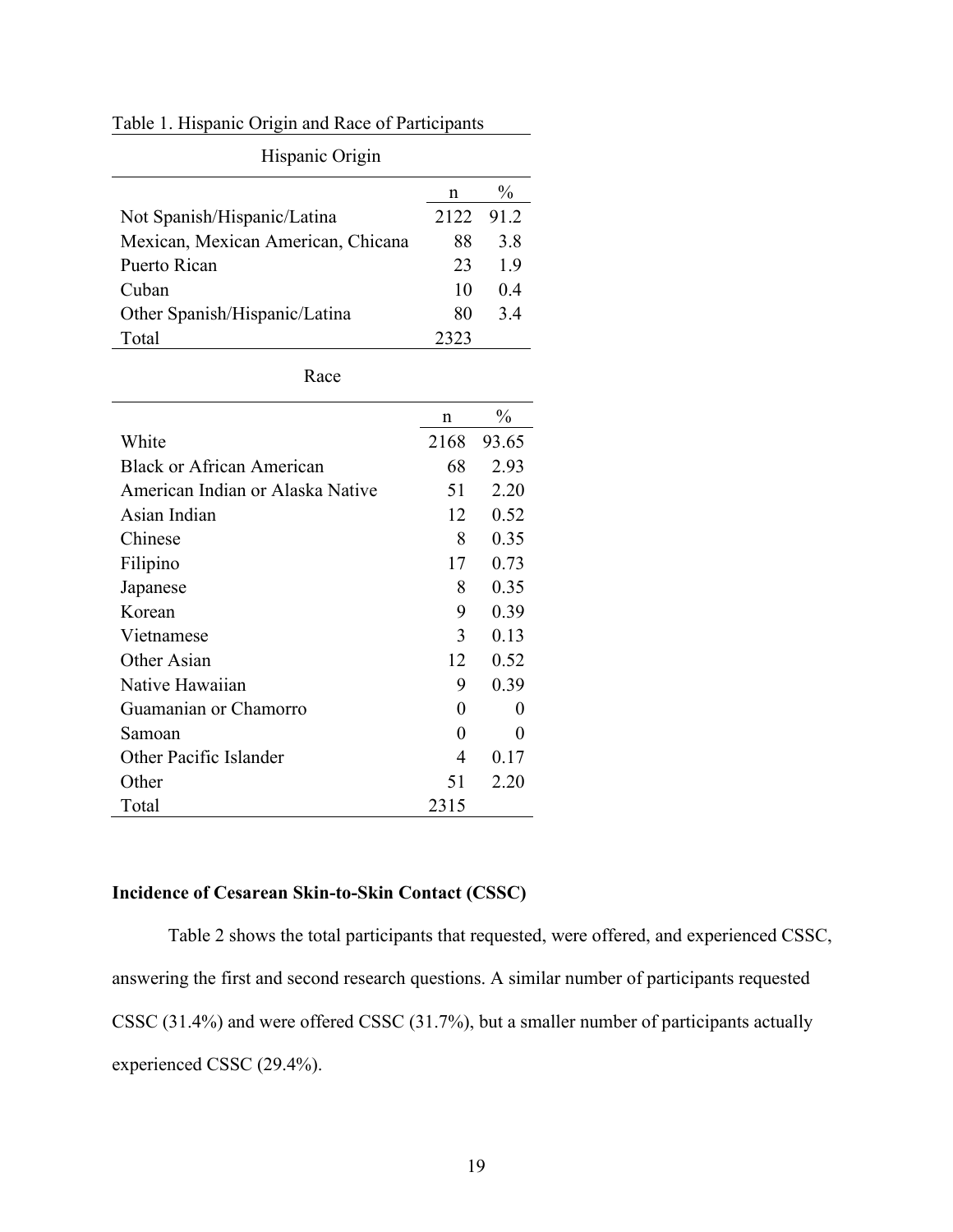Table 1. Hispanic Origin and Race of Participants

| Hispanic Origin | | |
|---|---|---|
| | n | % |
| Not Spanish/Hispanic/Latina | 2122 | 91.2 |
| Mexican, Mexican American, Chicana | 88 | 3.8 |
| Puerto Rican | 23 | 1.9 |
| Cuban | 10 | 0.4 |
| Other Spanish/Hispanic/Latina | 80 | 3.4 |
| Total | 2323 | |

| Race | | |
|---|---|---|
| | n | % |
| White | 2168 | 93.65 |
| Black or African American | 68 | 2.93 |
| American Indian or Alaska Native | 51 | 2.20 |
| Asian Indian | 12 | 0.52 |
| Chinese | 8 | 0.35 |
| Filipino | 17 | 0.73 |
| Japanese | 8 | 0.35 |
| Korean | 9 | 0.39 |
| Vietnamese | 3 | 0.13 |
| Other Asian | 12 | 0.52 |
| Native Hawaiian | 9 | 0.39 |
| Guamanian or Chamorro | 0 | 0 |
| Samoan | 0 | 0 |
| Other Pacific Islander | 4 | 0.17 |
| Other | 51 | 2.20 |
| Total | 2315 | |

**Incidence of Cesarean Skin-to-Skin Contact (CSSC)**

Table 2 shows the total participants that requested, were offered, and experienced CSSC, answering the first and second research questions. A similar number of participants requested CSSC (31.4%) and were offered CSSC (31.7%), but a smaller number of participants actually experienced CSSC (29.4%).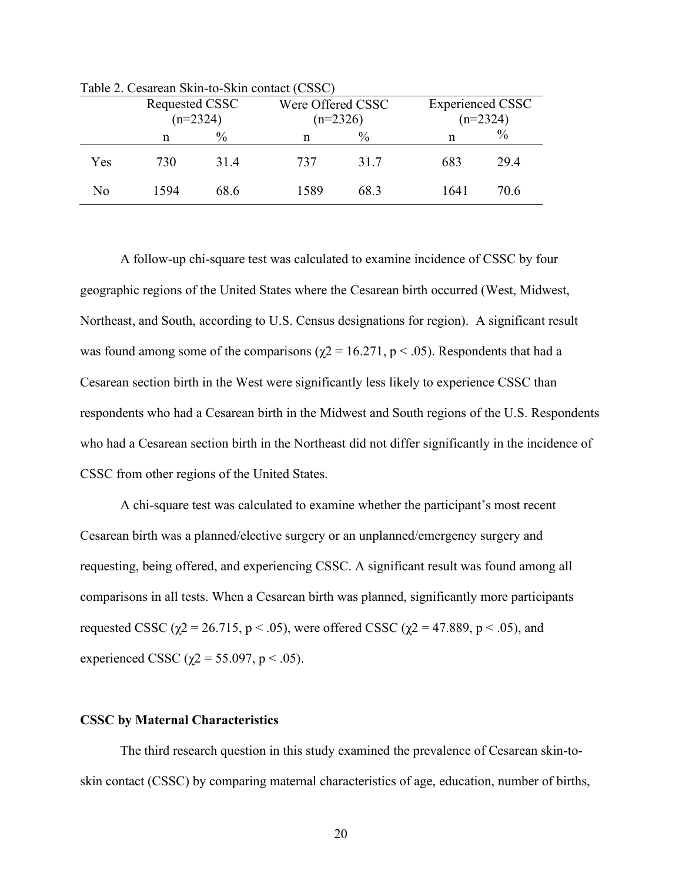Table 2. Cesarean Skin-to-Skin contact (CSSC)

| | Requested CSSC (n=2324) | | Were Offered CSSC (n=2326) | | Experienced CSSC (n=2324) | |
|---|---|---|---|---|---|---|
| | n | % | n | % | n | % |
| Yes | 730 | 31.4 | 737 | 31.7 | 683 | 29.4 |
| No | 1594 | 68.6 | 1589 | 68.3 | 1641 | 70.6 |

A follow-up chi-square test was calculated to examine incidence of CSSC by four geographic regions of the United States where the Cesarean birth occurred (West, Midwest, Northeast, and South, according to U.S. Census designations for region). A significant result was found among some of the comparisons ($\chi2 = 16.271$, $p < .05$). Respondents that had a Cesarean section birth in the West were significantly less likely to experience CSSC than respondents who had a Cesarean birth in the Midwest and South regions of the U.S. Respondents who had a Cesarean section birth in the Northeast did not differ significantly in the incidence of CSSC from other regions of the United States.

A chi-square test was calculated to examine whether the participant's most recent Cesarean birth was a planned/elective surgery or an unplanned/emergency surgery and requesting, being offered, and experiencing CSSC. A significant result was found among all comparisons in all tests. When a Cesarean birth was planned, significantly more participants requested CSSC ($\chi2 = 26.715$, $p < .05$), were offered CSSC ($\chi2 = 47.889$, $p < .05$), and experienced CSSC ($\chi2 = 55.097$, $p < .05$).

**CSSC by Maternal Characteristics**

The third research question in this study examined the prevalence of Cesarean skin-to-skin contact (CSSC) by comparing maternal characteristics of age, education, number of births,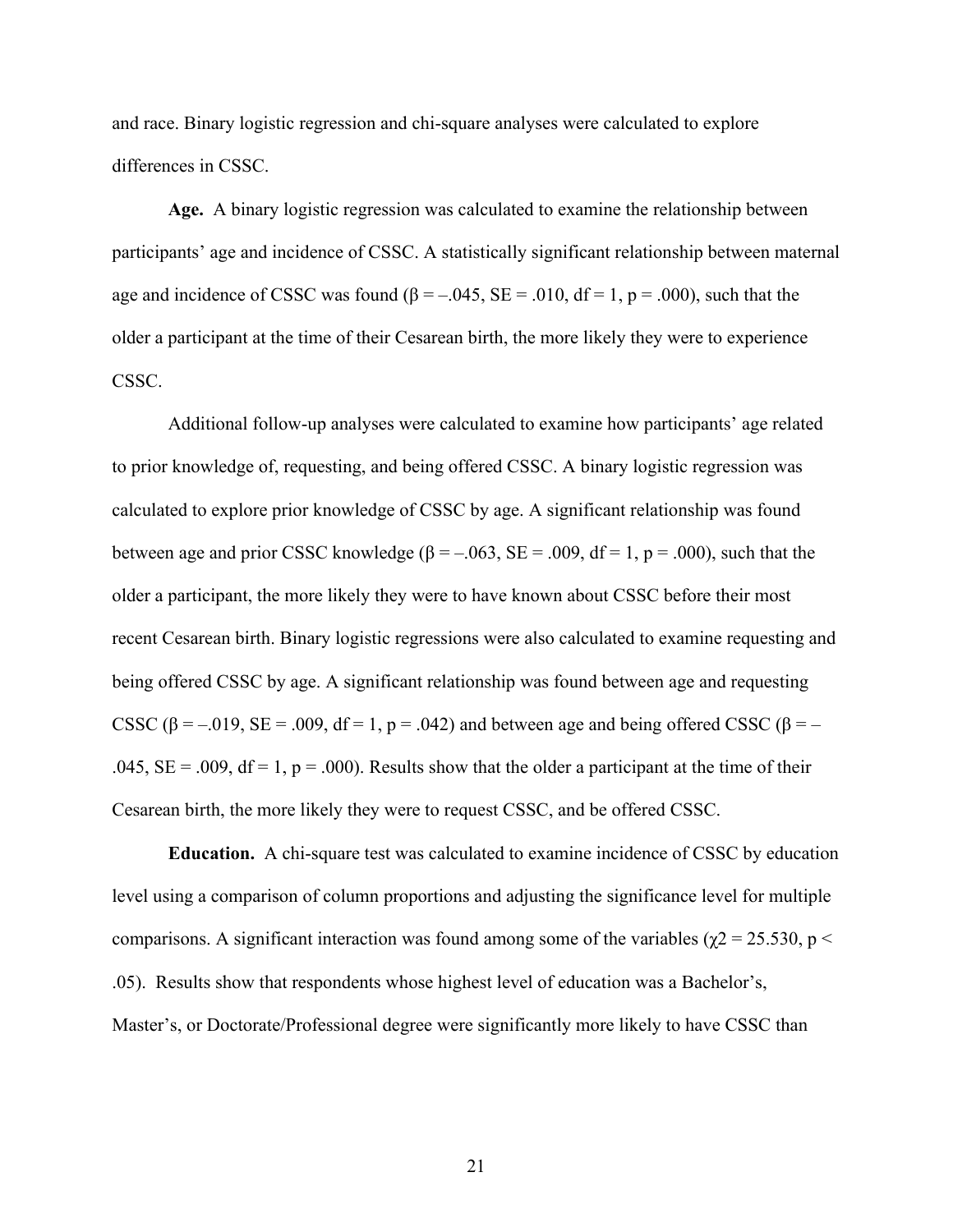and race. Binary logistic regression and chi-square analyses were calculated to explore differences in CSSC.

**Age.** A binary logistic regression was calculated to examine the relationship between participants' age and incidence of CSSC. A statistically significant relationship between maternal age and incidence of CSSC was found ($\beta = -.045$, $SE = .010$, $df = 1$, $p = .000$), such that the older a participant at the time of their Cesarean birth, the more likely they were to experience CSSC.

Additional follow-up analyses were calculated to examine how participants' age related to prior knowledge of, requesting, and being offered CSSC. A binary logistic regression was calculated to explore prior knowledge of CSSC by age. A significant relationship was found between age and prior CSSC knowledge ($\beta = -.063$, $SE = .009$, $df = 1$, $p = .000$), such that the older a participant, the more likely they were to have known about CSSC before their most recent Cesarean birth. Binary logistic regressions were also calculated to examine requesting and being offered CSSC by age. A significant relationship was found between age and requesting CSSC ($\beta = -.019$, $SE = .009$, $df = 1$, $p = .042$) and between age and being offered CSSC ($\beta = -.045$, $SE = .009$, $df = 1$, $p = .000$). Results show that the older a participant at the time of their Cesarean birth, the more likely they were to request CSSC, and be offered CSSC.

**Education.** A chi-square test was calculated to examine incidence of CSSC by education level using a comparison of column proportions and adjusting the significance level for multiple comparisons. A significant interaction was found among some of the variables ($\chi^2 = 25.530$, $p < .05$). Results show that respondents whose highest level of education was a Bachelor's, Master's, or Doctorate/Professional degree were significantly more likely to have CSSC than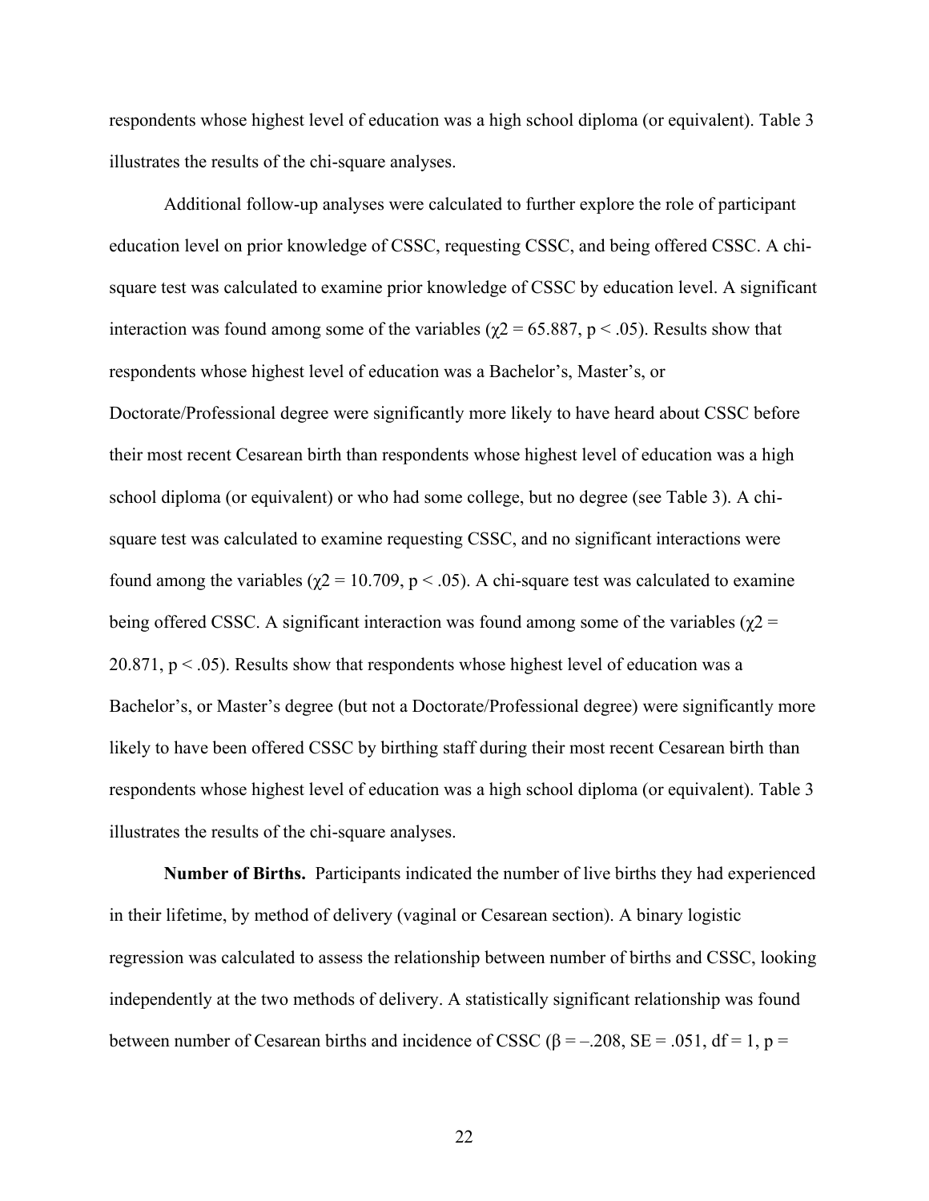respondents whose highest level of education was a high school diploma (or equivalent). Table 3 illustrates the results of the chi-square analyses.

Additional follow-up analyses were calculated to further explore the role of participant education level on prior knowledge of CSSC, requesting CSSC, and being offered CSSC. A chi-square test was calculated to examine prior knowledge of CSSC by education level. A significant interaction was found among some of the variables ($\chi2 = 65.887$, $p < .05$). Results show that respondents whose highest level of education was a Bachelor's, Master's, or Doctorate/Professional degree were significantly more likely to have heard about CSSC before their most recent Cesarean birth than respondents whose highest level of education was a high school diploma (or equivalent) or who had some college, but no degree (see Table 3). A chi-square test was calculated to examine requesting CSSC, and no significant interactions were found among the variables ($\chi2 = 10.709$, $p < .05$). A chi-square test was calculated to examine being offered CSSC. A significant interaction was found among some of the variables ($\chi2 = 20.871$, $p < .05$). Results show that respondents whose highest level of education was a Bachelor's, or Master's degree (but not a Doctorate/Professional degree) were significantly more likely to have been offered CSSC by birthing staff during their most recent Cesarean birth than respondents whose highest level of education was a high school diploma (or equivalent). Table 3 illustrates the results of the chi-square analyses.

**Number of Births.** Participants indicated the number of live births they had experienced in their lifetime, by method of delivery (vaginal or Cesarean section). A binary logistic regression was calculated to assess the relationship between number of births and CSSC, looking independently at the two methods of delivery. A statistically significant relationship was found between number of Cesarean births and incidence of CSSC ($\beta = -.208$, $SE = .051$, $df = 1$, $p =$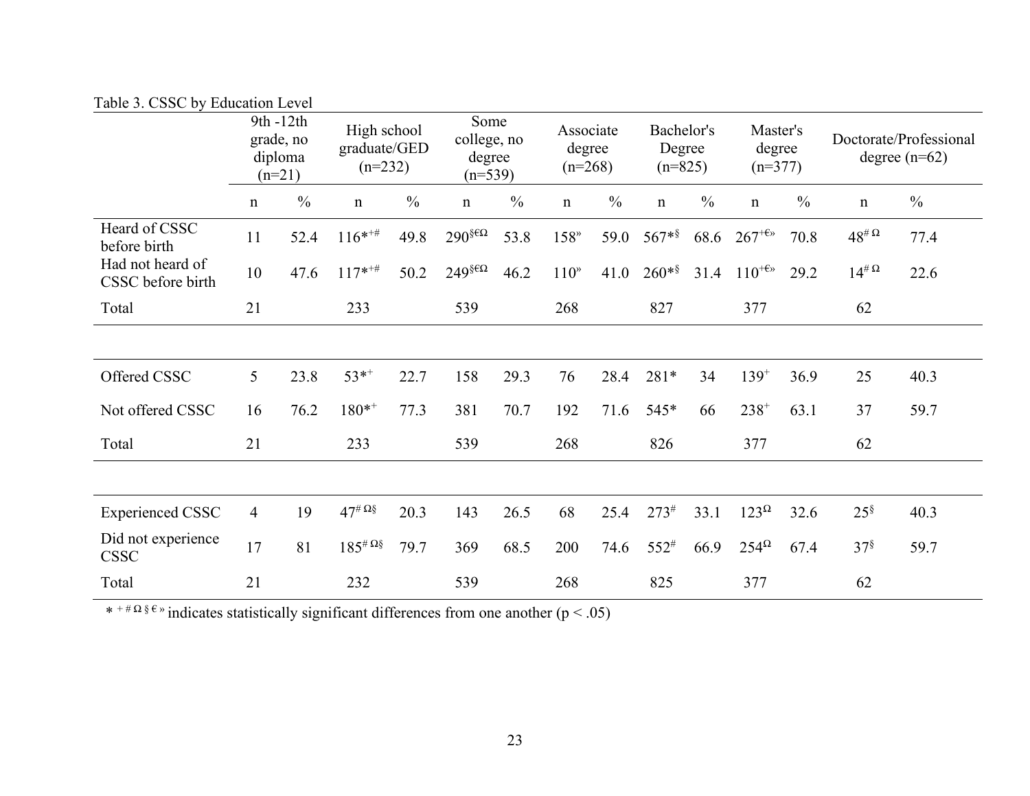Table 3. CSSC by Education Level

| | 9th -12th grade, no diploma (n=21) | | High school graduate/GED (n=232) | | Some college, no degree (n=539) | | Associate degree (n=268) | | Bachelor's Degree (n=825) | | Master's degree (n=377) | | Doctorate/Professional degree (n=62) | |
|---|---|---|---|---|---|---|---|---|---|---|---|---|---|---|
| | n | % | n | % | n | % | n | % | n | % | n | % | n | % |
| Heard of CSSC before birth | 11 | 52.4 | 116*+# | 49.8 | 290§€Ω | 53.8 | 158» | 59.0 | 567*§ | 68.6 | 267+€» | 70.8 | 48# Ω | 77.4 |
| Had not heard of CSSC before birth | 10 | 47.6 | 117*+# | 50.2 | 249§€Ω | 46.2 | 110» | 41.0 | 260*§ | 31.4 | 110+€» | 29.2 | 14# Ω | 22.6 |
| Total | 21 | | 233 | | 539 | | 268 | | 827 | | 377 | | 62 | |
| | | | | | | | | | | | | | | |
| Offered CSSC | 5 | 23.8 | 53*+ | 22.7 | 158 | 29.3 | 76 | 28.4 | 281* | 34 | 139+ | 36.9 | 25 | 40.3 |
| Not offered CSSC | 16 | 76.2 | 180*+ | 77.3 | 381 | 70.7 | 192 | 71.6 | 545* | 66 | 238+ | 63.1 | 37 | 59.7 |
| Total | 21 | | 233 | | 539 | | 268 | | 826 | | 377 | | 62 | |
| | | | | | | | | | | | | | | |
| Experienced CSSC | 4 | 19 | 47# Ω§ | 20.3 | 143 | 26.5 | 68 | 25.4 | 273# | 33.1 | 123Ω | 32.6 | 25§ | 40.3 |
| Did not experience CSSC | 17 | 81 | 185# Ω§ | 79.7 | 369 | 68.5 | 200 | 74.6 | 552# | 66.9 | 254Ω | 67.4 | 37§ | 59.7 |
| Total | 21 | | 232 | | 539 | | 268 | | 825 | | 377 | | 62 | |

* + # Ω § € » indicates statistically significant differences from one another ($p < .05$)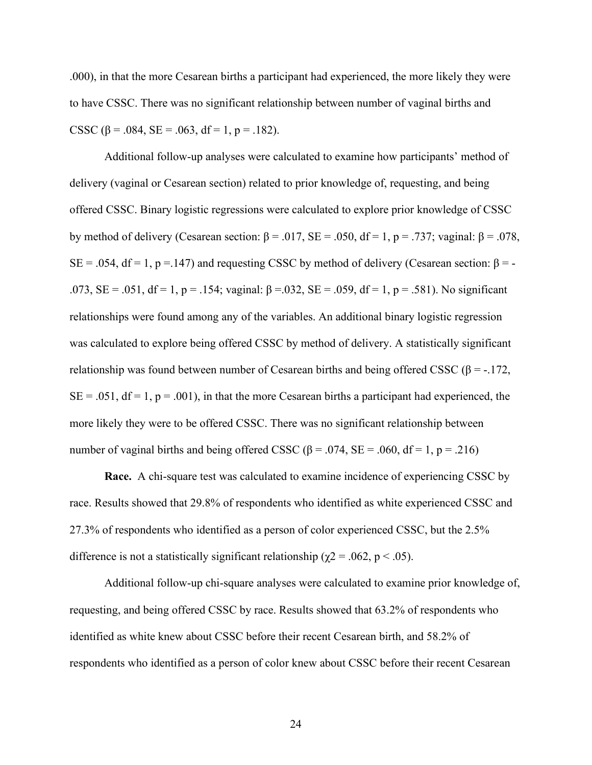.000), in that the more Cesarean births a participant had experienced, the more likely they were to have CSSC. There was no significant relationship between number of vaginal births and CSSC ($\beta = .084$, $SE = .063$, $df = 1$, $p = .182$).

Additional follow-up analyses were calculated to examine how participants' method of delivery (vaginal or Cesarean section) related to prior knowledge of, requesting, and being offered CSSC. Binary logistic regressions were calculated to explore prior knowledge of CSSC by method of delivery (Cesarean section: $\beta = .017$, $SE = .050$, $df = 1$, $p = .737$; vaginal: $\beta = .078$, $SE = .054$, $df = 1$, $p = .147$) and requesting CSSC by method of delivery (Cesarean section: $\beta = -.073$, $SE = .051$, $df = 1$, $p = .154$; vaginal: $\beta = .032$, $SE = .059$, $df = 1$, $p = .581$). No significant relationships were found among any of the variables. An additional binary logistic regression was calculated to explore being offered CSSC by method of delivery. A statistically significant relationship was found between number of Cesarean births and being offered CSSC ($\beta = -.172$, $SE = .051$, $df = 1$, $p = .001$), in that the more Cesarean births a participant had experienced, the more likely they were to be offered CSSC. There was no significant relationship between number of vaginal births and being offered CSSC ($\beta = .074$, $SE = .060$, $df = 1$, $p = .216$)

**Race.** A chi-square test was calculated to examine incidence of experiencing CSSC by race. Results showed that 29.8% of respondents who identified as white experienced CSSC and 27.3% of respondents who identified as a person of color experienced CSSC, but the 2.5% difference is not a statistically significant relationship ($\chi2 = .062$, $p < .05$).

Additional follow-up chi-square analyses were calculated to examine prior knowledge of, requesting, and being offered CSSC by race. Results showed that 63.2% of respondents who identified as white knew about CSSC before their recent Cesarean birth, and 58.2% of respondents who identified as a person of color knew about CSSC before their recent Cesarean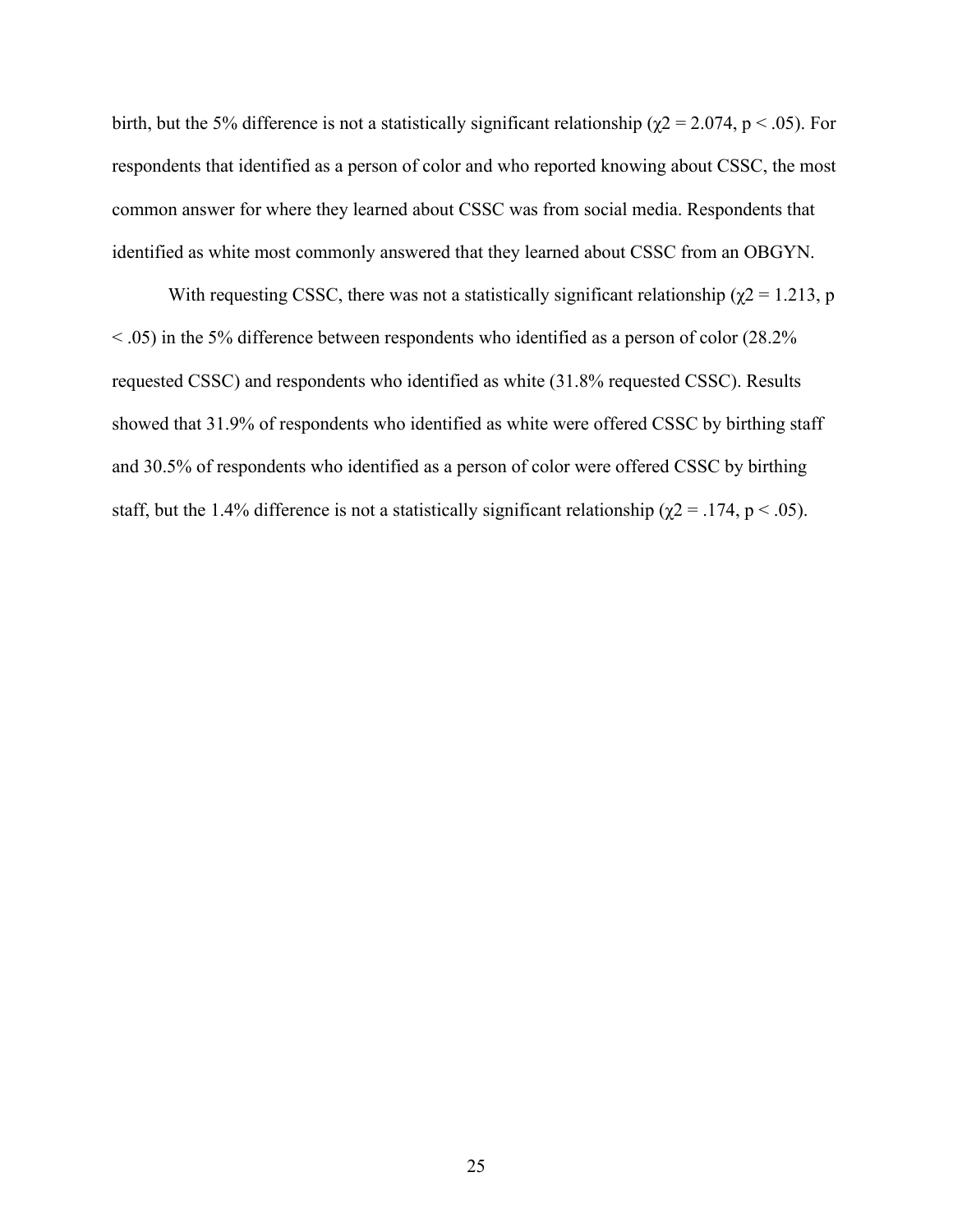birth, but the 5% difference is not a statistically significant relationship ($\chi 2 = 2.074$, $p < .05$). For respondents that identified as a person of color and who reported knowing about CSSC, the most common answer for where they learned about CSSC was from social media. Respondents that identified as white most commonly answered that they learned about CSSC from an OBGYN.

With requesting CSSC, there was not a statistically significant relationship ($\chi 2 = 1.213$, $p < .05$) in the 5% difference between respondents who identified as a person of color (28.2% requested CSSC) and respondents who identified as white (31.8% requested CSSC). Results showed that 31.9% of respondents who identified as white were offered CSSC by birthing staff and 30.5% of respondents who identified as a person of color were offered CSSC by birthing staff, but the 1.4% difference is not a statistically significant relationship ($\chi 2 = .174$, $p < .05$).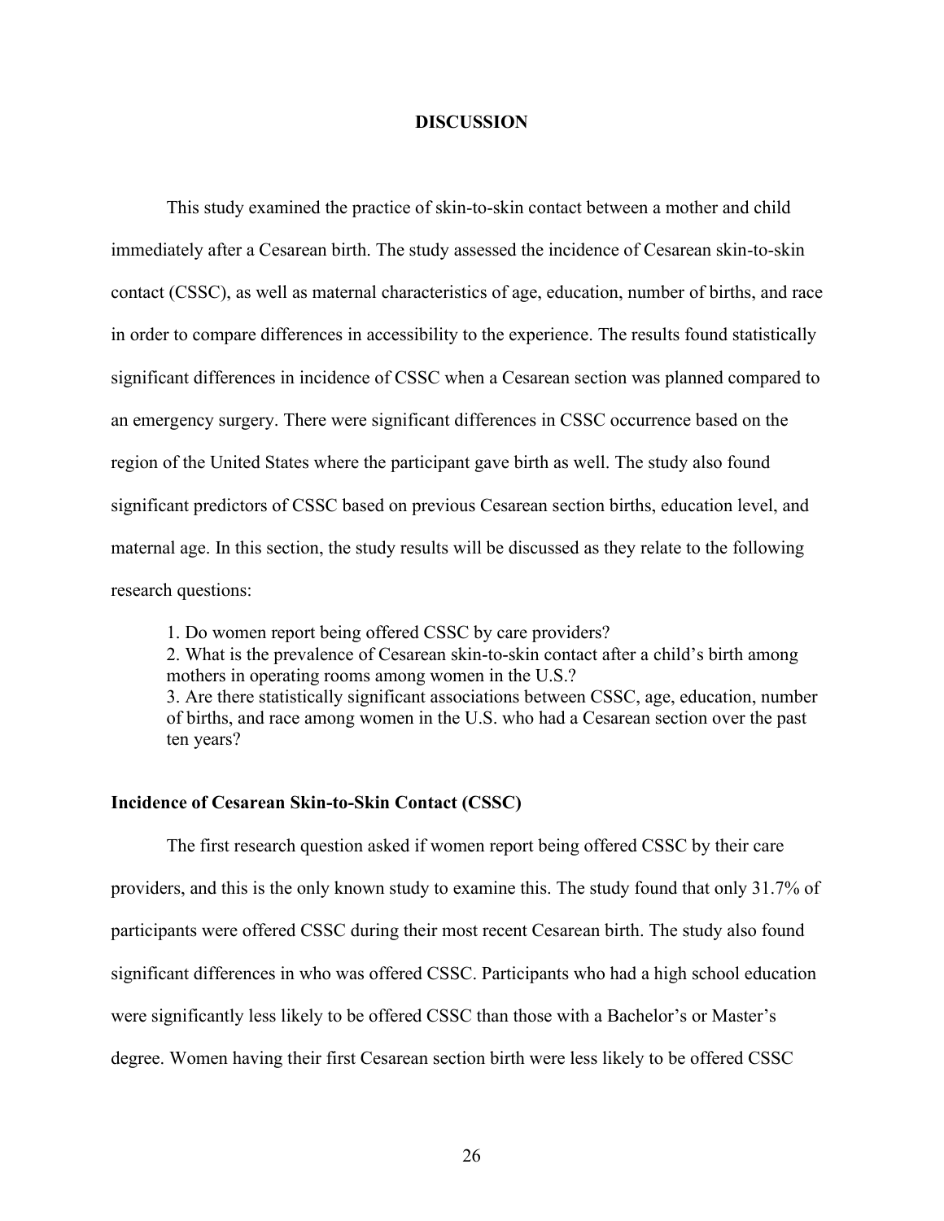# DISCUSSION

This study examined the practice of skin-to-skin contact between a mother and child immediately after a Cesarean birth. The study assessed the incidence of Cesarean skin-to-skin contact (CSSC), as well as maternal characteristics of age, education, number of births, and race in order to compare differences in accessibility to the experience. The results found statistically significant differences in incidence of CSSC when a Cesarean section was planned compared to an emergency surgery. There were significant differences in CSSC occurrence based on the region of the United States where the participant gave birth as well. The study also found significant predictors of CSSC based on previous Cesarean section births, education level, and maternal age. In this section, the study results will be discussed as they relate to the following research questions:

1. Do women report being offered CSSC by care providers?
2. What is the prevalence of Cesarean skin-to-skin contact after a child's birth among mothers in operating rooms among women in the U.S.?
3. Are there statistically significant associations between CSSC, age, education, number of births, and race among women in the U.S. who had a Cesarean section over the past ten years?

## Incidence of Cesarean Skin-to-Skin Contact (CSSC)

The first research question asked if women report being offered CSSC by their care providers, and this is the only known study to examine this. The study found that only 31.7% of participants were offered CSSC during their most recent Cesarean birth. The study also found significant differences in who was offered CSSC. Participants who had a high school education were significantly less likely to be offered CSSC than those with a Bachelor's or Master's degree. Women having their first Cesarean section birth were less likely to be offered CSSC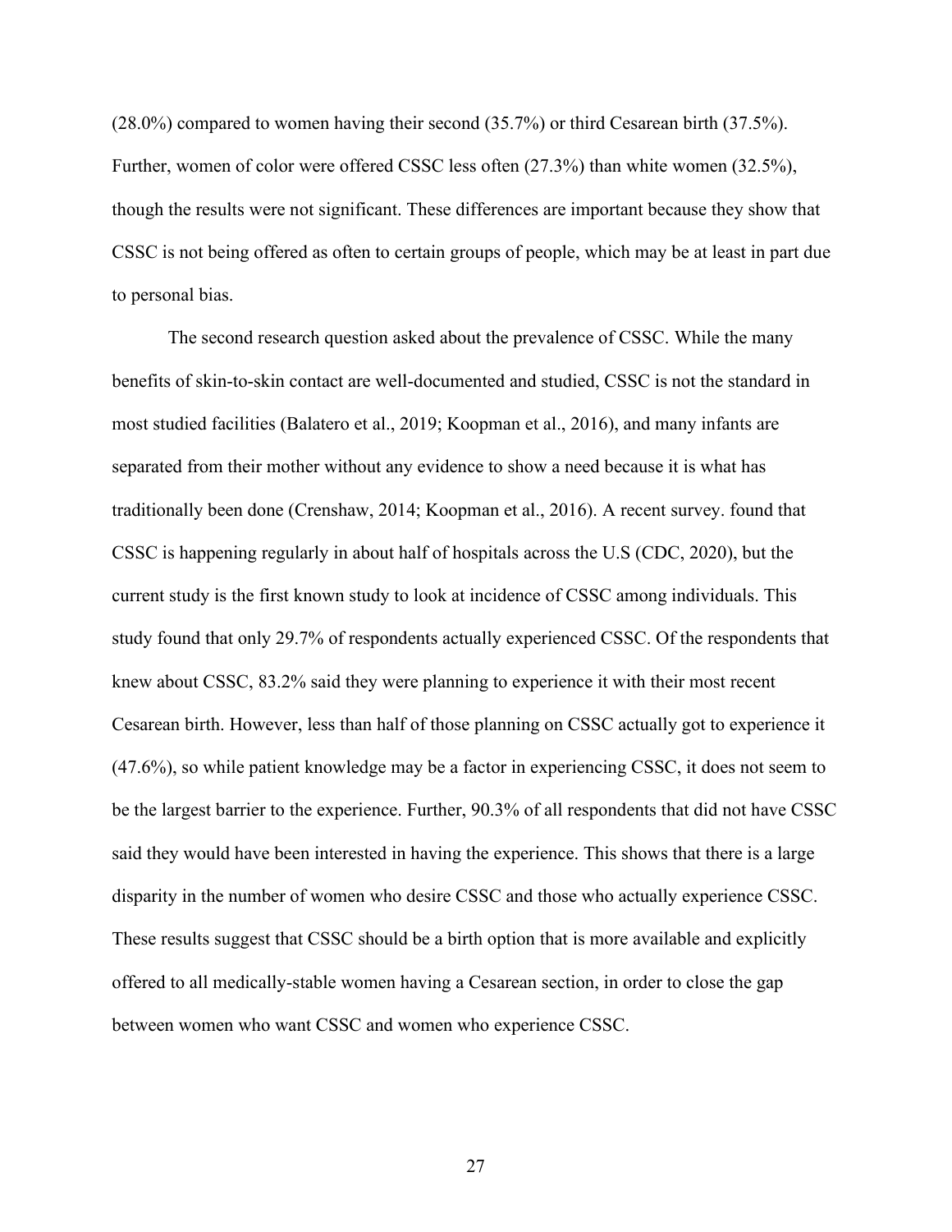(28.0%) compared to women having their second (35.7%) or third Cesarean birth (37.5%). Further, women of color were offered CSSC less often (27.3%) than white women (32.5%), though the results were not significant. These differences are important because they show that CSSC is not being offered as often to certain groups of people, which may be at least in part due to personal bias.

The second research question asked about the prevalence of CSSC. While the many benefits of skin-to-skin contact are well-documented and studied, CSSC is not the standard in most studied facilities (Balatero et al., 2019; Koopman et al., 2016), and many infants are separated from their mother without any evidence to show a need because it is what has traditionally been done (Crenshaw, 2014; Koopman et al., 2016). A recent survey. found that CSSC is happening regularly in about half of hospitals across the U.S (CDC, 2020), but the current study is the first known study to look at incidence of CSSC among individuals. This study found that only 29.7% of respondents actually experienced CSSC. Of the respondents that knew about CSSC, 83.2% said they were planning to experience it with their most recent Cesarean birth. However, less than half of those planning on CSSC actually got to experience it (47.6%), so while patient knowledge may be a factor in experiencing CSSC, it does not seem to be the largest barrier to the experience. Further, 90.3% of all respondents that did not have CSSC said they would have been interested in having the experience. This shows that there is a large disparity in the number of women who desire CSSC and those who actually experience CSSC. These results suggest that CSSC should be a birth option that is more available and explicitly offered to all medically-stable women having a Cesarean section, in order to close the gap between women who want CSSC and women who experience CSSC.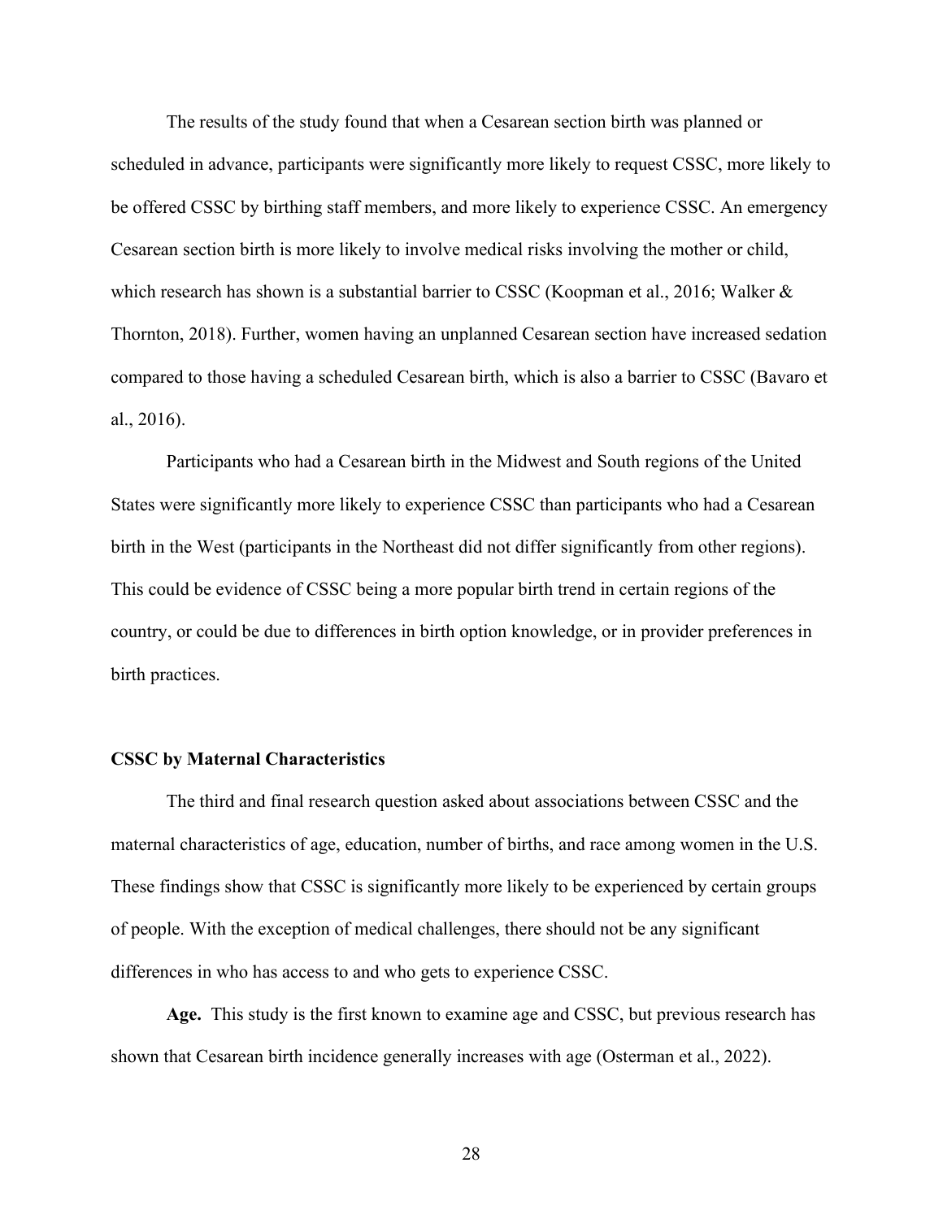The results of the study found that when a Cesarean section birth was planned or scheduled in advance, participants were significantly more likely to request CSSC, more likely to be offered CSSC by birthing staff members, and more likely to experience CSSC. An emergency Cesarean section birth is more likely to involve medical risks involving the mother or child, which research has shown is a substantial barrier to CSSC (Koopman et al., 2016; Walker & Thornton, 2018). Further, women having an unplanned Cesarean section have increased sedation compared to those having a scheduled Cesarean birth, which is also a barrier to CSSC (Bavaro et al., 2016).

Participants who had a Cesarean birth in the Midwest and South regions of the United States were significantly more likely to experience CSSC than participants who had a Cesarean birth in the West (participants in the Northeast did not differ significantly from other regions). This could be evidence of CSSC being a more popular birth trend in certain regions of the country, or could be due to differences in birth option knowledge, or in provider preferences in birth practices.

### CSSC by Maternal Characteristics

The third and final research question asked about associations between CSSC and the maternal characteristics of age, education, number of births, and race among women in the U.S. These findings show that CSSC is significantly more likely to be experienced by certain groups of people. With the exception of medical challenges, there should not be any significant differences in who has access to and who gets to experience CSSC.

**Age.** This study is the first known to examine age and CSSC, but previous research has shown that Cesarean birth incidence generally increases with age (Osterman et al., 2022).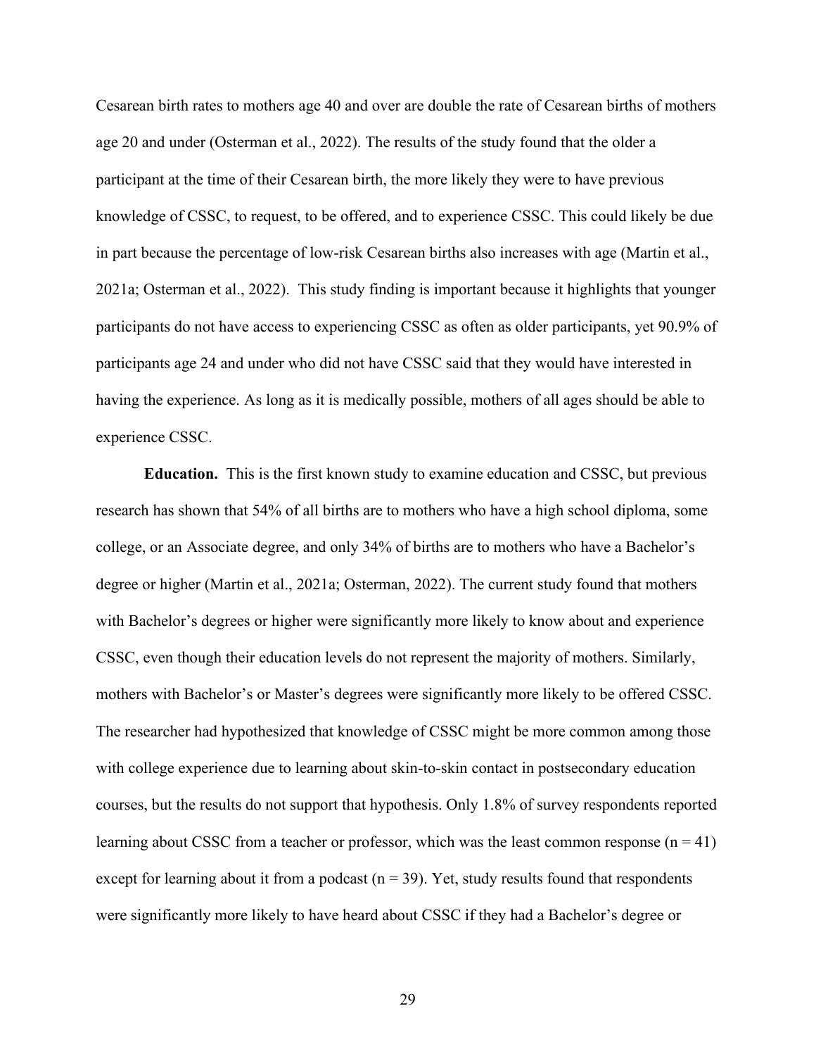Cesarean birth rates to mothers age 40 and over are double the rate of Cesarean births of mothers age 20 and under (Osterman et al., 2022). The results of the study found that the older a participant at the time of their Cesarean birth, the more likely they were to have previous knowledge of CSSC, to request, to be offered, and to experience CSSC. This could likely be due in part because the percentage of low-risk Cesarean births also increases with age (Martin et al., 2021a; Osterman et al., 2022). This study finding is important because it highlights that younger participants do not have access to experiencing CSSC as often as older participants, yet 90.9% of participants age 24 and under who did not have CSSC said that they would have interested in having the experience. As long as it is medically possible, mothers of all ages should be able to experience CSSC.

**Education.** This is the first known study to examine education and CSSC, but previous research has shown that 54% of all births are to mothers who have a high school diploma, some college, or an Associate degree, and only 34% of births are to mothers who have a Bachelor's degree or higher (Martin et al., 2021a; Osterman, 2022). The current study found that mothers with Bachelor's degrees or higher were significantly more likely to know about and experience CSSC, even though their education levels do not represent the majority of mothers. Similarly, mothers with Bachelor's or Master's degrees were significantly more likely to be offered CSSC. The researcher had hypothesized that knowledge of CSSC might be more common among those with college experience due to learning about skin-to-skin contact in postsecondary education courses, but the results do not support that hypothesis. Only 1.8% of survey respondents reported learning about CSSC from a teacher or professor, which was the least common response ($n = 41$) except for learning about it from a podcast ($n = 39$). Yet, study results found that respondents were significantly more likely to have heard about CSSC if they had a Bachelor's degree or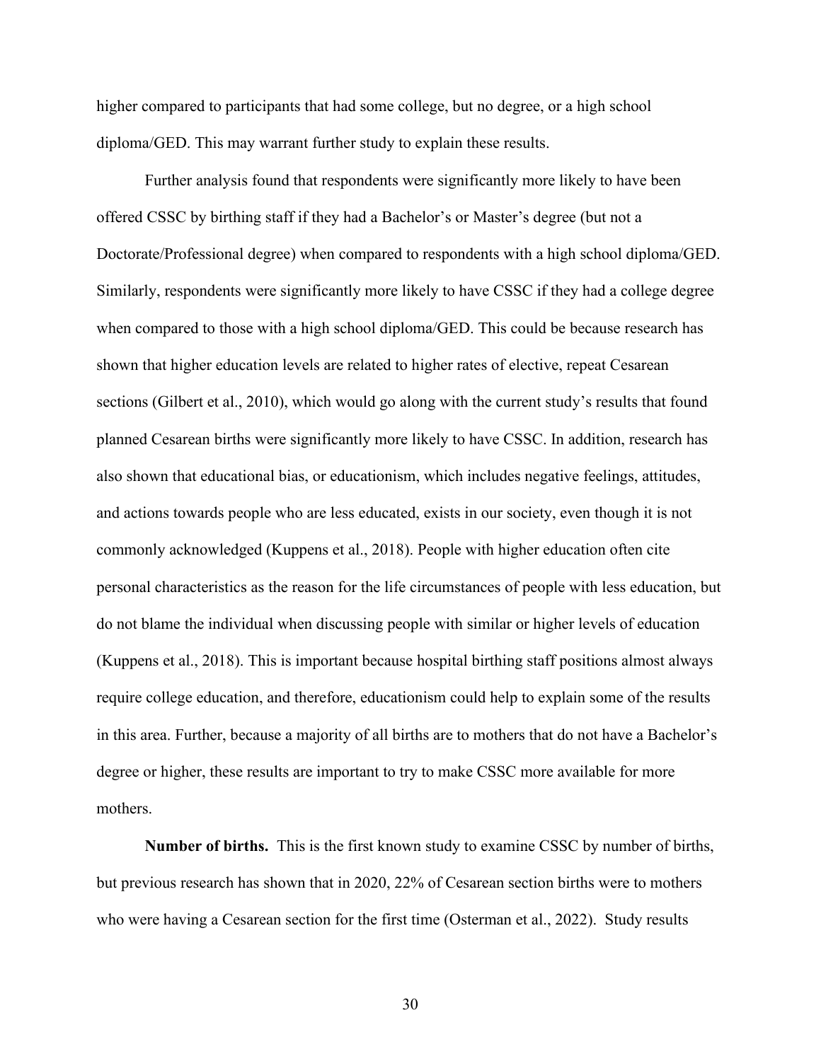higher compared to participants that had some college, but no degree, or a high school diploma/GED. This may warrant further study to explain these results.

Further analysis found that respondents were significantly more likely to have been offered CSSC by birthing staff if they had a Bachelor's or Master's degree (but not a Doctorate/Professional degree) when compared to respondents with a high school diploma/GED. Similarly, respondents were significantly more likely to have CSSC if they had a college degree when compared to those with a high school diploma/GED. This could be because research has shown that higher education levels are related to higher rates of elective, repeat Cesarean sections (Gilbert et al., 2010), which would go along with the current study's results that found planned Cesarean births were significantly more likely to have CSSC. In addition, research has also shown that educational bias, or educationism, which includes negative feelings, attitudes, and actions towards people who are less educated, exists in our society, even though it is not commonly acknowledged (Kuppens et al., 2018). People with higher education often cite personal characteristics as the reason for the life circumstances of people with less education, but do not blame the individual when discussing people with similar or higher levels of education (Kuppens et al., 2018). This is important because hospital birthing staff positions almost always require college education, and therefore, educationism could help to explain some of the results in this area. Further, because a majority of all births are to mothers that do not have a Bachelor's degree or higher, these results are important to try to make CSSC more available for more mothers.

**Number of births.** This is the first known study to examine CSSC by number of births, but previous research has shown that in 2020, 22% of Cesarean section births were to mothers who were having a Cesarean section for the first time (Osterman et al., 2022). Study results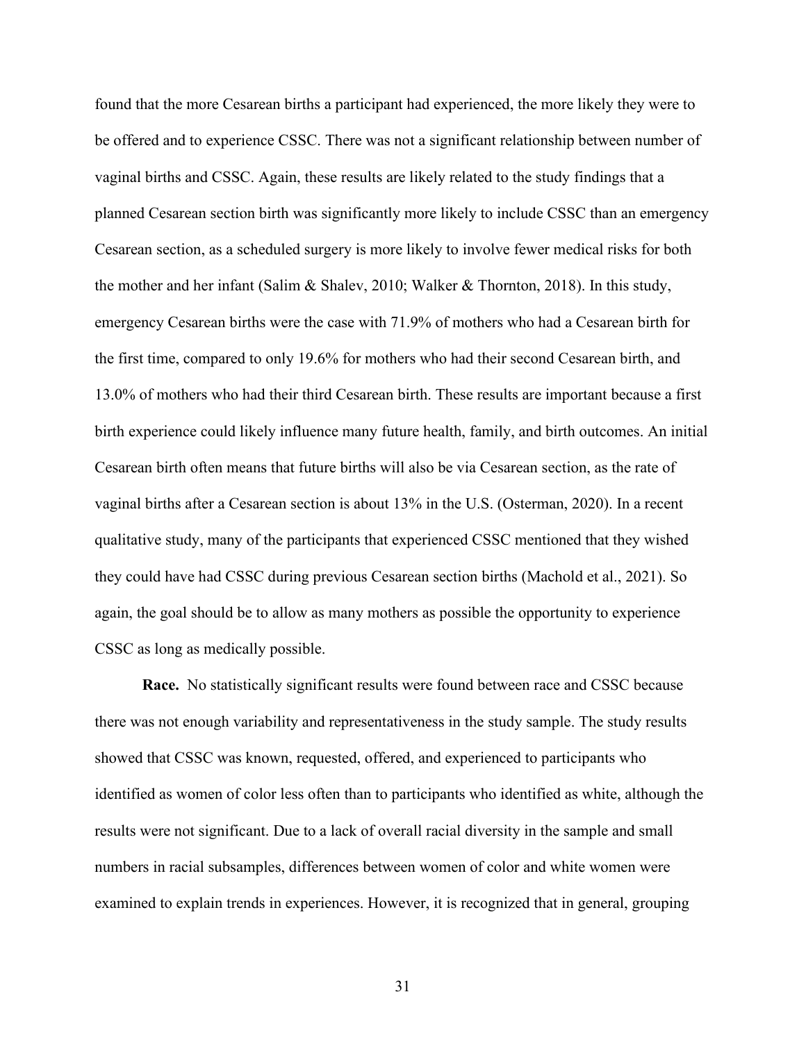found that the more Cesarean births a participant had experienced, the more likely they were to be offered and to experience CSSC. There was not a significant relationship between number of vaginal births and CSSC. Again, these results are likely related to the study findings that a planned Cesarean section birth was significantly more likely to include CSSC than an emergency Cesarean section, as a scheduled surgery is more likely to involve fewer medical risks for both the mother and her infant (Salim & Shalev, 2010; Walker & Thornton, 2018). In this study, emergency Cesarean births were the case with 71.9% of mothers who had a Cesarean birth for the first time, compared to only 19.6% for mothers who had their second Cesarean birth, and 13.0% of mothers who had their third Cesarean birth. These results are important because a first birth experience could likely influence many future health, family, and birth outcomes. An initial Cesarean birth often means that future births will also be via Cesarean section, as the rate of vaginal births after a Cesarean section is about 13% in the U.S. (Osterman, 2020). In a recent qualitative study, many of the participants that experienced CSSC mentioned that they wished they could have had CSSC during previous Cesarean section births (Machold et al., 2021). So again, the goal should be to allow as many mothers as possible the opportunity to experience CSSC as long as medically possible.

**Race.** No statistically significant results were found between race and CSSC because there was not enough variability and representativeness in the study sample. The study results showed that CSSC was known, requested, offered, and experienced to participants who identified as women of color less often than to participants who identified as white, although the results were not significant. Due to a lack of overall racial diversity in the sample and small numbers in racial subsamples, differences between women of color and white women were examined to explain trends in experiences. However, it is recognized that in general, grouping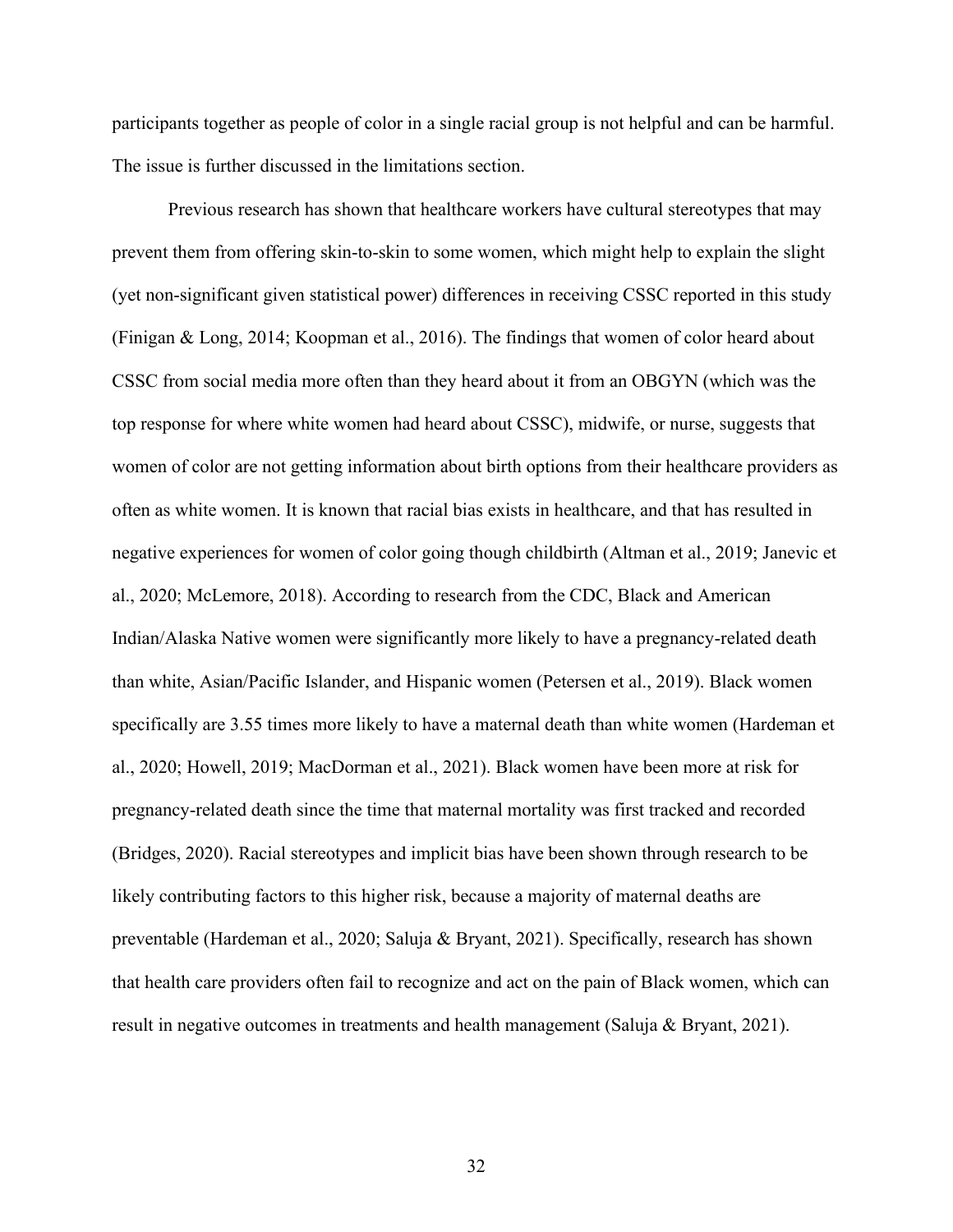participants together as people of color in a single racial group is not helpful and can be harmful. The issue is further discussed in the limitations section.

Previous research has shown that healthcare workers have cultural stereotypes that may prevent them from offering skin-to-skin to some women, which might help to explain the slight (yet non-significant given statistical power) differences in receiving CSSC reported in this study (Finigan & Long, 2014; Koopman et al., 2016). The findings that women of color heard about CSSC from social media more often than they heard about it from an OBGYN (which was the top response for where white women had heard about CSSC), midwife, or nurse, suggests that women of color are not getting information about birth options from their healthcare providers as often as white women. It is known that racial bias exists in healthcare, and that has resulted in negative experiences for women of color going though childbirth (Altman et al., 2019; Janevic et al., 2020; McLemore, 2018). According to research from the CDC, Black and American Indian/Alaska Native women were significantly more likely to have a pregnancy-related death than white, Asian/Pacific Islander, and Hispanic women (Petersen et al., 2019). Black women specifically are 3.55 times more likely to have a maternal death than white women (Hardeman et al., 2020; Howell, 2019; MacDorman et al., 2021). Black women have been more at risk for pregnancy-related death since the time that maternal mortality was first tracked and recorded (Bridges, 2020). Racial stereotypes and implicit bias have been shown through research to be likely contributing factors to this higher risk, because a majority of maternal deaths are preventable (Hardeman et al., 2020; Saluja & Bryant, 2021). Specifically, research has shown that health care providers often fail to recognize and act on the pain of Black women, which can result in negative outcomes in treatments and health management (Saluja & Bryant, 2021).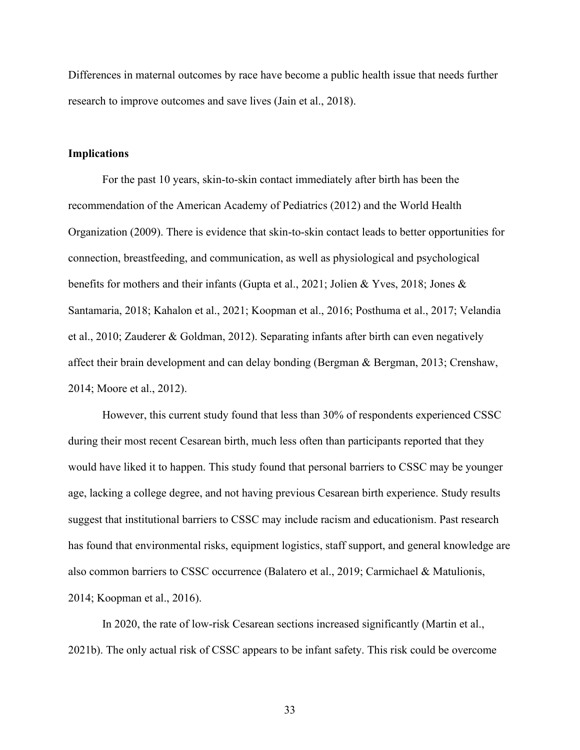Differences in maternal outcomes by race have become a public health issue that needs further research to improve outcomes and save lives (Jain et al., 2018).

## Implications

For the past 10 years, skin-to-skin contact immediately after birth has been the recommendation of the American Academy of Pediatrics (2012) and the World Health Organization (2009). There is evidence that skin-to-skin contact leads to better opportunities for connection, breastfeeding, and communication, as well as physiological and psychological benefits for mothers and their infants (Gupta et al., 2021; Jolien & Yves, 2018; Jones & Santamaria, 2018; Kahalon et al., 2021; Koopman et al., 2016; Posthuma et al., 2017; Velandia et al., 2010; Zauderer & Goldman, 2012). Separating infants after birth can even negatively affect their brain development and can delay bonding (Bergman & Bergman, 2013; Crenshaw, 2014; Moore et al., 2012).

However, this current study found that less than 30% of respondents experienced CSSC during their most recent Cesarean birth, much less often than participants reported that they would have liked it to happen. This study found that personal barriers to CSSC may be younger age, lacking a college degree, and not having previous Cesarean birth experience. Study results suggest that institutional barriers to CSSC may include racism and educationism. Past research has found that environmental risks, equipment logistics, staff support, and general knowledge are also common barriers to CSSC occurrence (Balatero et al., 2019; Carmichael & Matulionis, 2014; Koopman et al., 2016).

In 2020, the rate of low-risk Cesarean sections increased significantly (Martin et al., 2021b). The only actual risk of CSSC appears to be infant safety. This risk could be overcome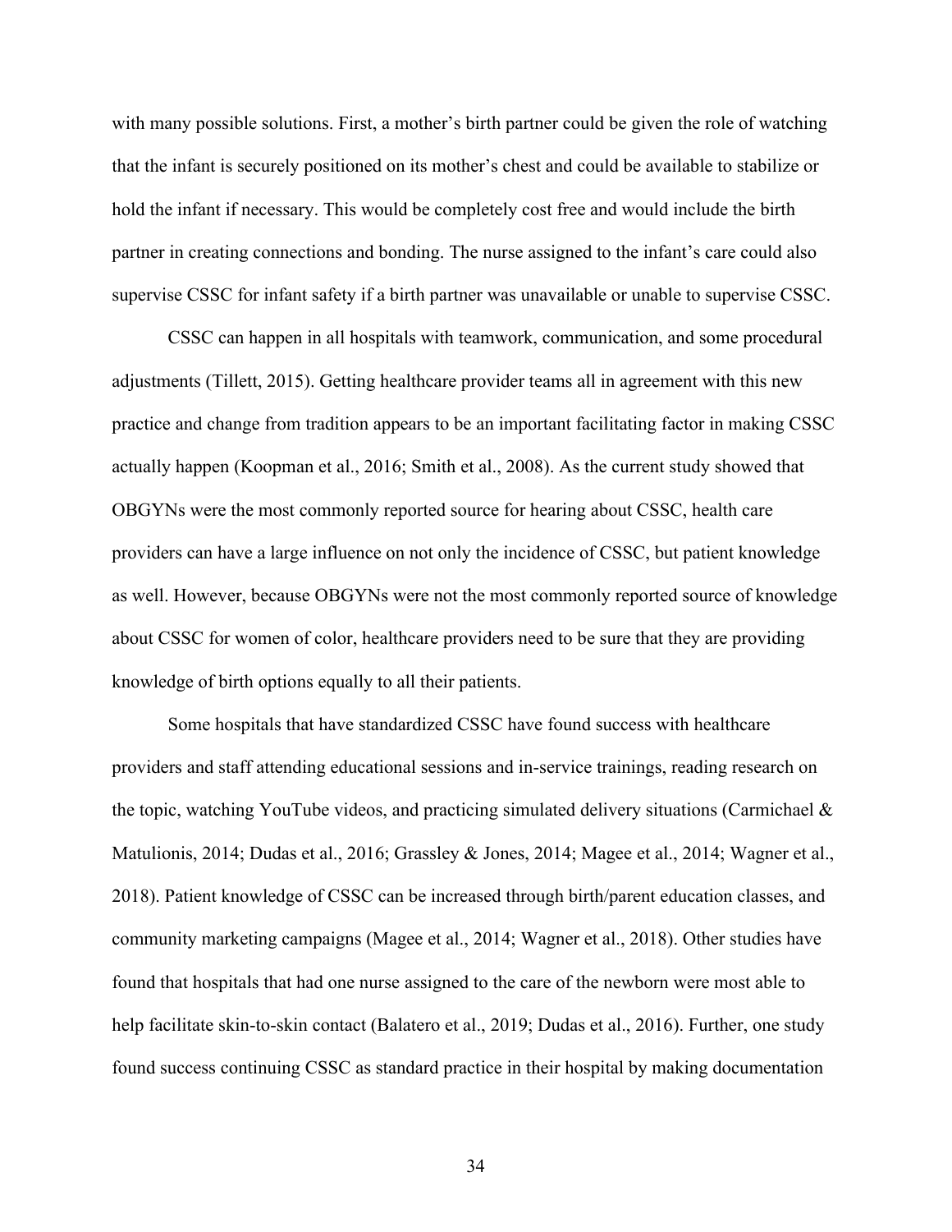with many possible solutions. First, a mother's birth partner could be given the role of watching that the infant is securely positioned on its mother's chest and could be available to stabilize or hold the infant if necessary. This would be completely cost free and would include the birth partner in creating connections and bonding. The nurse assigned to the infant's care could also supervise CSSC for infant safety if a birth partner was unavailable or unable to supervise CSSC.

CSSC can happen in all hospitals with teamwork, communication, and some procedural adjustments (Tillett, 2015). Getting healthcare provider teams all in agreement with this new practice and change from tradition appears to be an important facilitating factor in making CSSC actually happen (Koopman et al., 2016; Smith et al., 2008). As the current study showed that OBGYNs were the most commonly reported source for hearing about CSSC, health care providers can have a large influence on not only the incidence of CSSC, but patient knowledge as well. However, because OBGYNs were not the most commonly reported source of knowledge about CSSC for women of color, healthcare providers need to be sure that they are providing knowledge of birth options equally to all their patients.

Some hospitals that have standardized CSSC have found success with healthcare providers and staff attending educational sessions and in-service trainings, reading research on the topic, watching YouTube videos, and practicing simulated delivery situations (Carmichael & Matulionis, 2014; Dudas et al., 2016; Grassley & Jones, 2014; Magee et al., 2014; Wagner et al., 2018). Patient knowledge of CSSC can be increased through birth/parent education classes, and community marketing campaigns (Magee et al., 2014; Wagner et al., 2018). Other studies have found that hospitals that had one nurse assigned to the care of the newborn were most able to help facilitate skin-to-skin contact (Balatero et al., 2019; Dudas et al., 2016). Further, one study found success continuing CSSC as standard practice in their hospital by making documentation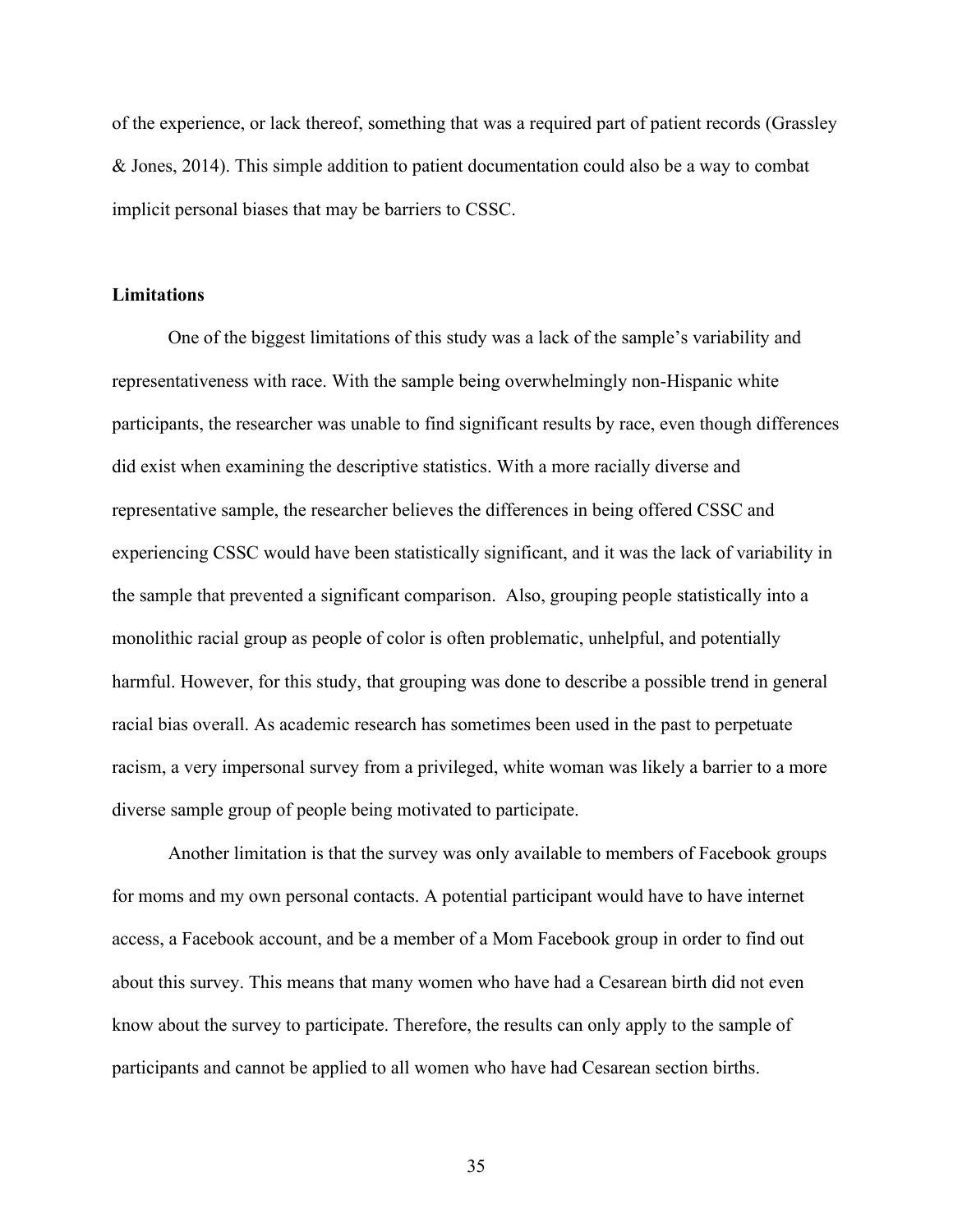of the experience, or lack thereof, something that was a required part of patient records (Grassley & Jones, 2014). This simple addition to patient documentation could also be a way to combat implicit personal biases that may be barriers to CSSC.

## Limitations

One of the biggest limitations of this study was a lack of the sample's variability and representativeness with race. With the sample being overwhelmingly non-Hispanic white participants, the researcher was unable to find significant results by race, even though differences did exist when examining the descriptive statistics. With a more racially diverse and representative sample, the researcher believes the differences in being offered CSSC and experiencing CSSC would have been statistically significant, and it was the lack of variability in the sample that prevented a significant comparison. Also, grouping people statistically into a monolithic racial group as people of color is often problematic, unhelpful, and potentially harmful. However, for this study, that grouping was done to describe a possible trend in general racial bias overall. As academic research has sometimes been used in the past to perpetuate racism, a very impersonal survey from a privileged, white woman was likely a barrier to a more diverse sample group of people being motivated to participate.

Another limitation is that the survey was only available to members of Facebook groups for moms and my own personal contacts. A potential participant would have to have internet access, a Facebook account, and be a member of a Mom Facebook group in order to find out about this survey. This means that many women who have had a Cesarean birth did not even know about the survey to participate. Therefore, the results can only apply to the sample of participants and cannot be applied to all women who have had Cesarean section births.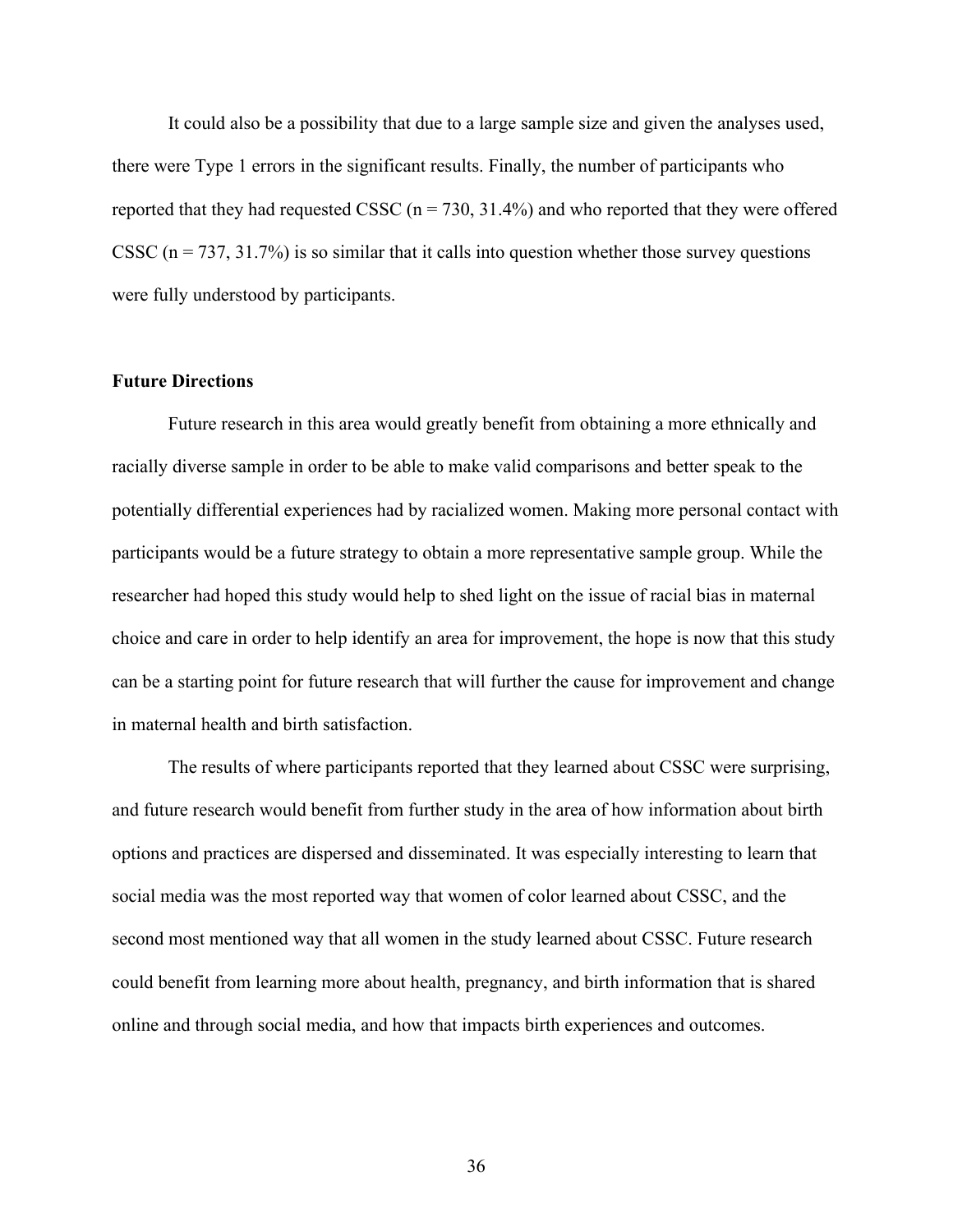It could also be a possibility that due to a large sample size and given the analyses used, there were Type 1 errors in the significant results. Finally, the number of participants who reported that they had requested CSSC (n = 730, 31.4%) and who reported that they were offered CSSC (n = 737, 31.7%) is so similar that it calls into question whether those survey questions were fully understood by participants.

## Future Directions

Future research in this area would greatly benefit from obtaining a more ethnically and racially diverse sample in order to be able to make valid comparisons and better speak to the potentially differential experiences had by racialized women. Making more personal contact with participants would be a future strategy to obtain a more representative sample group. While the researcher had hoped this study would help to shed light on the issue of racial bias in maternal choice and care in order to help identify an area for improvement, the hope is now that this study can be a starting point for future research that will further the cause for improvement and change in maternal health and birth satisfaction.

The results of where participants reported that they learned about CSSC were surprising, and future research would benefit from further study in the area of how information about birth options and practices are dispersed and disseminated. It was especially interesting to learn that social media was the most reported way that women of color learned about CSSC, and the second most mentioned way that all women in the study learned about CSSC. Future research could benefit from learning more about health, pregnancy, and birth information that is shared online and through social media, and how that impacts birth experiences and outcomes.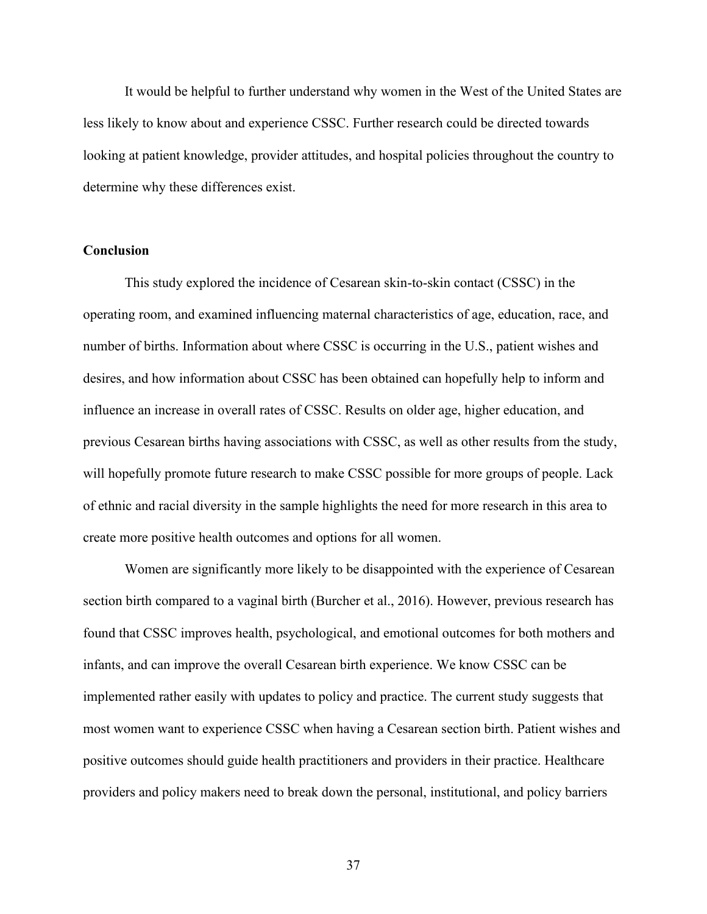It would be helpful to further understand why women in the West of the United States are less likely to know about and experience CSSC. Further research could be directed towards looking at patient knowledge, provider attitudes, and hospital policies throughout the country to determine why these differences exist.

**Conclusion**

This study explored the incidence of Cesarean skin-to-skin contact (CSSC) in the operating room, and examined influencing maternal characteristics of age, education, race, and number of births. Information about where CSSC is occurring in the U.S., patient wishes and desires, and how information about CSSC has been obtained can hopefully help to inform and influence an increase in overall rates of CSSC. Results on older age, higher education, and previous Cesarean births having associations with CSSC, as well as other results from the study, will hopefully promote future research to make CSSC possible for more groups of people. Lack of ethnic and racial diversity in the sample highlights the need for more research in this area to create more positive health outcomes and options for all women.

Women are significantly more likely to be disappointed with the experience of Cesarean section birth compared to a vaginal birth (Burcher et al., 2016). However, previous research has found that CSSC improves health, psychological, and emotional outcomes for both mothers and infants, and can improve the overall Cesarean birth experience. We know CSSC can be implemented rather easily with updates to policy and practice. The current study suggests that most women want to experience CSSC when having a Cesarean section birth. Patient wishes and positive outcomes should guide health practitioners and providers in their practice. Healthcare providers and policy makers need to break down the personal, institutional, and policy barriers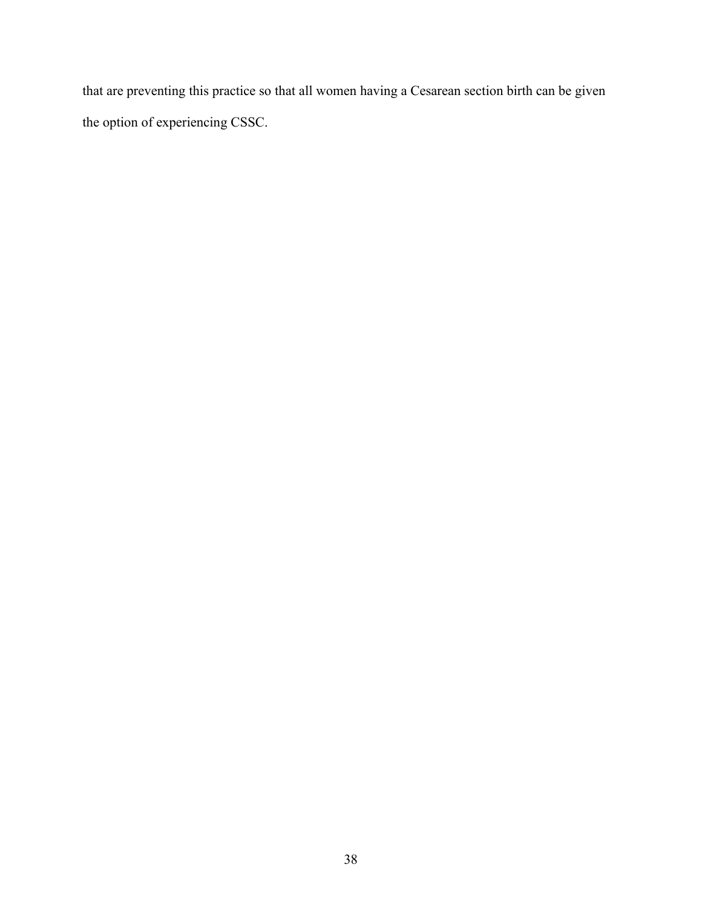that are preventing this practice so that all women having a Cesarean section birth can be given the option of experiencing CSSC.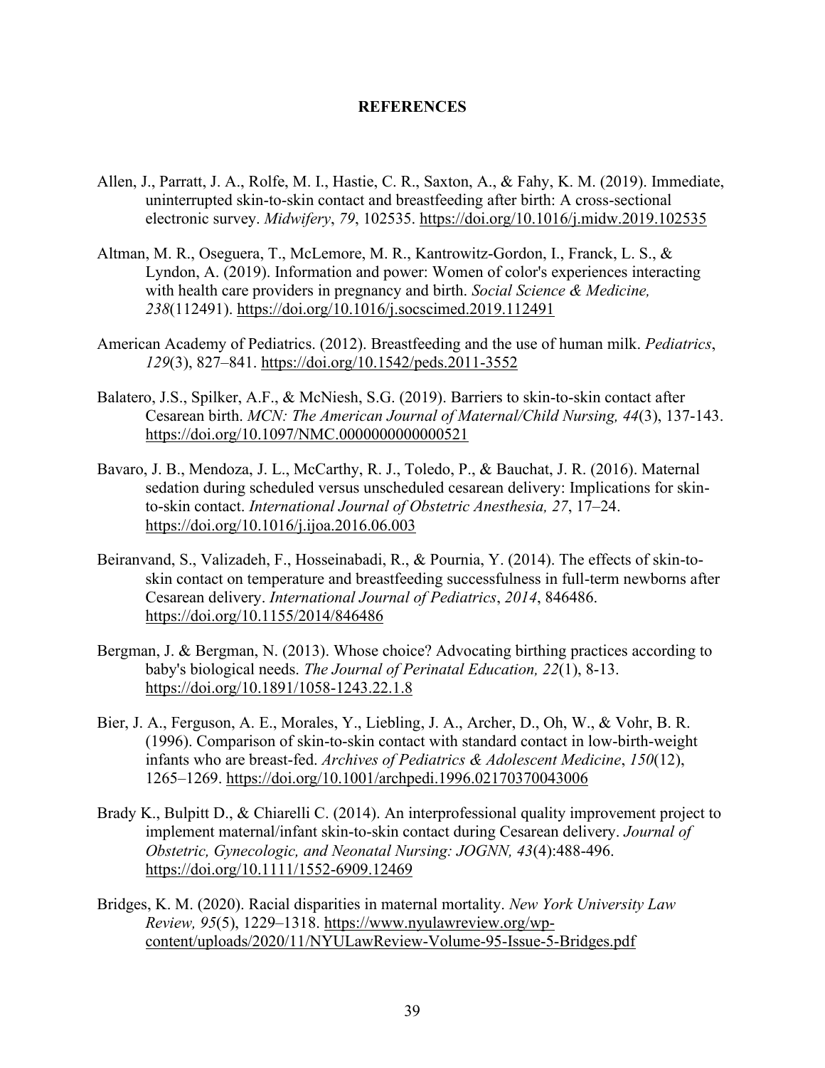# REFERENCES

Allen, J., Parratt, J. A., Rolfe, M. I., Hastie, C. R., Saxton, A., & Fahy, K. M. (2019). Immediate, uninterrupted skin-to-skin contact and breastfeeding after birth: A cross-sectional electronic survey. *Midwifery*, *79*, 102535. https://doi.org/10.1016/j.midw.2019.102535

Altman, M. R., Oseguera, T., McLemore, M. R., Kantrowitz-Gordon, I., Franck, L. S., & Lyndon, A. (2019). Information and power: Women of color's experiences interacting with health care providers in pregnancy and birth. *Social Science & Medicine, 238*(112491). https://doi.org/10.1016/j.socscimed.2019.112491

American Academy of Pediatrics. (2012). Breastfeeding and the use of human milk. *Pediatrics*, *129*(3), 827–841. https://doi.org/10.1542/peds.2011-3552

Balatero, J.S., Spilker, A.F., & McNiesh, S.G. (2019). Barriers to skin-to-skin contact after Cesarean birth. *MCN: The American Journal of Maternal/Child Nursing, 44*(3), 137-143. https://doi.org/10.1097/NMC.0000000000000521

Bavaro, J. B., Mendoza, J. L., McCarthy, R. J., Toledo, P., & Bauchat, J. R. (2016). Maternal sedation during scheduled versus unscheduled cesarean delivery: Implications for skin-to-skin contact. *International Journal of Obstetric Anesthesia, 27*, 17–24. https://doi.org/10.1016/j.ijoa.2016.06.003

Beiranvand, S., Valizadeh, F., Hosseinabadi, R., & Pournia, Y. (2014). The effects of skin-to-skin contact on temperature and breastfeeding successfulness in full-term newborns after Cesarean delivery. *International Journal of Pediatrics*, *2014*, 846486. https://doi.org/10.1155/2014/846486

Bergman, J. & Bergman, N. (2013). Whose choice? Advocating birthing practices according to baby's biological needs. *The Journal of Perinatal Education, 22*(1), 8-13. https://doi.org/10.1891/1058-1243.22.1.8

Bier, J. A., Ferguson, A. E., Morales, Y., Liebling, J. A., Archer, D., Oh, W., & Vohr, B. R. (1996). Comparison of skin-to-skin contact with standard contact in low-birth-weight infants who are breast-fed. *Archives of Pediatrics & Adolescent Medicine*, *150*(12), 1265–1269. https://doi.org/10.1001/archpedi.1996.02170370043006

Brady K., Bulpitt D., & Chiarelli C. (2014). An interprofessional quality improvement project to implement maternal/infant skin-to-skin contact during Cesarean delivery. *Journal of Obstetric, Gynecologic, and Neonatal Nursing: JOGNN, 43*(4):488-496. https://doi.org/10.1111/1552-6909.12469

Bridges, K. M. (2020). Racial disparities in maternal mortality. *New York University Law Review, 95*(5), 1229–1318. https://www.nyulawreview.org/wp-content/uploads/2020/11/NYULawReview-Volume-95-Issue-5-Bridges.pdf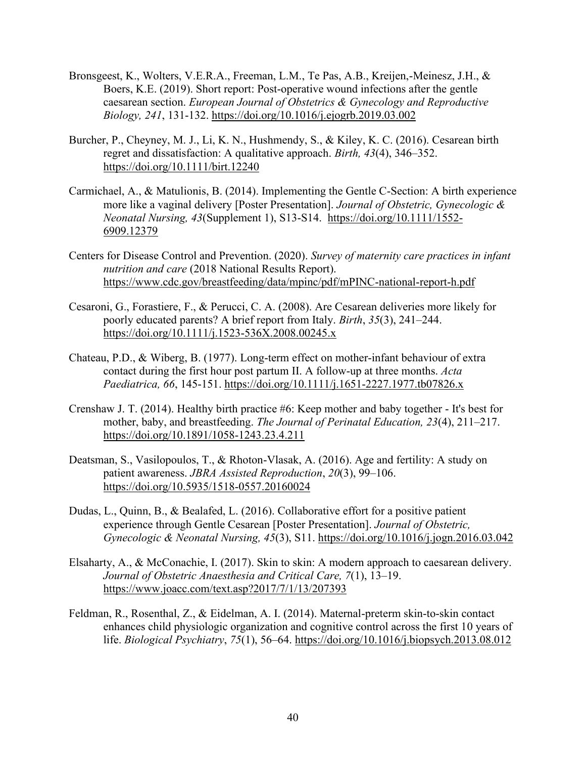Bronsgeest, K., Wolters, V.E.R.A., Freeman, L.M., Te Pas, A.B., Kreijen,-Meinesz, J.H., & Boers, K.E. (2019). Short report: Post-operative wound infections after the gentle caesarean section. *European Journal of Obstetrics & Gynecology and Reproductive Biology, 241*, 131-132. https://doi.org/10.1016/j.ejogrb.2019.03.002

Burcher, P., Cheyney, M. J., Li, K. N., Hushmendy, S., & Kiley, K. C. (2016). Cesarean birth regret and dissatisfaction: A qualitative approach. *Birth, 43*(4), 346–352. https://doi.org/10.1111/birt.12240

Carmichael, A., & Matulionis, B. (2014). Implementing the Gentle C-Section: A birth experience more like a vaginal delivery [Poster Presentation]. *Journal of Obstetric, Gynecologic & Neonatal Nursing, 43*(Supplement 1), S13-S14. https://doi.org/10.1111/1552-6909.12379

Centers for Disease Control and Prevention. (2020). *Survey of maternity care practices in infant nutrition and care* (2018 National Results Report). https://www.cdc.gov/breastfeeding/data/mpinc/pdf/mPINC-national-report-h.pdf

Cesaroni, G., Forastiere, F., & Perucci, C. A. (2008). Are Cesarean deliveries more likely for poorly educated parents? A brief report from Italy. *Birth*, *35*(3), 241–244. https://doi.org/10.1111/j.1523-536X.2008.00245.x

Chateau, P.D., & Wiberg, B. (1977). Long-term effect on mother-infant behaviour of extra contact during the first hour post partum II. A follow-up at three months. *Acta Paediatrica, 66*, 145-151. https://doi.org/10.1111/j.1651-2227.1977.tb07826.x

Crenshaw J. T. (2014). Healthy birth practice #6: Keep mother and baby together - It's best for mother, baby, and breastfeeding. *The Journal of Perinatal Education, 23*(4), 211–217. https://doi.org/10.1891/1058-1243.23.4.211

Deatsman, S., Vasilopoulos, T., & Rhoton-Vlasak, A. (2016). Age and fertility: A study on patient awareness. *JBRA Assisted Reproduction*, *20*(3), 99–106. https://doi.org/10.5935/1518-0557.20160024

Dudas, L., Quinn, B., & Bealafed, L. (2016). Collaborative effort for a positive patient experience through Gentle Cesarean [Poster Presentation]. *Journal of Obstetric, Gynecologic & Neonatal Nursing, 45*(3), S11. https://doi.org/10.1016/j.jogn.2016.03.042

Elsaharty, A., & McConachie, I. (2017). Skin to skin: A modern approach to caesarean delivery. *Journal of Obstetric Anaesthesia and Critical Care, 7*(1), 13–19. https://www.joacc.com/text.asp?2017/7/1/13/207393

Feldman, R., Rosenthal, Z., & Eidelman, A. I. (2014). Maternal-preterm skin-to-skin contact enhances child physiologic organization and cognitive control across the first 10 years of life. *Biological Psychiatry*, *75*(1), 56–64. https://doi.org/10.1016/j.biopsych.2013.08.012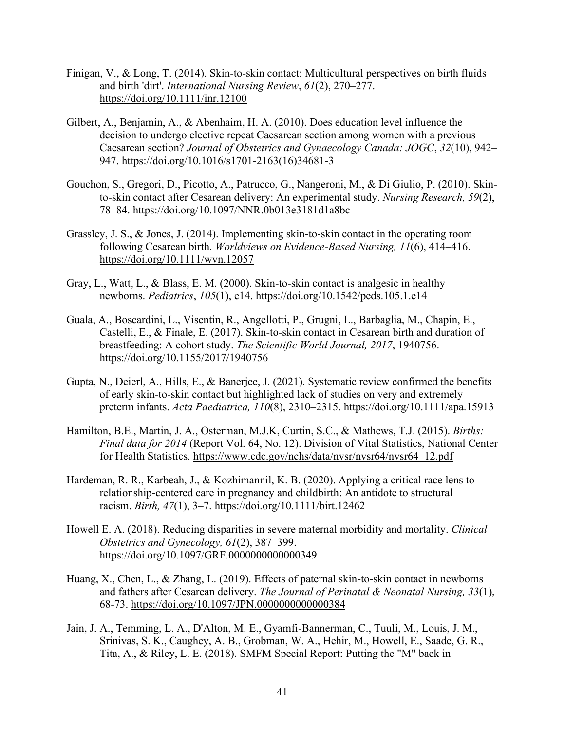Finigan, V., & Long, T. (2014). Skin-to-skin contact: Multicultural perspectives on birth fluids and birth 'dirt'. *International Nursing Review*, *61*(2), 270–277. https://doi.org/10.1111/inr.12100

Gilbert, A., Benjamin, A., & Abenhaim, H. A. (2010). Does education level influence the decision to undergo elective repeat Caesarean section among women with a previous Caesarean section? *Journal of Obstetrics and Gynaecology Canada: JOGC*, *32*(10), 942–947. https://doi.org/10.1016/s1701-2163(16)34681-3

Gouchon, S., Gregori, D., Picotto, A., Patrucco, G., Nangeroni, M., & Di Giulio, P. (2010). Skin-to-skin contact after Cesarean delivery: An experimental study. *Nursing Research, 59*(2), 78–84. https://doi.org/10.1097/NNR.0b013e3181d1a8bc

Grassley, J. S., & Jones, J. (2014). Implementing skin-to-skin contact in the operating room following Cesarean birth. *Worldviews on Evidence-Based Nursing, 11*(6), 414–416. https://doi.org/10.1111/wvn.12057

Gray, L., Watt, L., & Blass, E. M. (2000). Skin-to-skin contact is analgesic in healthy newborns. *Pediatrics*, *105*(1), e14. https://doi.org/10.1542/peds.105.1.e14

Guala, A., Boscardini, L., Visentin, R., Angellotti, P., Grugni, L., Barbaglia, M., Chapin, E., Castelli, E., & Finale, E. (2017). Skin-to-skin contact in Cesarean birth and duration of breastfeeding: A cohort study. *The Scientific World Journal, 2017*, 1940756. https://doi.org/10.1155/2017/1940756

Gupta, N., Deierl, A., Hills, E., & Banerjee, J. (2021). Systematic review confirmed the benefits of early skin-to-skin contact but highlighted lack of studies on very and extremely preterm infants. *Acta Paediatrica, 110*(8), 2310–2315. https://doi.org/10.1111/apa.15913

Hamilton, B.E., Martin, J. A., Osterman, M.J.K, Curtin, S.C., & Mathews, T.J. (2015). *Births: Final data for 2014* (Report Vol. 64, No. 12). Division of Vital Statistics, National Center for Health Statistics. https://www.cdc.gov/nchs/data/nvsr/nvsr64/nvsr64_12.pdf

Hardeman, R. R., Karbeah, J., & Kozhimannil, K. B. (2020). Applying a critical race lens to relationship-centered care in pregnancy and childbirth: An antidote to structural racism. *Birth, 47*(1), 3–7. https://doi.org/10.1111/birt.12462

Howell E. A. (2018). Reducing disparities in severe maternal morbidity and mortality. *Clinical Obstetrics and Gynecology, 61*(2), 387–399. https://doi.org/10.1097/GRF.0000000000000349

Huang, X., Chen, L., & Zhang, L. (2019). Effects of paternal skin-to-skin contact in newborns and fathers after Cesarean delivery. *The Journal of Perinatal & Neonatal Nursing, 33*(1), 68-73. https://doi.org/10.1097/JPN.0000000000000384

Jain, J. A., Temming, L. A., D'Alton, M. E., Gyamfi-Bannerman, C., Tuuli, M., Louis, J. M., Srinivas, S. K., Caughey, A. B., Grobman, W. A., Hehir, M., Howell, E., Saade, G. R., Tita, A., & Riley, L. E. (2018). SMFM Special Report: Putting the "M" back in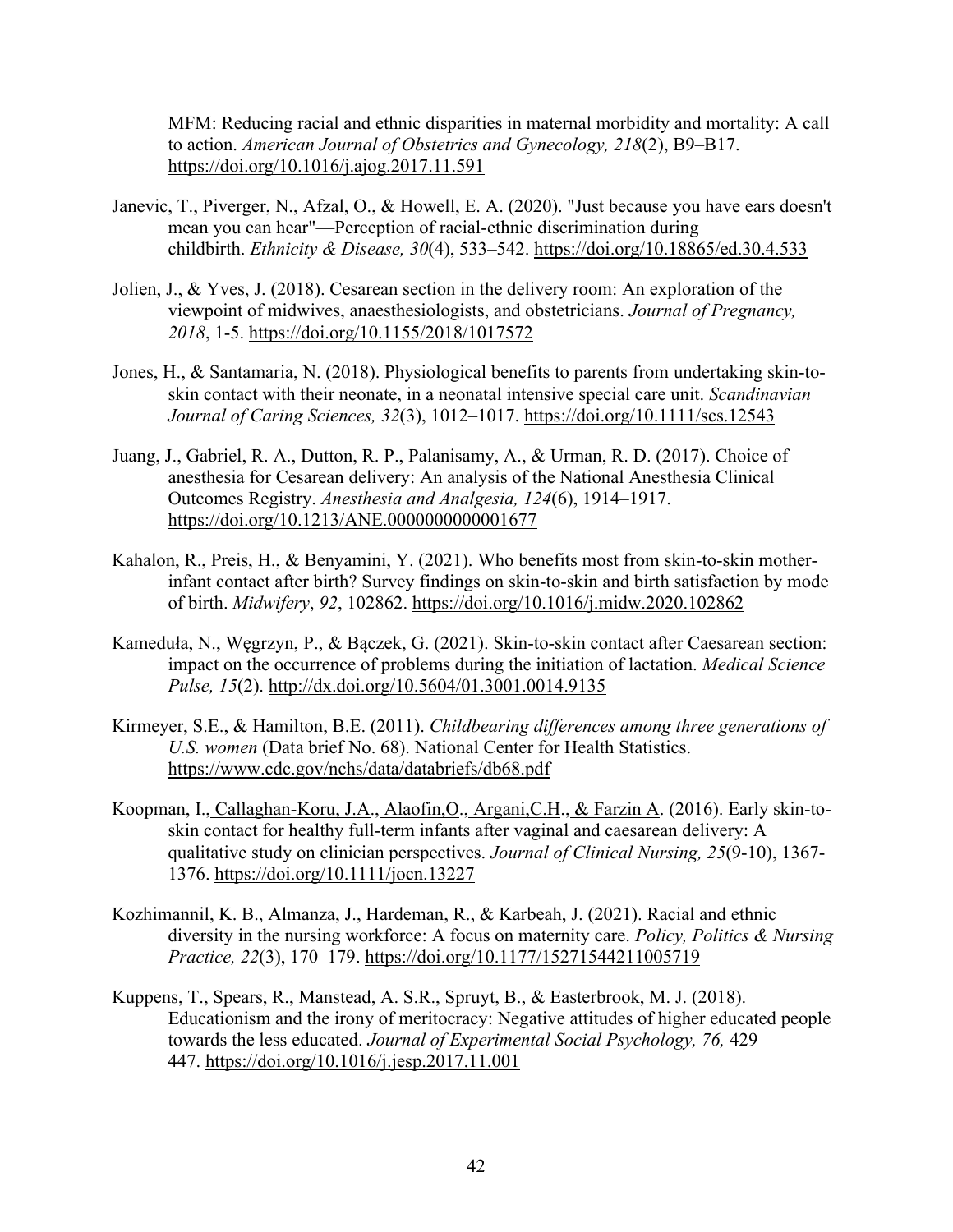MFM: Reducing racial and ethnic disparities in maternal morbidity and mortality: A call to action. *American Journal of Obstetrics and Gynecology, 218*(2), B9–B17. https://doi.org/10.1016/j.ajog.2017.11.591

Janevic, T., Piverger, N., Afzal, O., & Howell, E. A. (2020). "Just because you have ears doesn't mean you can hear"—Perception of racial-ethnic discrimination during childbirth. *Ethnicity & Disease, 30*(4), 533–542. https://doi.org/10.18865/ed.30.4.533

Jolien, J., & Yves, J. (2018). Cesarean section in the delivery room: An exploration of the viewpoint of midwives, anaesthesiologists, and obstetricians. *Journal of Pregnancy, 2018*, 1-5. https://doi.org/10.1155/2018/1017572

Jones, H., & Santamaria, N. (2018). Physiological benefits to parents from undertaking skin-to-skin contact with their neonate, in a neonatal intensive special care unit. *Scandinavian Journal of Caring Sciences, 32*(3), 1012–1017. https://doi.org/10.1111/scs.12543

Juang, J., Gabriel, R. A., Dutton, R. P., Palanisamy, A., & Urman, R. D. (2017). Choice of anesthesia for Cesarean delivery: An analysis of the National Anesthesia Clinical Outcomes Registry. *Anesthesia and Analgesia, 124*(6), 1914–1917. https://doi.org/10.1213/ANE.0000000000001677

Kahalon, R., Preis, H., & Benyamini, Y. (2021). Who benefits most from skin-to-skin mother-infant contact after birth? Survey findings on skin-to-skin and birth satisfaction by mode of birth. *Midwifery*, *92*, 102862. https://doi.org/10.1016/j.midw.2020.102862

Kameduła, N., Węgrzyn, P., & Bączek, G. (2021). Skin-to-skin contact after Caesarean section: impact on the occurrence of problems during the initiation of lactation. *Medical Science Pulse, 15*(2). http://dx.doi.org/10.5604/01.3001.0014.9135

Kirmeyer, S.E., & Hamilton, B.E. (2011). *Childbearing differences among three generations of U.S. women* (Data brief No. 68). National Center for Health Statistics. https://www.cdc.gov/nchs/data/databriefs/db68.pdf

Koopman, I., Callaghan-Koru, J.A., Alaofin,O., Argani,C.H., & Farzin A. (2016). Early skin-to-skin contact for healthy full-term infants after vaginal and caesarean delivery: A qualitative study on clinician perspectives. *Journal of Clinical Nursing, 25*(9-10), 1367-1376. https://doi.org/10.1111/jocn.13227

Kozhimannil, K. B., Almanza, J., Hardeman, R., & Karbeah, J. (2021). Racial and ethnic diversity in the nursing workforce: A focus on maternity care. *Policy, Politics & Nursing Practice, 22*(3), 170–179. https://doi.org/10.1177/15271544211005719

Kuppens, T., Spears, R., Manstead, A. S.R., Spruyt, B., & Easterbrook, M. J. (2018). Educationism and the irony of meritocracy: Negative attitudes of higher educated people towards the less educated. *Journal of Experimental Social Psychology, 76,* 429–447. https://doi.org/10.1016/j.jesp.2017.11.001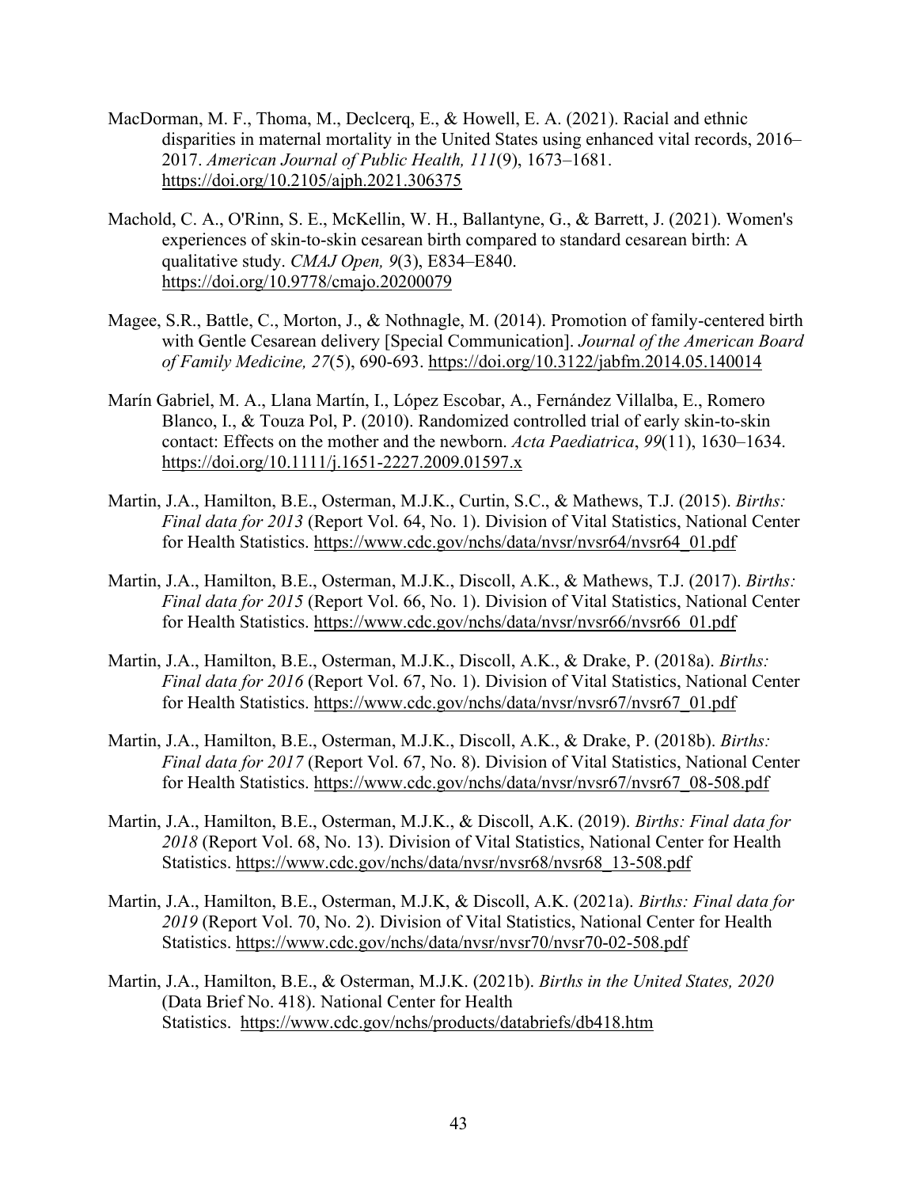MacDorman, M. F., Thoma, M., Declcerq, E., & Howell, E. A. (2021). Racial and ethnic disparities in maternal mortality in the United States using enhanced vital records, 2016–2017. *American Journal of Public Health, 111*(9), 1673–1681. https://doi.org/10.2105/ajph.2021.306375

Machold, C. A., O'Rinn, S. E., McKellin, W. H., Ballantyne, G., & Barrett, J. (2021). Women's experiences of skin-to-skin cesarean birth compared to standard cesarean birth: A qualitative study. *CMAJ Open, 9*(3), E834–E840. https://doi.org/10.9778/cmajo.20200079

Magee, S.R., Battle, C., Morton, J., & Nothnagle, M. (2014). Promotion of family-centered birth with Gentle Cesarean delivery [Special Communication]. *Journal of the American Board of Family Medicine, 27*(5), 690-693. https://doi.org/10.3122/jabfm.2014.05.140014

Marín Gabriel, M. A., Llana Martín, I., López Escobar, A., Fernández Villalba, E., Romero Blanco, I., & Touza Pol, P. (2010). Randomized controlled trial of early skin-to-skin contact: Effects on the mother and the newborn. *Acta Paediatrica*, *99*(11), 1630–1634. https://doi.org/10.1111/j.1651-2227.2009.01597.x

Martin, J.A., Hamilton, B.E., Osterman, M.J.K., Curtin, S.C., & Mathews, T.J. (2015). *Births: Final data for 2013* (Report Vol. 64, No. 1). Division of Vital Statistics, National Center for Health Statistics. https://www.cdc.gov/nchs/data/nvsr/nvsr64/nvsr64_01.pdf

Martin, J.A., Hamilton, B.E., Osterman, M.J.K., Discoll, A.K., & Mathews, T.J. (2017). *Births: Final data for 2015* (Report Vol. 66, No. 1). Division of Vital Statistics, National Center for Health Statistics. https://www.cdc.gov/nchs/data/nvsr/nvsr66/nvsr66_01.pdf

Martin, J.A., Hamilton, B.E., Osterman, M.J.K., Discoll, A.K., & Drake, P. (2018a). *Births: Final data for 2016* (Report Vol. 67, No. 1). Division of Vital Statistics, National Center for Health Statistics. https://www.cdc.gov/nchs/data/nvsr/nvsr67/nvsr67_01.pdf

Martin, J.A., Hamilton, B.E., Osterman, M.J.K., Discoll, A.K., & Drake, P. (2018b). *Births: Final data for 2017* (Report Vol. 67, No. 8). Division of Vital Statistics, National Center for Health Statistics. https://www.cdc.gov/nchs/data/nvsr/nvsr67/nvsr67_08-508.pdf

Martin, J.A., Hamilton, B.E., Osterman, M.J.K., & Discoll, A.K. (2019). *Births: Final data for 2018* (Report Vol. 68, No. 13). Division of Vital Statistics, National Center for Health Statistics. https://www.cdc.gov/nchs/data/nvsr/nvsr68/nvsr68_13-508.pdf

Martin, J.A., Hamilton, B.E., Osterman, M.J.K, & Discoll, A.K. (2021a). *Births: Final data for 2019* (Report Vol. 70, No. 2). Division of Vital Statistics, National Center for Health Statistics. https://www.cdc.gov/nchs/data/nvsr/nvsr70/nvsr70-02-508.pdf

Martin, J.A., Hamilton, B.E., & Osterman, M.J.K. (2021b). *Births in the United States, 2020* (Data Brief No. 418). National Center for Health Statistics. https://www.cdc.gov/nchs/products/databriefs/db418.htm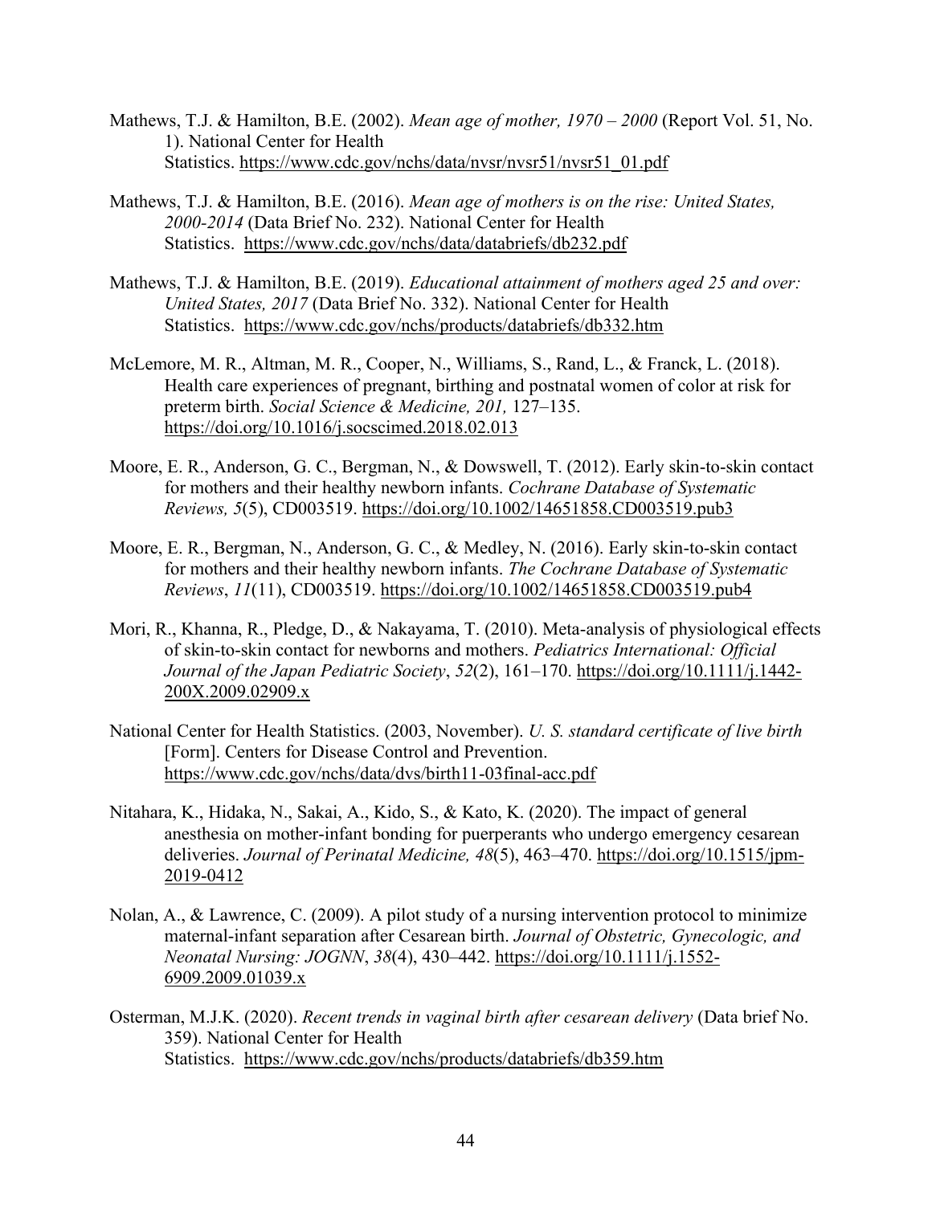Mathews, T.J. & Hamilton, B.E. (2002). *Mean age of mother, 1970 – 2000* (Report Vol. 51, No. 1). National Center for Health Statistics. https://www.cdc.gov/nchs/data/nvsr/nvsr51/nvsr51_01.pdf

Mathews, T.J. & Hamilton, B.E. (2016). *Mean age of mothers is on the rise: United States, 2000-2014* (Data Brief No. 232). National Center for Health Statistics. https://www.cdc.gov/nchs/data/databriefs/db232.pdf

Mathews, T.J. & Hamilton, B.E. (2019). *Educational attainment of mothers aged 25 and over: United States, 2017* (Data Brief No. 332). National Center for Health Statistics. https://www.cdc.gov/nchs/products/databriefs/db332.htm

McLemore, M. R., Altman, M. R., Cooper, N., Williams, S., Rand, L., & Franck, L. (2018). Health care experiences of pregnant, birthing and postnatal women of color at risk for preterm birth. *Social Science & Medicine, 201,* 127–135. https://doi.org/10.1016/j.socscimed.2018.02.013

Moore, E. R., Anderson, G. C., Bergman, N., & Dowswell, T. (2012). Early skin-to-skin contact for mothers and their healthy newborn infants. *Cochrane Database of Systematic Reviews, 5*(5), CD003519. https://doi.org/10.1002/14651858.CD003519.pub3

Moore, E. R., Bergman, N., Anderson, G. C., & Medley, N. (2016). Early skin-to-skin contact for mothers and their healthy newborn infants. *The Cochrane Database of Systematic Reviews*, *11*(11), CD003519. https://doi.org/10.1002/14651858.CD003519.pub4

Mori, R., Khanna, R., Pledge, D., & Nakayama, T. (2010). Meta-analysis of physiological effects of skin-to-skin contact for newborns and mothers. *Pediatrics International: Official Journal of the Japan Pediatric Society*, *52*(2), 161–170. https://doi.org/10.1111/j.1442-200X.2009.02909.x

National Center for Health Statistics. (2003, November). *U. S. standard certificate of live birth* [Form]. Centers for Disease Control and Prevention. https://www.cdc.gov/nchs/data/dvs/birth11-03final-acc.pdf

Nitahara, K., Hidaka, N., Sakai, A., Kido, S., & Kato, K. (2020). The impact of general anesthesia on mother-infant bonding for puerperants who undergo emergency cesarean deliveries. *Journal of Perinatal Medicine, 48*(5), 463–470. https://doi.org/10.1515/jpm-2019-0412

Nolan, A., & Lawrence, C. (2009). A pilot study of a nursing intervention protocol to minimize maternal-infant separation after Cesarean birth. *Journal of Obstetric, Gynecologic, and Neonatal Nursing: JOGNN*, *38*(4), 430–442. https://doi.org/10.1111/j.1552-6909.2009.01039.x

Osterman, M.J.K. (2020). *Recent trends in vaginal birth after cesarean delivery* (Data brief No. 359). National Center for Health Statistics. https://www.cdc.gov/nchs/products/databriefs/db359.htm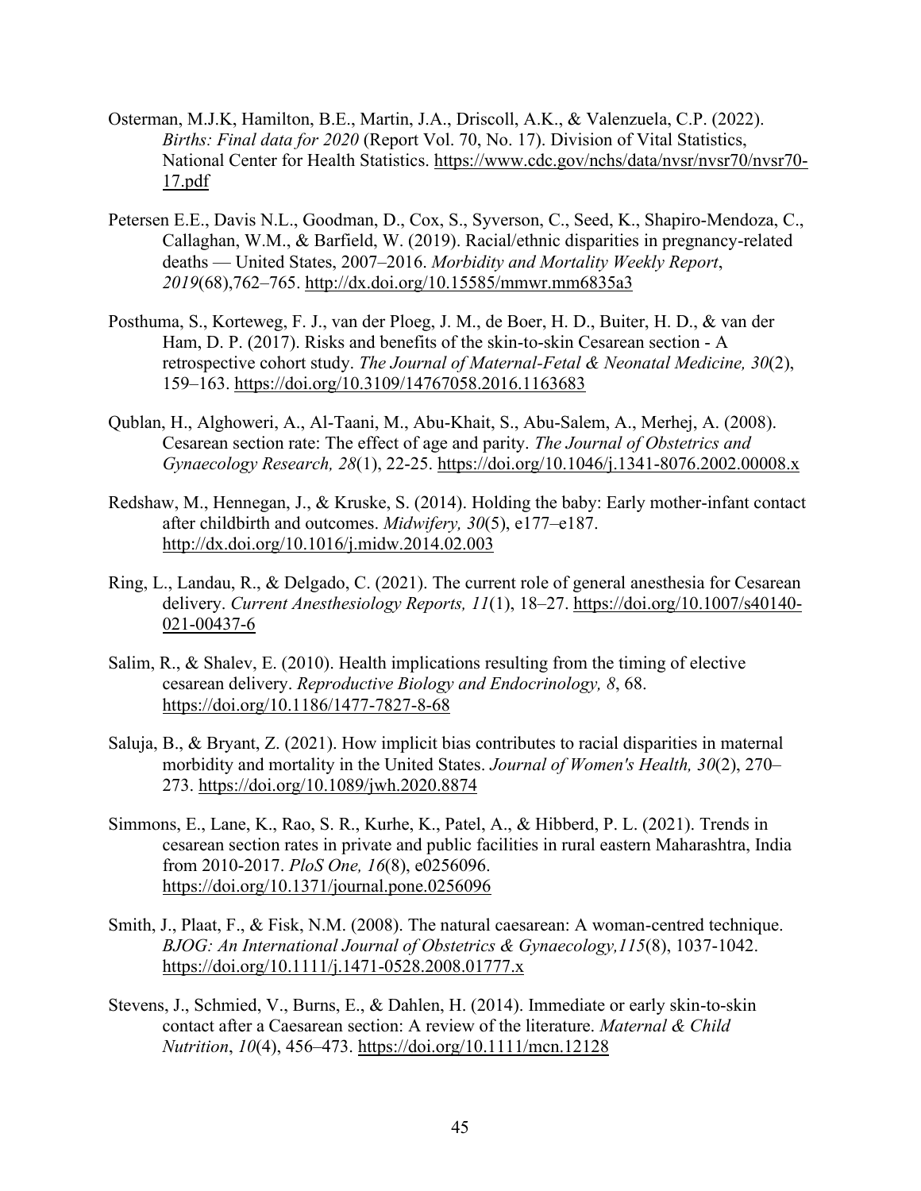Osterman, M.J.K, Hamilton, B.E., Martin, J.A., Driscoll, A.K., & Valenzuela, C.P. (2022). *Births: Final data for 2020* (Report Vol. 70, No. 17). Division of Vital Statistics, National Center for Health Statistics. https://www.cdc.gov/nchs/data/nvsr/nvsr70/nvsr70-17.pdf

Petersen E.E., Davis N.L., Goodman, D., Cox, S., Syverson, C., Seed, K., Shapiro-Mendoza, C., Callaghan, W.M., & Barfield, W. (2019). Racial/ethnic disparities in pregnancy-related deaths — United States, 2007–2016. *Morbidity and Mortality Weekly Report*, *2019*(68),762–765. http://dx.doi.org/10.15585/mmwr.mm6835a3

Posthuma, S., Korteweg, F. J., van der Ploeg, J. M., de Boer, H. D., Buiter, H. D., & van der Ham, D. P. (2017). Risks and benefits of the skin-to-skin Cesarean section - A retrospective cohort study. *The Journal of Maternal-Fetal & Neonatal Medicine, 30*(2), 159–163. https://doi.org/10.3109/14767058.2016.1163683

Qublan, H., Alghoweri, A., Al-Taani, M., Abu-Khait, S., Abu-Salem, A., Merhej, A. (2008). Cesarean section rate: The effect of age and parity. *The Journal of Obstetrics and Gynaecology Research, 28*(1), 22-25. https://doi.org/10.1046/j.1341-8076.2002.00008.x

Redshaw, M., Hennegan, J., & Kruske, S. (2014). Holding the baby: Early mother-infant contact after childbirth and outcomes. *Midwifery, 30*(5), e177–e187. http://dx.doi.org/10.1016/j.midw.2014.02.003

Ring, L., Landau, R., & Delgado, C. (2021). The current role of general anesthesia for Cesarean delivery. *Current Anesthesiology Reports, 11*(1), 18–27. https://doi.org/10.1007/s40140-021-00437-6

Salim, R., & Shalev, E. (2010). Health implications resulting from the timing of elective cesarean delivery. *Reproductive Biology and Endocrinology, 8*, 68. https://doi.org/10.1186/1477-7827-8-68

Saluja, B., & Bryant, Z. (2021). How implicit bias contributes to racial disparities in maternal morbidity and mortality in the United States. *Journal of Women's Health, 30*(2), 270–273. https://doi.org/10.1089/jwh.2020.8874

Simmons, E., Lane, K., Rao, S. R., Kurhe, K., Patel, A., & Hibberd, P. L. (2021). Trends in cesarean section rates in private and public facilities in rural eastern Maharashtra, India from 2010-2017. *PloS One, 16*(8), e0256096. https://doi.org/10.1371/journal.pone.0256096

Smith, J., Plaat, F., & Fisk, N.M. (2008). The natural caesarean: A woman-centred technique. *BJOG: An International Journal of Obstetrics & Gynaecology,115*(8), 1037-1042. https://doi.org/10.1111/j.1471-0528.2008.01777.x

Stevens, J., Schmied, V., Burns, E., & Dahlen, H. (2014). Immediate or early skin-to-skin contact after a Caesarean section: A review of the literature. *Maternal & Child Nutrition*, *10*(4), 456–473. https://doi.org/10.1111/mcn.12128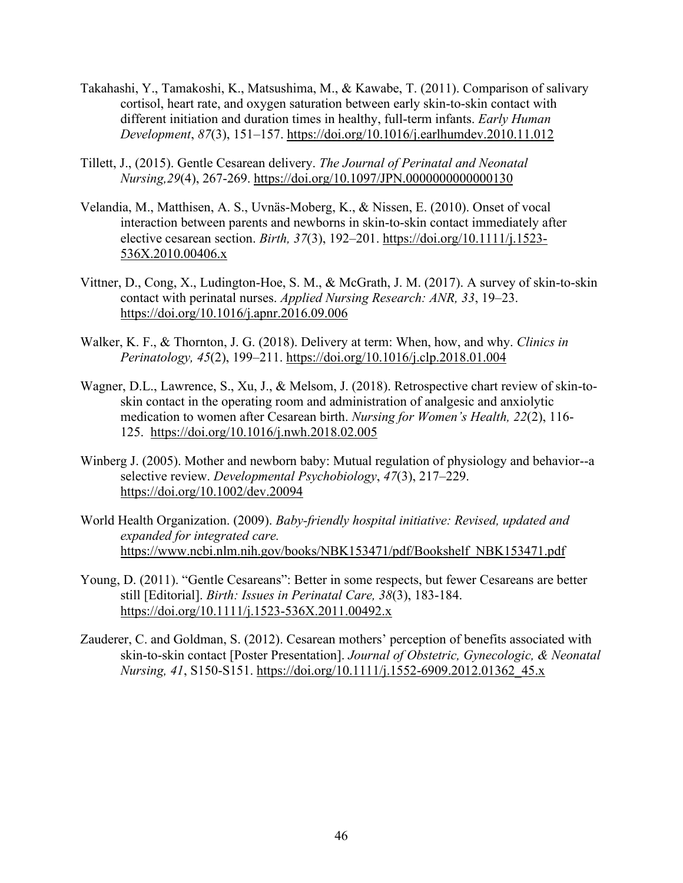Takahashi, Y., Tamakoshi, K., Matsushima, M., & Kawabe, T. (2011). Comparison of salivary cortisol, heart rate, and oxygen saturation between early skin-to-skin contact with different initiation and duration times in healthy, full-term infants. *Early Human Development*, *87*(3), 151–157. https://doi.org/10.1016/j.earlhumdev.2010.11.012

Tillett, J., (2015). Gentle Cesarean delivery. *The Journal of Perinatal and Neonatal Nursing,29*(4), 267-269. https://doi.org/10.1097/JPN.0000000000000130

Velandia, M., Matthisen, A. S., Uvnäs-Moberg, K., & Nissen, E. (2010). Onset of vocal interaction between parents and newborns in skin-to-skin contact immediately after elective cesarean section. *Birth, 37*(3), 192–201. https://doi.org/10.1111/j.1523-536X.2010.00406.x

Vittner, D., Cong, X., Ludington-Hoe, S. M., & McGrath, J. M. (2017). A survey of skin-to-skin contact with perinatal nurses. *Applied Nursing Research: ANR, 33*, 19–23. https://doi.org/10.1016/j.apnr.2016.09.006

Walker, K. F., & Thornton, J. G. (2018). Delivery at term: When, how, and why. *Clinics in Perinatology, 45*(2), 199–211. https://doi.org/10.1016/j.clp.2018.01.004

Wagner, D.L., Lawrence, S., Xu, J., & Melsom, J. (2018). Retrospective chart review of skin-to-skin contact in the operating room and administration of analgesic and anxiolytic medication to women after Cesarean birth. *Nursing for Women's Health, 22*(2), 116-125. https://doi.org/10.1016/j.nwh.2018.02.005

Winberg J. (2005). Mother and newborn baby: Mutual regulation of physiology and behavior--a selective review. *Developmental Psychobiology*, *47*(3), 217–229. https://doi.org/10.1002/dev.20094

World Health Organization. (2009). *Baby-friendly hospital initiative: Revised, updated and expanded for integrated care.* https://www.ncbi.nlm.nih.gov/books/NBK153471/pdf/Bookshelf_NBK153471.pdf

Young, D. (2011). "Gentle Cesareans": Better in some respects, but fewer Cesareans are better still [Editorial]. *Birth: Issues in Perinatal Care, 38*(3), 183-184. https://doi.org/10.1111/j.1523-536X.2011.00492.x

Zauderer, C. and Goldman, S. (2012). Cesarean mothers' perception of benefits associated with skin-to-skin contact [Poster Presentation]. *Journal of Obstetric, Gynecologic, & Neonatal Nursing, 41*, S150-S151. https://doi.org/10.1111/j.1552-6909.2012.01362_45.x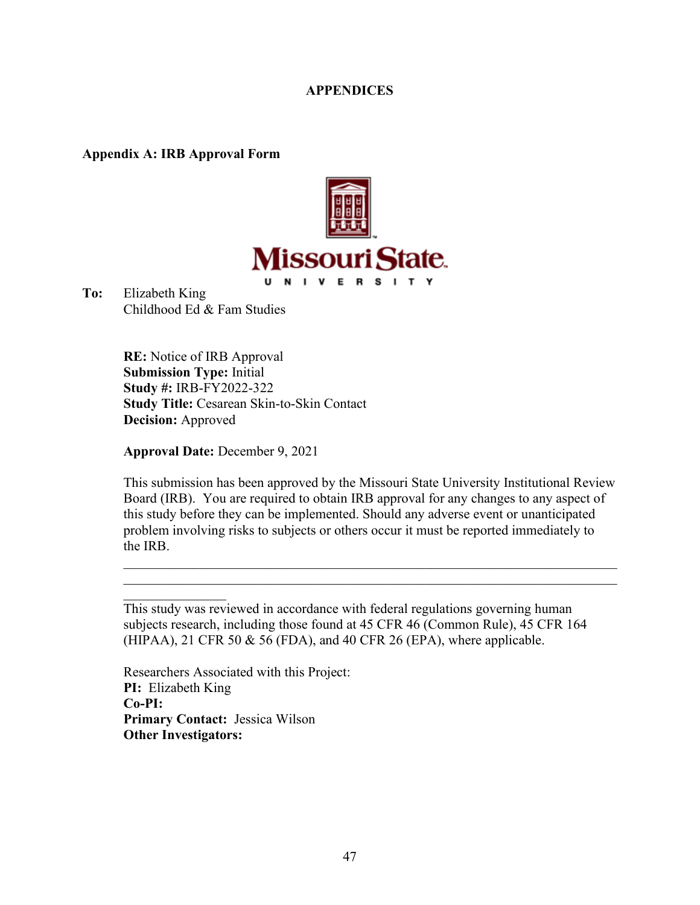# APPENDICES

## Appendix A: IRB Approval Form

Missouri State
UNIVERSITY

**To:** Elizabeth King
Childhood Ed & Fam Studies

**RE:** Notice of IRB Approval
**Submission Type:** Initial
**Study #:** IRB-FY2022-322
**Study Title:** Cesarean Skin-to-Skin Contact
**Decision:** Approved

**Approval Date:** December 9, 2021

This submission has been approved by the Missouri State University Institutional Review Board (IRB). You are required to obtain IRB approval for any changes to any aspect of this study before they can be implemented. Should any adverse event or unanticipated problem involving risks to subjects or others occur it must be reported immediately to the IRB.

---

This study was reviewed in accordance with federal regulations governing human subjects research, including those found at 45 CFR 46 (Common Rule), 45 CFR 164 (HIPAA), 21 CFR 50 & 56 (FDA), and 40 CFR 26 (EPA), where applicable.

Researchers Associated with this Project:
**PI:** Elizabeth King
**Co-PI:**
**Primary Contact:** Jessica Wilson
**Other Investigators:**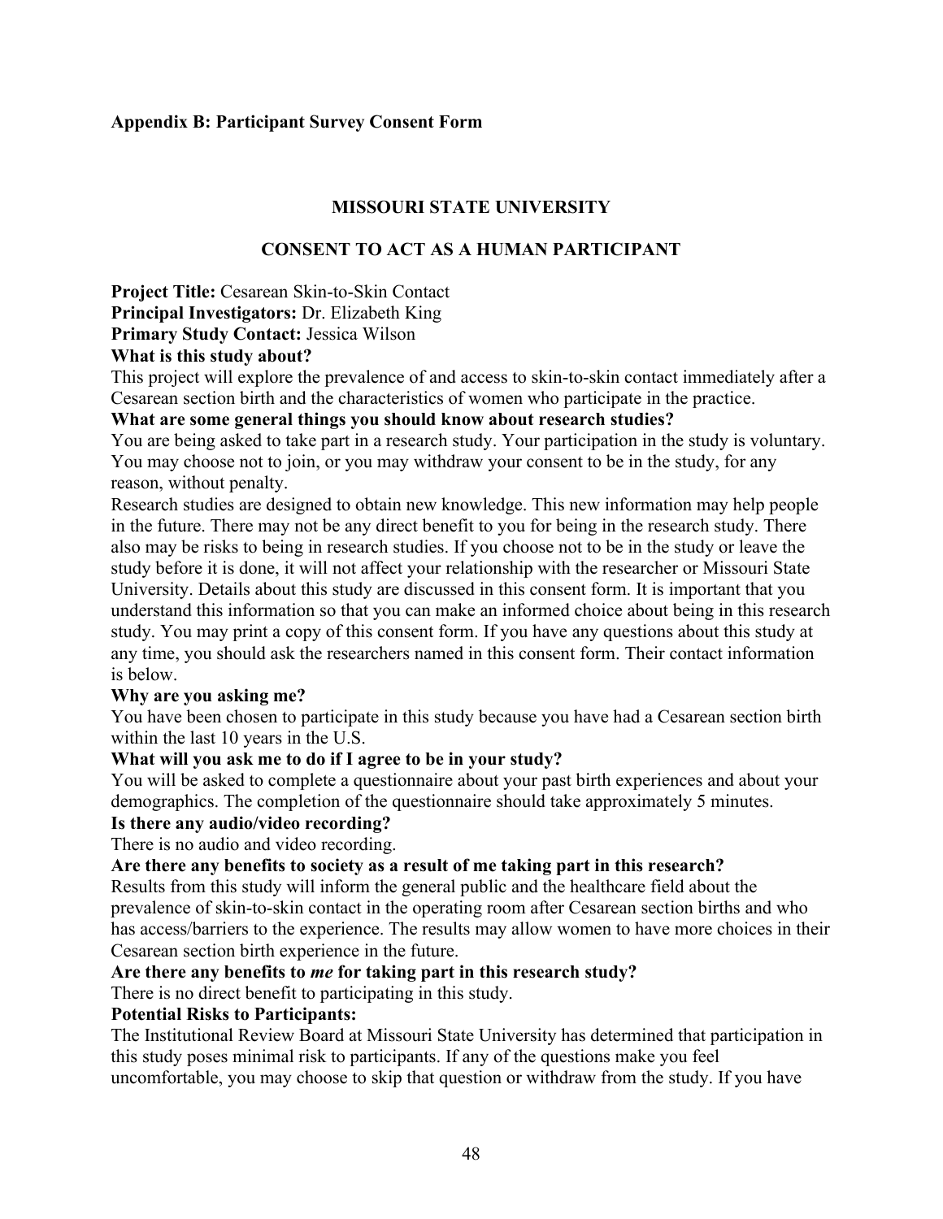**Appendix B: Participant Survey Consent Form**

**MISSOURI STATE UNIVERSITY**

**CONSENT TO ACT AS A HUMAN PARTICIPANT**

**Project Title:** Cesarean Skin-to-Skin Contact
**Principal Investigators:** Dr. Elizabeth King
**Primary Study Contact:** Jessica Wilson

**What is this study about?**

This project will explore the prevalence of and access to skin-to-skin contact immediately after a Cesarean section birth and the characteristics of women who participate in the practice.

**What are some general things you should know about research studies?**

You are being asked to take part in a research study. Your participation in the study is voluntary. You may choose not to join, or you may withdraw your consent to be in the study, for any reason, without penalty.

Research studies are designed to obtain new knowledge. This new information may help people in the future. There may not be any direct benefit to you for being in the research study. There also may be risks to being in research studies. If you choose not to be in the study or leave the study before it is done, it will not affect your relationship with the researcher or Missouri State University. Details about this study are discussed in this consent form. It is important that you understand this information so that you can make an informed choice about being in this research study. You may print a copy of this consent form. If you have any questions about this study at any time, you should ask the researchers named in this consent form. Their contact information is below.

**Why are you asking me?**

You have been chosen to participate in this study because you have had a Cesarean section birth within the last 10 years in the U.S.

**What will you ask me to do if I agree to be in your study?**

You will be asked to complete a questionnaire about your past birth experiences and about your demographics. The completion of the questionnaire should take approximately 5 minutes.

**Is there any audio/video recording?**

There is no audio and video recording.

**Are there any benefits to society as a result of me taking part in this research?**

Results from this study will inform the general public and the healthcare field about the prevalence of skin-to-skin contact in the operating room after Cesarean section births and who has access/barriers to the experience. The results may allow women to have more choices in their Cesarean section birth experience in the future.

**Are there any benefits to *me* for taking part in this research study?**

There is no direct benefit to participating in this study.

**Potential Risks to Participants:**

The Institutional Review Board at Missouri State University has determined that participation in this study poses minimal risk to participants. If any of the questions make you feel uncomfortable, you may choose to skip that question or withdraw from the study. If you have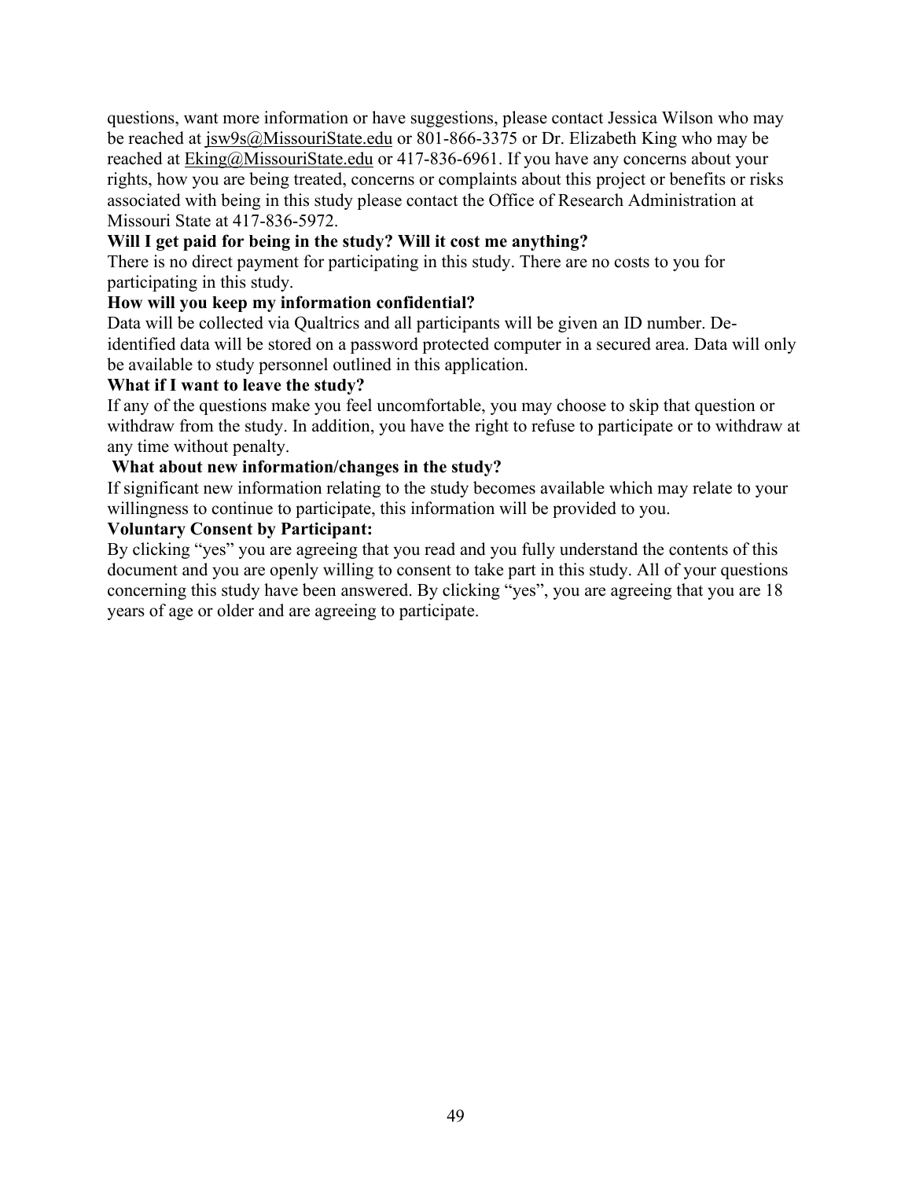questions, want more information or have suggestions, please contact Jessica Wilson who may be reached at jsw9s@MissouriState.edu or 801-866-3375 or Dr. Elizabeth King who may be reached at Eking@MissouriState.edu or 417-836-6961. If you have any concerns about your rights, how you are being treated, concerns or complaints about this project or benefits or risks associated with being in this study please contact the Office of Research Administration at Missouri State at 417-836-5972.

**Will I get paid for being in the study? Will it cost me anything?**

There is no direct payment for participating in this study. There are no costs to you for participating in this study.

**How will you keep my information confidential?**

Data will be collected via Qualtrics and all participants will be given an ID number. De-identified data will be stored on a password protected computer in a secured area. Data will only be available to study personnel outlined in this application.

**What if I want to leave the study?**

If any of the questions make you feel uncomfortable, you may choose to skip that question or withdraw from the study. In addition, you have the right to refuse to participate or to withdraw at any time without penalty.

**What about new information/changes in the study?**

If significant new information relating to the study becomes available which may relate to your willingness to continue to participate, this information will be provided to you.

**Voluntary Consent by Participant:**

By clicking "yes" you are agreeing that you read and you fully understand the contents of this document and you are openly willing to consent to take part in this study. All of your questions concerning this study have been answered. By clicking "yes", you are agreeing that you are 18 years of age or older and are agreeing to participate.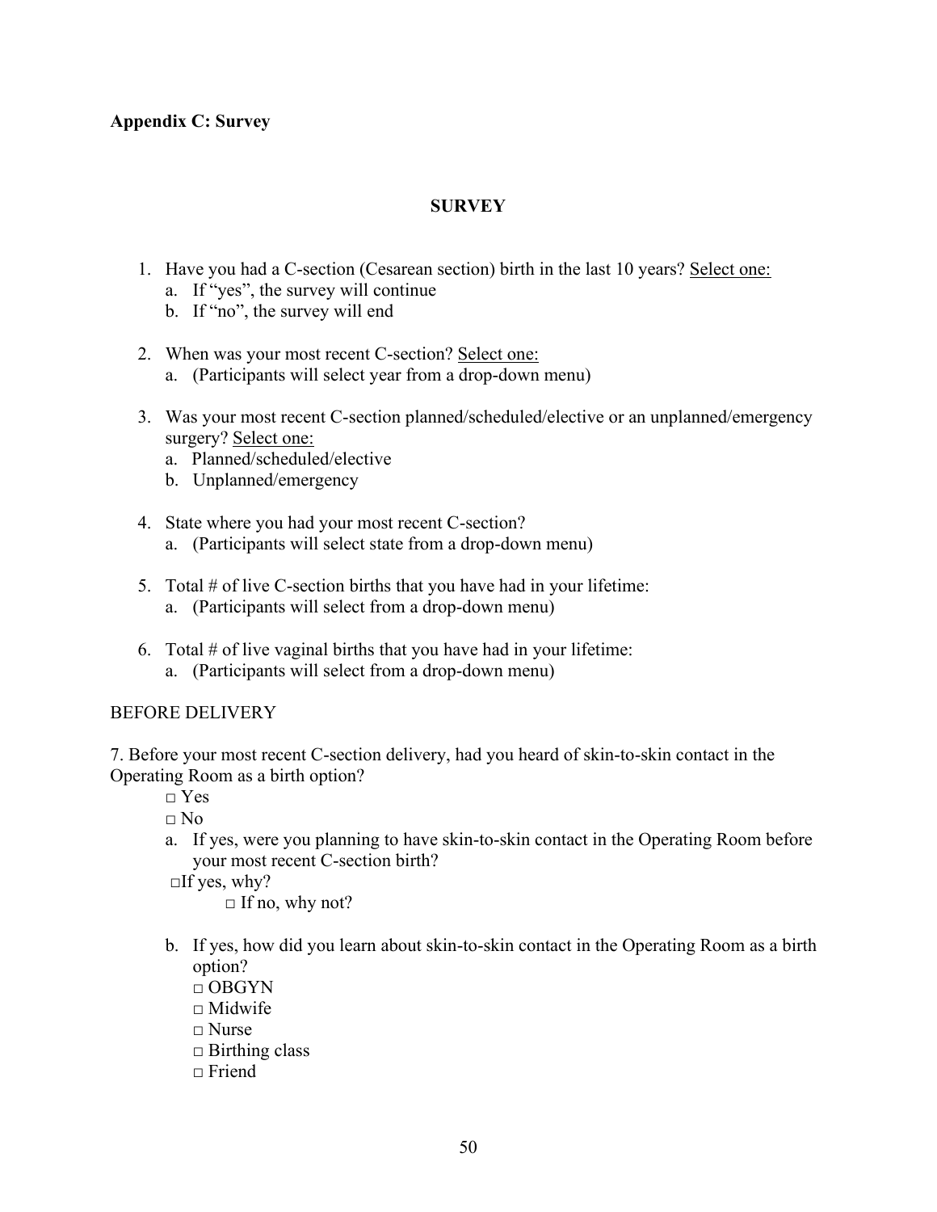**Appendix C: Survey**

## SURVEY

1. Have you had a C-section (Cesarean section) birth in the last 10 years? Select one:
   a. If "yes", the survey will continue
   b. If "no", the survey will end

2. When was your most recent C-section? Select one:
   a. (Participants will select year from a drop-down menu)

3. Was your most recent C-section planned/scheduled/elective or an unplanned/emergency surgery? Select one:
   a. Planned/scheduled/elective
   b. Unplanned/emergency

4. State where you had your most recent C-section?
   a. (Participants will select state from a drop-down menu)

5. Total # of live C-section births that you have had in your lifetime:
   a. (Participants will select from a drop-down menu)

6. Total # of live vaginal births that you have had in your lifetime:
   a. (Participants will select from a drop-down menu)

BEFORE DELIVERY

7. Before your most recent C-section delivery, had you heard of skin-to-skin contact in the Operating Room as a birth option?

   □ Yes
   □ No

   a. If yes, were you planning to have skin-to-skin contact in the Operating Room before your most recent C-section birth?

   □If yes, why?
   □ If no, why not?

   b. If yes, how did you learn about skin-to-skin contact in the Operating Room as a birth option?

   □ OBGYN
   □ Midwife
   □ Nurse
   □ Birthing class
   □ Friend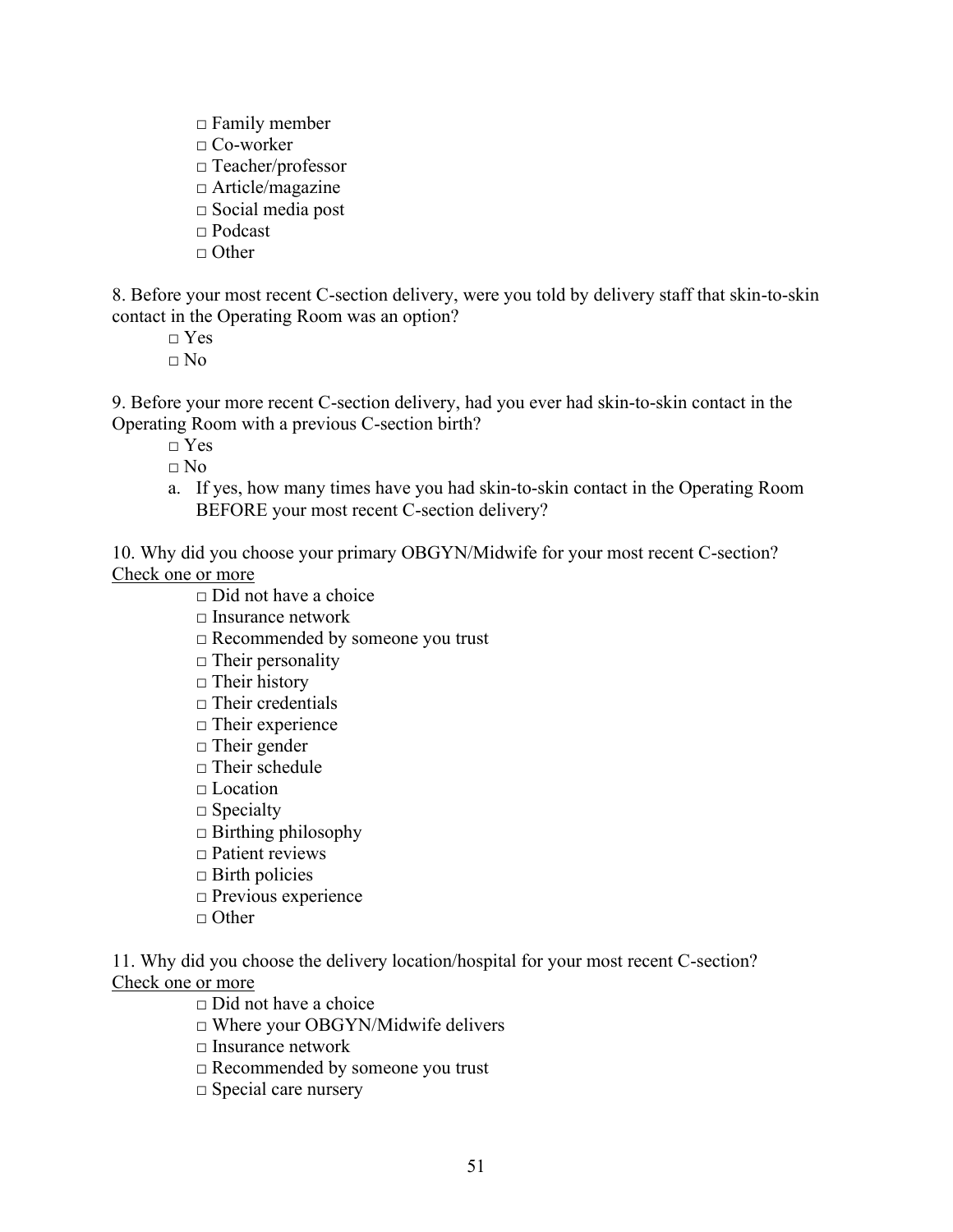□ Family member
□ Co-worker
□ Teacher/professor
□ Article/magazine
□ Social media post
□ Podcast
□ Other

8. Before your most recent C-section delivery, were you told by delivery staff that skin-to-skin contact in the Operating Room was an option?

□ Yes
□ No

9. Before your more recent C-section delivery, had you ever had skin-to-skin contact in the Operating Room with a previous C-section birth?

□ Yes
□ No

a. If yes, how many times have you had skin-to-skin contact in the Operating Room BEFORE your most recent C-section delivery?

10. Why did you choose your primary OBGYN/Midwife for your most recent C-section? <u>Check one or more</u>

□ Did not have a choice
□ Insurance network
□ Recommended by someone you trust
□ Their personality
□ Their history
□ Their credentials
□ Their experience
□ Their gender
□ Their schedule
□ Location
□ Specialty
□ Birthing philosophy
□ Patient reviews
□ Birth policies
□ Previous experience
□ Other

11. Why did you choose the delivery location/hospital for your most recent C-section? <u>Check one or more</u>

□ Did not have a choice
□ Where your OBGYN/Midwife delivers
□ Insurance network
□ Recommended by someone you trust
□ Special care nursery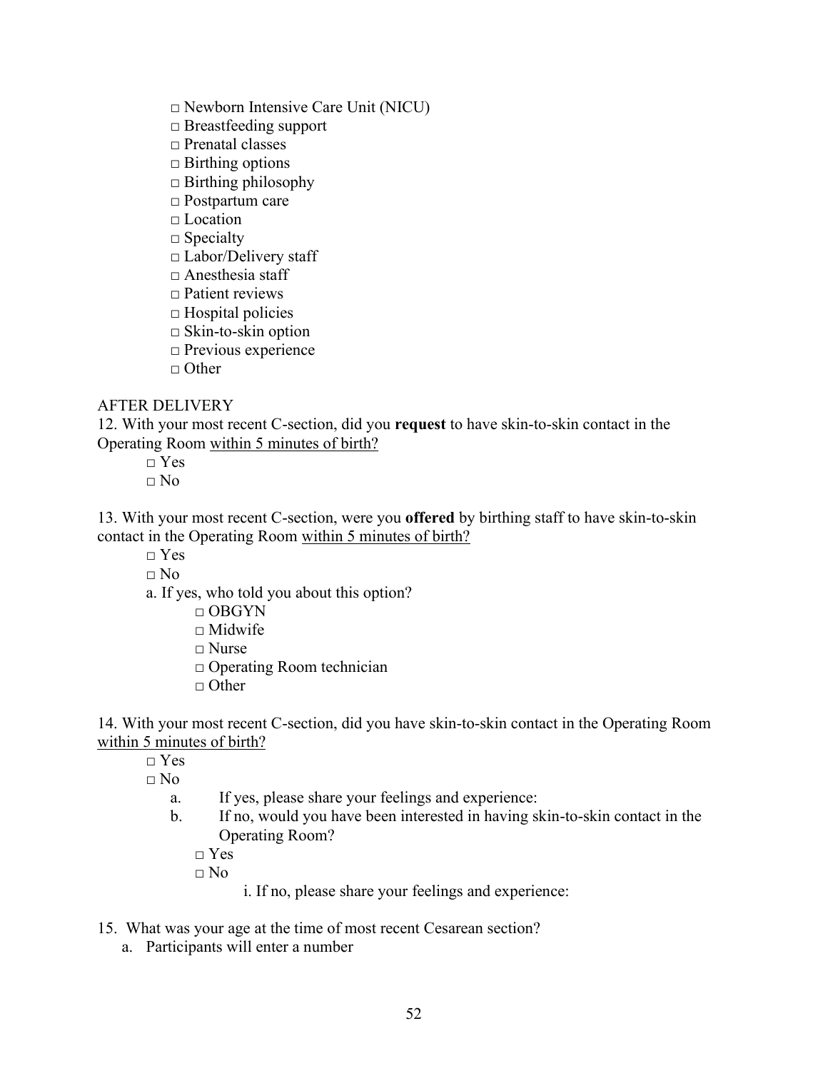□ Newborn Intensive Care Unit (NICU)
□ Breastfeeding support
□ Prenatal classes
□ Birthing options
□ Birthing philosophy
□ Postpartum care
□ Location
□ Specialty
□ Labor/Delivery staff
□ Anesthesia staff
□ Patient reviews
□ Hospital policies
□ Skin-to-skin option
□ Previous experience
□ Other

AFTER DELIVERY

12. With your most recent C-section, did you **request** to have skin-to-skin contact in the Operating Room <u>within 5 minutes of birth?</u>

  □ Yes
  □ No

13. With your most recent C-section, were you **offered** by birthing staff to have skin-to-skin contact in the Operating Room <u>within 5 minutes of birth?</u>

  □ Yes
  □ No
  a. If yes, who told you about this option?
    □ OBGYN
    □ Midwife
    □ Nurse
    □ Operating Room technician
    □ Other

14. With your most recent C-section, did you have skin-to-skin contact in the Operating Room <u>within 5 minutes of birth?</u>

  □ Yes
  □ No
  a. If yes, please share your feelings and experience:
  b. If no, would you have been interested in having skin-to-skin contact in the Operating Room?
    □ Yes
    □ No
      i. If no, please share your feelings and experience:

15. What was your age at the time of most recent Cesarean section?
  a. Participants will enter a number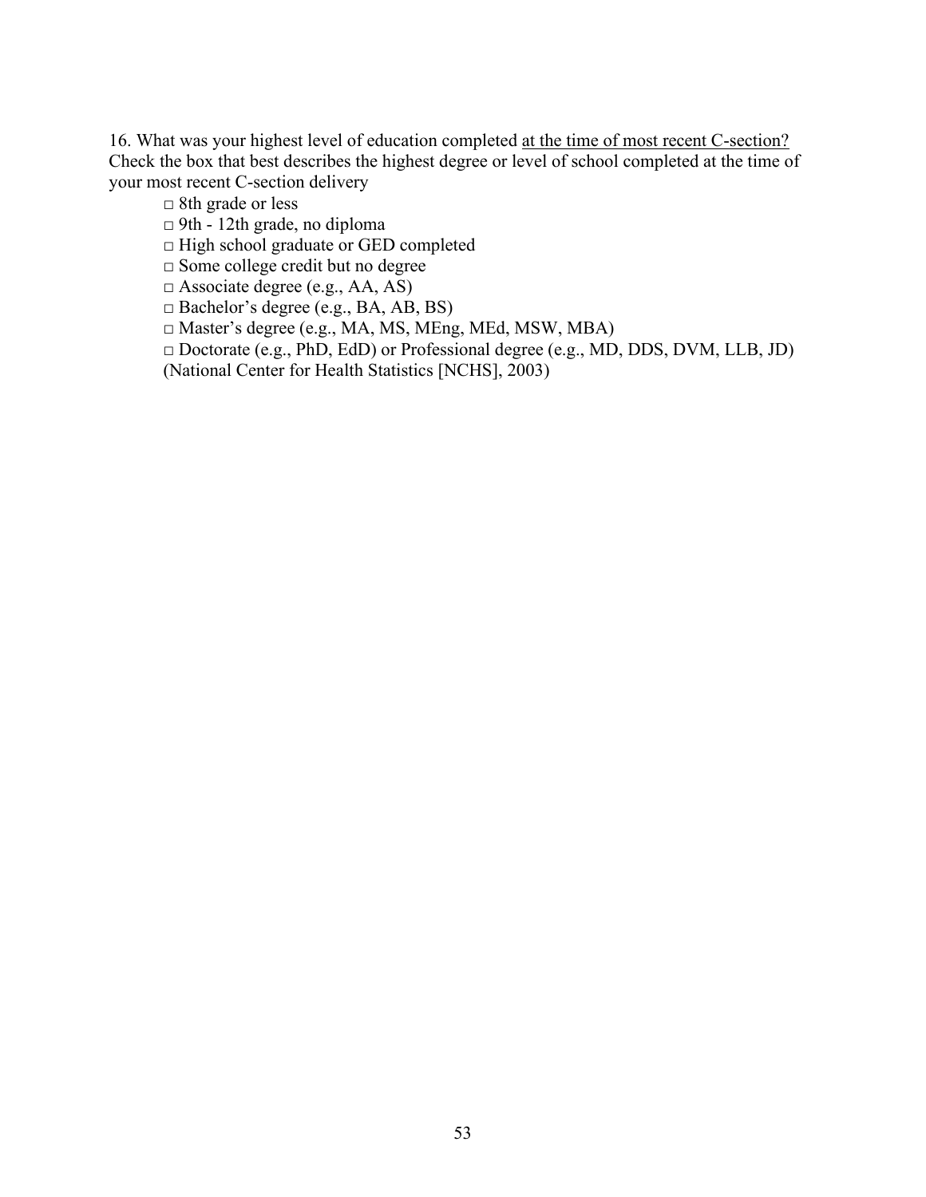16. What was your highest level of education completed <u>at the time of most recent C-section?</u> Check the box that best describes the highest degree or level of school completed at the time of your most recent C-section delivery

□ 8th grade or less
□ 9th - 12th grade, no diploma
□ High school graduate or GED completed
□ Some college credit but no degree
□ Associate degree (e.g., AA, AS)
□ Bachelor's degree (e.g., BA, AB, BS)
□ Master's degree (e.g., MA, MS, MEng, MEd, MSW, MBA)
□ Doctorate (e.g., PhD, EdD) or Professional degree (e.g., MD, DDS, DVM, LLB, JD)
(National Center for Health Statistics [NCHS], 2003)